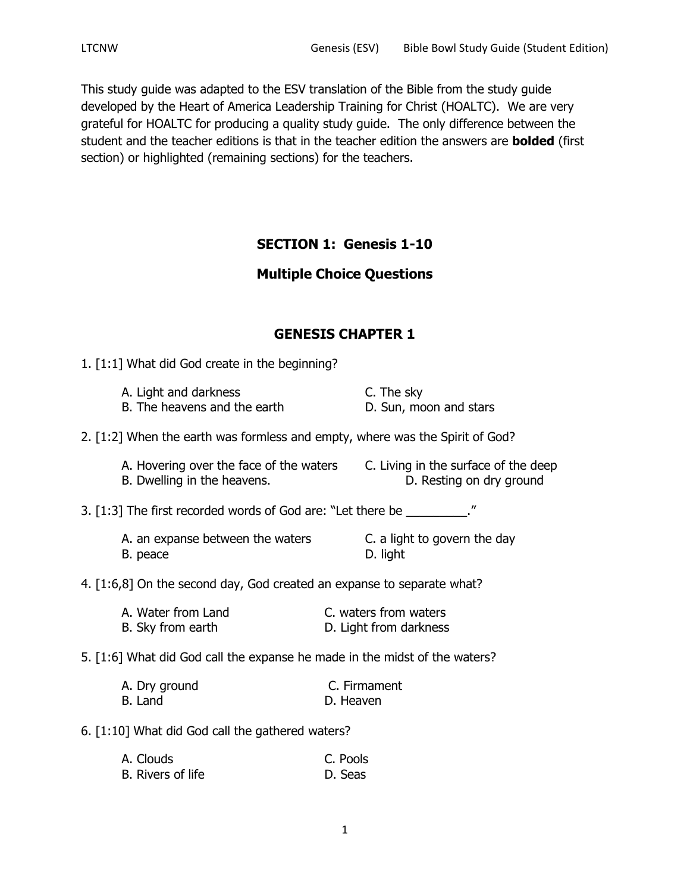This study guide was adapted to the ESV translation of the Bible from the study guide developed by the Heart of America Leadership Training for Christ (HOALTC). We are very grateful for HOALTC for producing a quality study guide. The only difference between the student and the teacher editions is that in the teacher edition the answers are **bolded** (first section) or highlighted (remaining sections) for the teachers.

## SECTION 1: Genesis 1-10

## Multiple Choice Questions

### GENESIS CHAPTER 1

1. [1:1] What did God create in the beginning?

   A. Light and darkness
   B. The heavens and the earth
   C. The sky
   D. Sun, moon and stars

2. [1:2] When the earth was formless and empty, where was the Spirit of God?

   A. Hovering over the face of the waters
   B. Dwelling in the heavens.
   C. Living in the surface of the deep
   D. Resting on dry ground

3. [1:3] The first recorded words of God are: "Let there be _________."

   A. an expanse between the waters
   B. peace
   C. a light to govern the day
   D. light

4. [1:6,8] On the second day, God created an expanse to separate what?

   A. Water from Land
   B. Sky from earth
   C. waters from waters
   D. Light from darkness

5. [1:6] What did God call the expanse he made in the midst of the waters?

   A. Dry ground
   B. Land
   C. Firmament
   D. Heaven

6. [1:10] What did God call the gathered waters?

   A. Clouds
   B. Rivers of life
   C. Pools
   D. Seas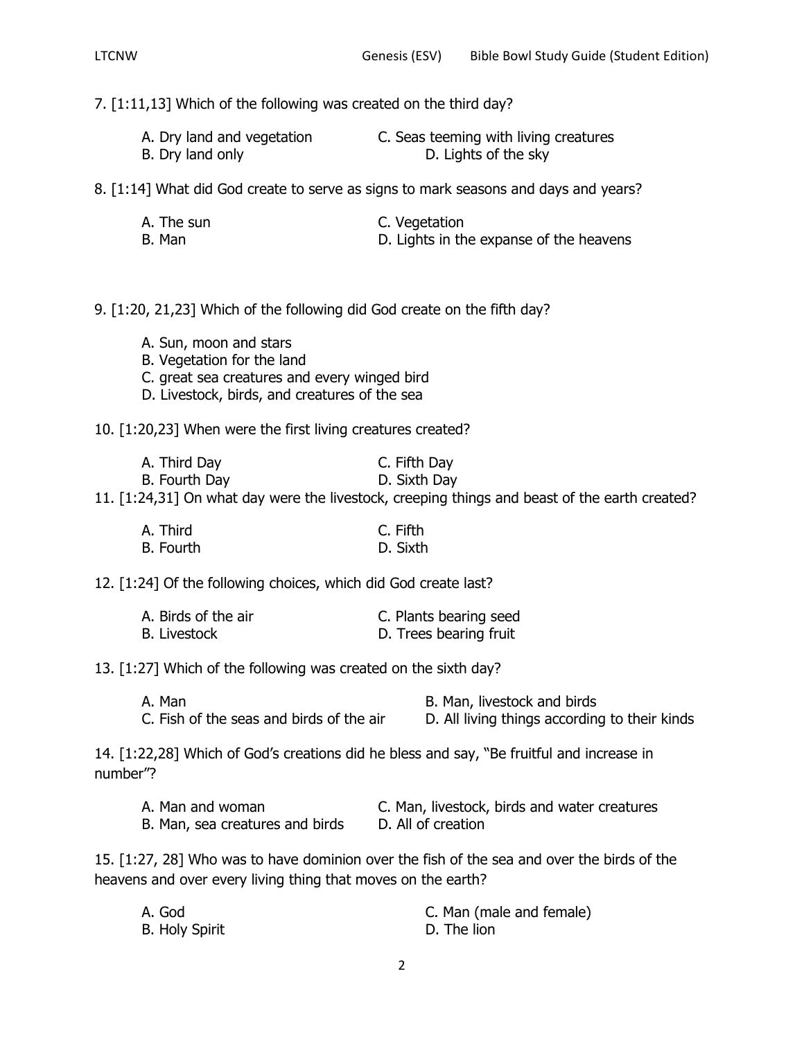7. [1:11,13] Which of the following was created on the third day?

A. Dry land and vegetation
B. Dry land only
C. Seas teeming with living creatures
D. Lights of the sky

8. [1:14] What did God create to serve as signs to mark seasons and days and years?

A. The sun
B. Man
C. Vegetation
D. Lights in the expanse of the heavens

9. [1:20, 21,23] Which of the following did God create on the fifth day?

A. Sun, moon and stars
B. Vegetation for the land
C. great sea creatures and every winged bird
D. Livestock, birds, and creatures of the sea

10. [1:20,23] When were the first living creatures created?

A. Third Day
B. Fourth Day
C. Fifth Day
D. Sixth Day

11. [1:24,31] On what day were the livestock, creeping things and beast of the earth created?

A. Third
B. Fourth
C. Fifth
D. Sixth

12. [1:24] Of the following choices, which did God create last?

A. Birds of the air
B. Livestock
C. Plants bearing seed
D. Trees bearing fruit

13. [1:27] Which of the following was created on the sixth day?

A. Man
B. Man, livestock and birds
C. Fish of the seas and birds of the air
D. All living things according to their kinds

14. [1:22,28] Which of God's creations did he bless and say, "Be fruitful and increase in number"?

A. Man and woman
B. Man, sea creatures and birds
C. Man, livestock, birds and water creatures
D. All of creation

15. [1:27, 28] Who was to have dominion over the fish of the sea and over the birds of the heavens and over every living thing that moves on the earth?

A. God
B. Holy Spirit
C. Man (male and female)
D. The lion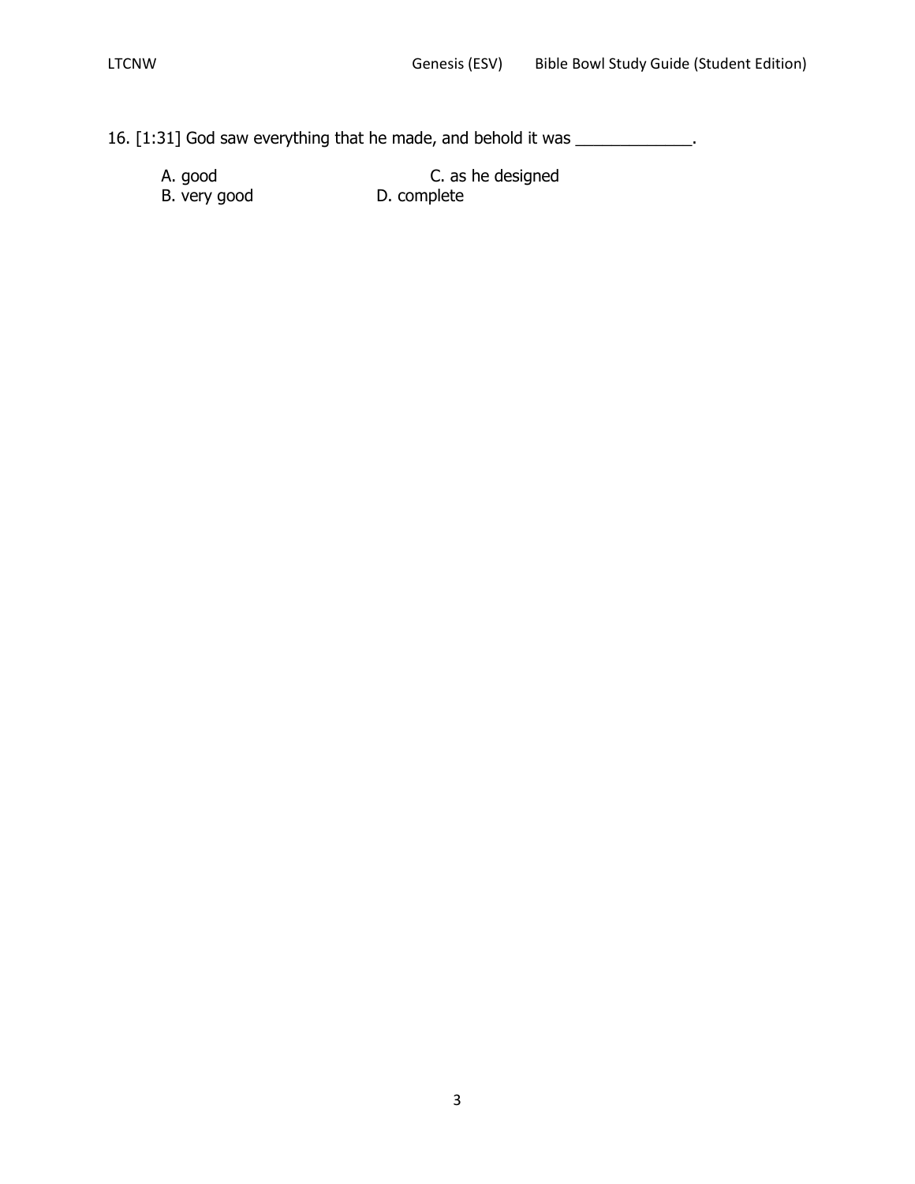16. [1:31] God saw everything that he made, and behold it was _____________.

A. good
B. very good
C. as he designed
D. complete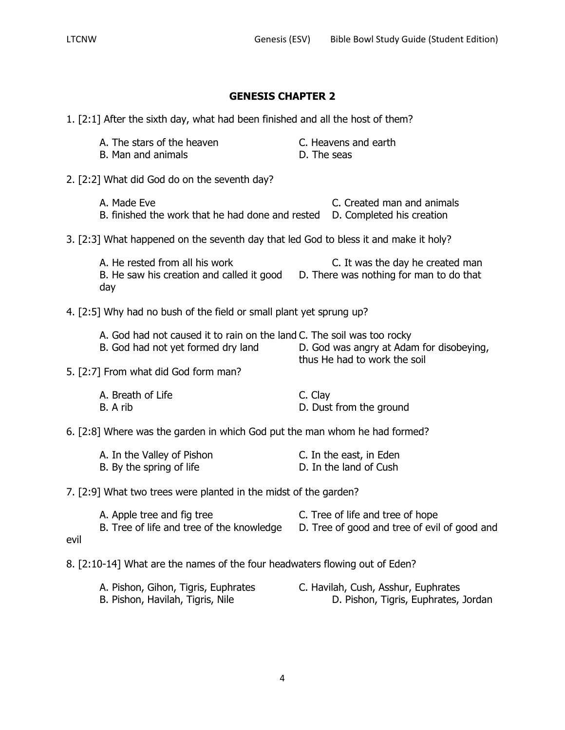## GENESIS CHAPTER 2

1. [2:1] After the sixth day, what had been finished and all the host of them?

   A. The stars of the heaven
   B. Man and animals
   C. Heavens and earth
   D. The seas

2. [2:2] What did God do on the seventh day?

   A. Made Eve
   B. finished the work that he had done and rested
   C. Created man and animals
   D. Completed his creation

3. [2:3] What happened on the seventh day that led God to bless it and make it holy?

   A. He rested from all his work
   B. He saw his creation and called it good
   C. It was the day he created man
   D. There was nothing for man to do that day

4. [2:5] Why had no bush of the field or small plant yet sprung up?

   A. God had not caused it to rain on the land
   B. God had not yet formed dry land
   C. The soil was too rocky
   D. God was angry at Adam for disobeying, thus He had to work the soil

5. [2:7] From what did God form man?

   A. Breath of Life
   B. A rib
   C. Clay
   D. Dust from the ground

6. [2:8] Where was the garden in which God put the man whom he had formed?

   A. In the Valley of Pishon
   B. By the spring of life
   C. In the east, in Eden
   D. In the land of Cush

7. [2:9] What two trees were planted in the midst of the garden?

   A. Apple tree and fig tree
   B. Tree of life and tree of the knowledge of good and evil
   C. Tree of life and tree of hope
   D. Tree of good and tree of evil

8. [2:10-14] What are the names of the four headwaters flowing out of Eden?

   A. Pishon, Gihon, Tigris, Euphrates
   B. Pishon, Havilah, Tigris, Nile
   C. Havilah, Cush, Asshur, Euphrates
   D. Pishon, Tigris, Euphrates, Jordan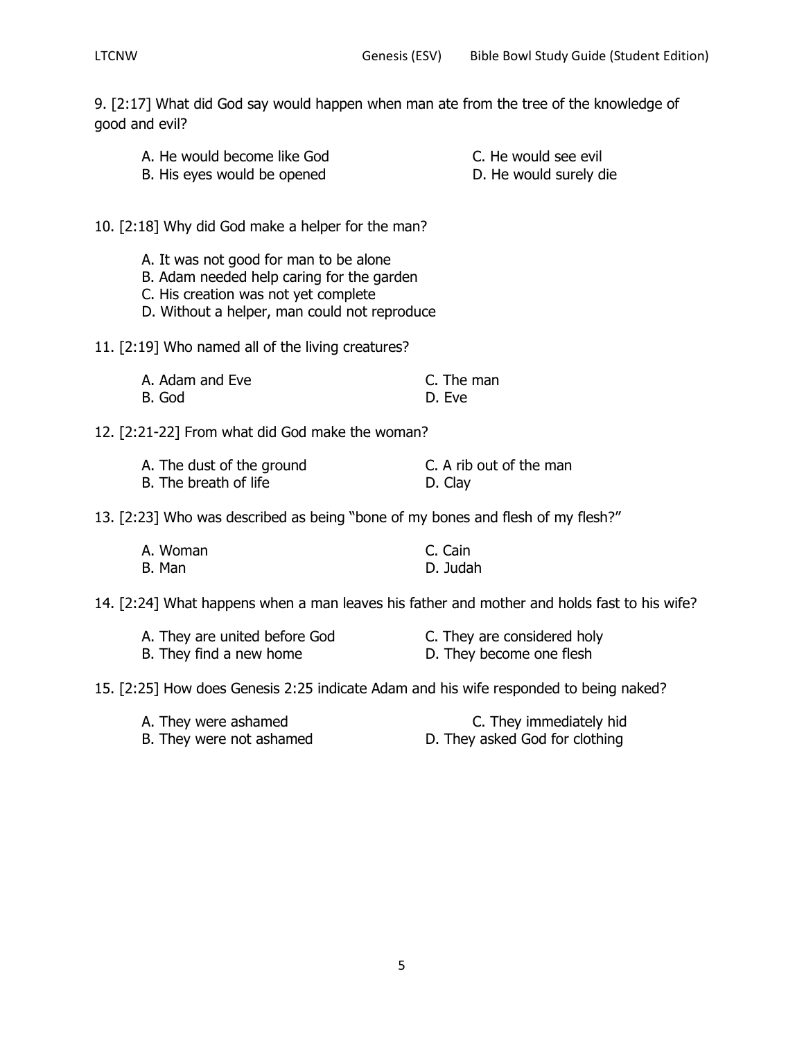9. [2:17] What did God say would happen when man ate from the tree of the knowledge of good and evil?

A. He would become like God
B. His eyes would be opened
C. He would see evil
D. He would surely die

10. [2:18] Why did God make a helper for the man?

A. It was not good for man to be alone
B. Adam needed help caring for the garden
C. His creation was not yet complete
D. Without a helper, man could not reproduce

11. [2:19] Who named all of the living creatures?

A. Adam and Eve
B. God
C. The man
D. Eve

12. [2:21-22] From what did God make the woman?

A. The dust of the ground
B. The breath of life
C. A rib out of the man
D. Clay

13. [2:23] Who was described as being "bone of my bones and flesh of my flesh?"

A. Woman
B. Man
C. Cain
D. Judah

14. [2:24] What happens when a man leaves his father and mother and holds fast to his wife?

A. They are united before God
B. They find a new home
C. They are considered holy
D. They become one flesh

15. [2:25] How does Genesis 2:25 indicate Adam and his wife responded to being naked?

A. They were ashamed
B. They were not ashamed
C. They immediately hid
D. They asked God for clothing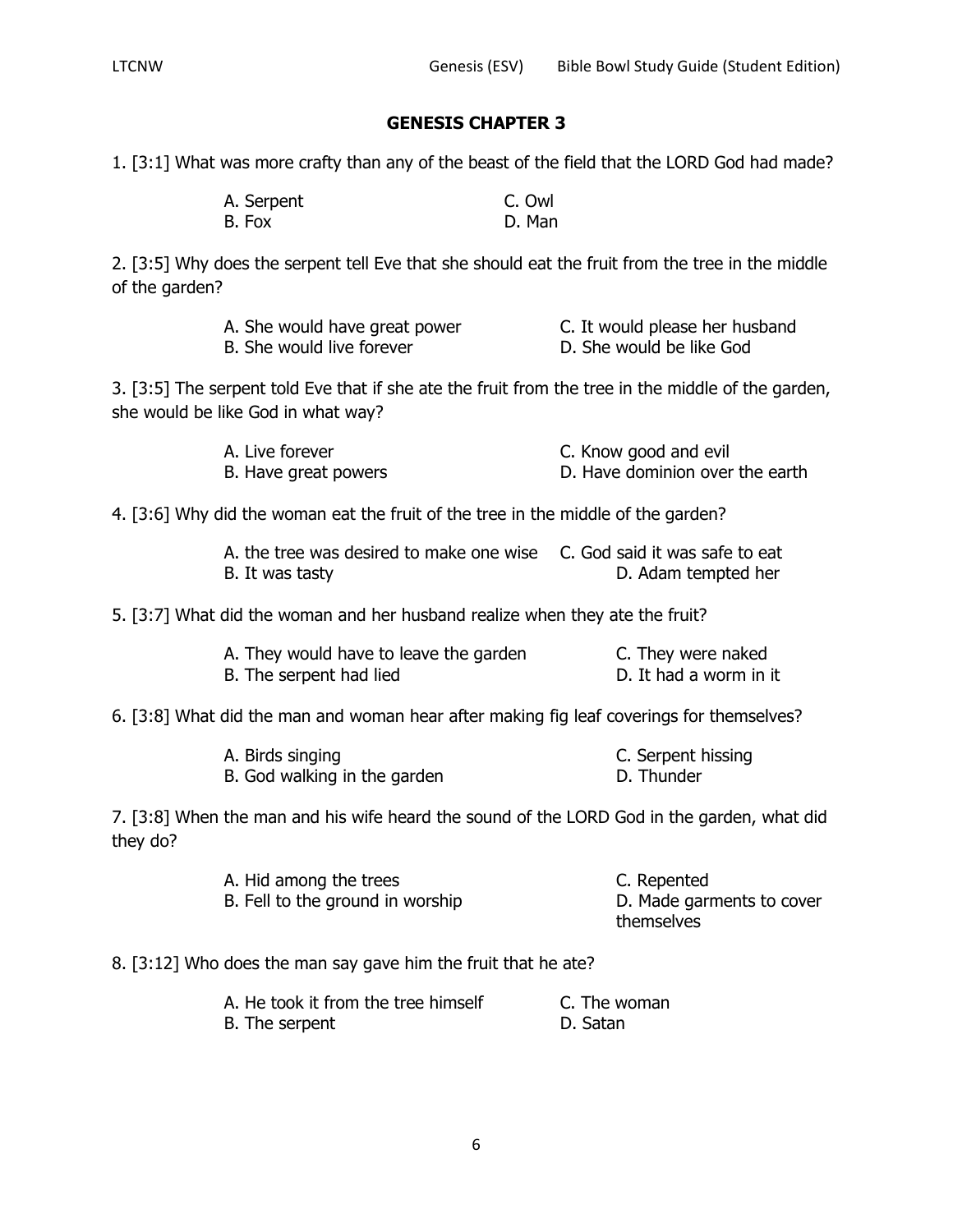## GENESIS CHAPTER 3

1. [3:1] What was more crafty than any of the beast of the field that the LORD God had made?

   A. Serpent
   B. Fox
   C. Owl
   D. Man

2. [3:5] Why does the serpent tell Eve that she should eat the fruit from the tree in the middle of the garden?

   A. She would have great power
   B. She would live forever
   C. It would please her husband
   D. She would be like God

3. [3:5] The serpent told Eve that if she ate the fruit from the tree in the middle of the garden, she would be like God in what way?

   A. Live forever
   B. Have great powers
   C. Know good and evil
   D. Have dominion over the earth

4. [3:6] Why did the woman eat the fruit of the tree in the middle of the garden?

   A. the tree was desired to make one wise
   B. It was tasty
   C. God said it was safe to eat
   D. Adam tempted her

5. [3:7] What did the woman and her husband realize when they ate the fruit?

   A. They would have to leave the garden
   B. The serpent had lied
   C. They were naked
   D. It had a worm in it

6. [3:8] What did the man and woman hear after making fig leaf coverings for themselves?

   A. Birds singing
   B. God walking in the garden
   C. Serpent hissing
   D. Thunder

7. [3:8] When the man and his wife heard the sound of the LORD God in the garden, what did they do?

   A. Hid among the trees
   B. Fell to the ground in worship
   C. Repented
   D. Made garments to cover themselves

8. [3:12] Who does the man say gave him the fruit that he ate?

   A. He took it from the tree himself
   B. The serpent
   C. The woman
   D. Satan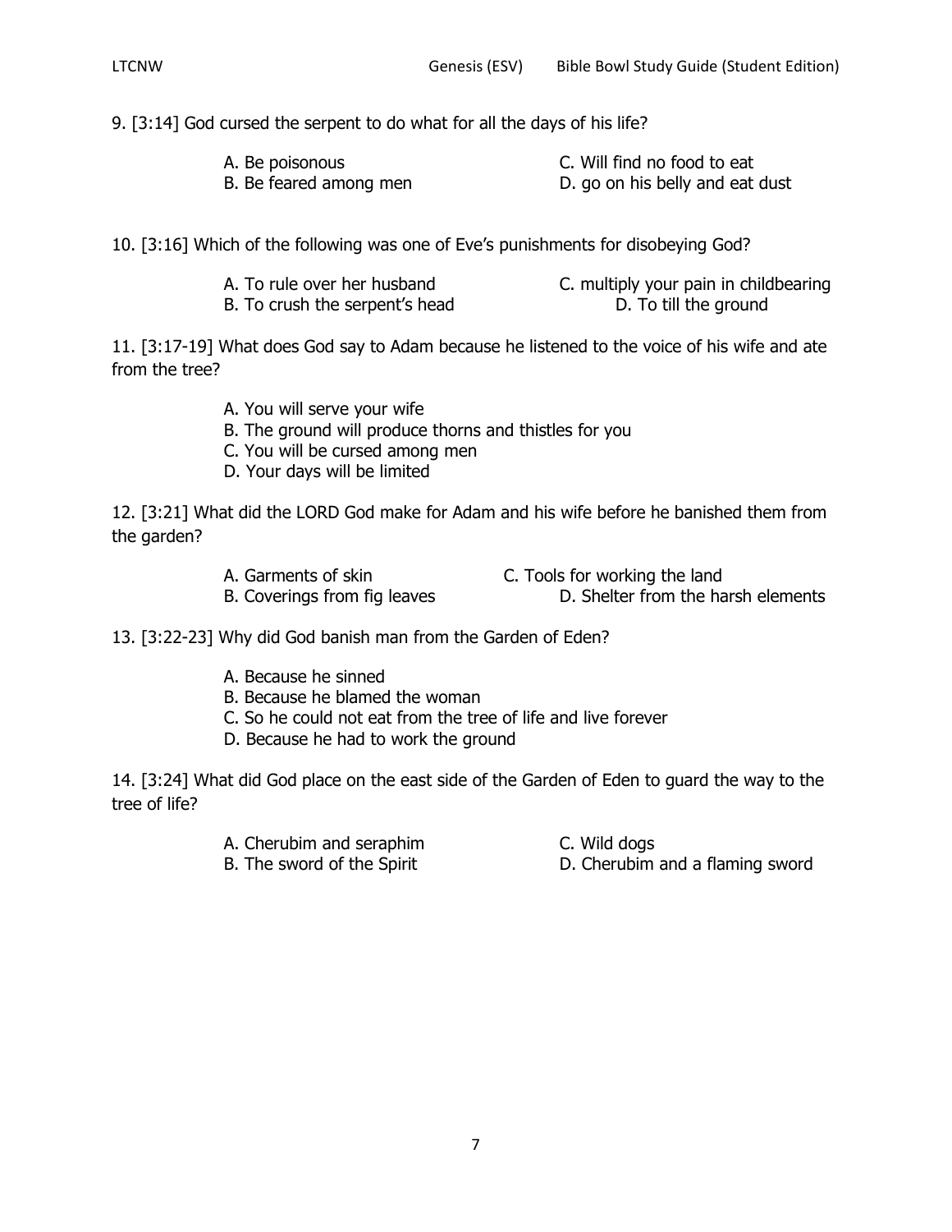9. [3:14] God cursed the serpent to do what for all the days of his life?

A. Be poisonous
B. Be feared among men
C. Will find no food to eat
D. go on his belly and eat dust

10. [3:16] Which of the following was one of Eve's punishments for disobeying God?

A. To rule over her husband
B. To crush the serpent's head
C. multiply your pain in childbearing
D. To till the ground

11. [3:17-19] What does God say to Adam because he listened to the voice of his wife and ate from the tree?

A. You will serve your wife
B. The ground will produce thorns and thistles for you
C. You will be cursed among men
D. Your days will be limited

12. [3:21] What did the LORD God make for Adam and his wife before he banished them from the garden?

A. Garments of skin
B. Coverings from fig leaves
C. Tools for working the land
D. Shelter from the harsh elements

13. [3:22-23] Why did God banish man from the Garden of Eden?

A. Because he sinned
B. Because he blamed the woman
C. So he could not eat from the tree of life and live forever
D. Because he had to work the ground

14. [3:24] What did God place on the east side of the Garden of Eden to guard the way to the tree of life?

A. Cherubim and seraphim
B. The sword of the Spirit
C. Wild dogs
D. Cherubim and a flaming sword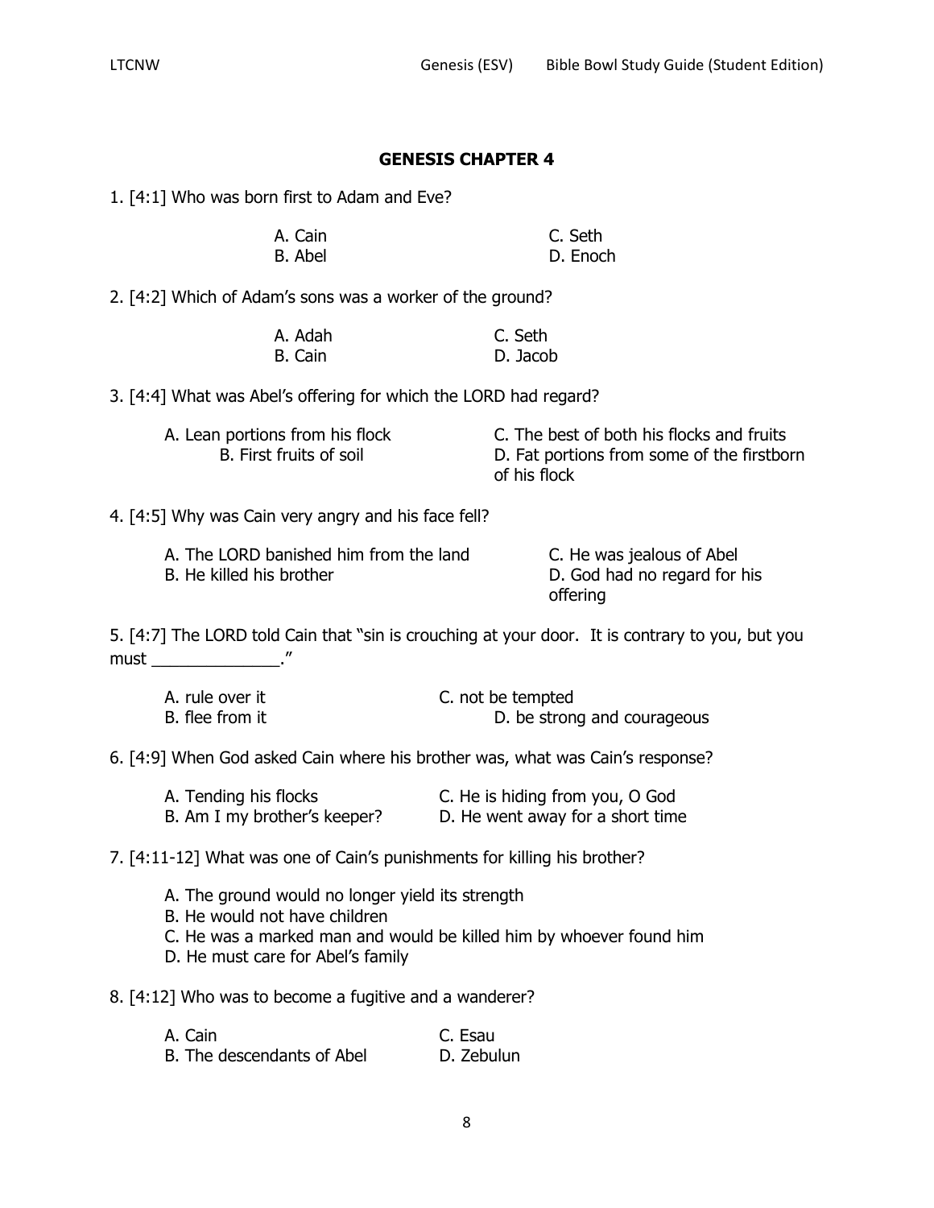## GENESIS CHAPTER 4

1. [4:1] Who was born first to Adam and Eve?

   A. Cain
   B. Abel
   C. Seth
   D. Enoch

2. [4:2] Which of Adam's sons was a worker of the ground?

   A. Adah
   B. Cain
   C. Seth
   D. Jacob

3. [4:4] What was Abel's offering for which the LORD had regard?

   A. Lean portions from his flock
   B. First fruits of soil
   C. The best of both his flocks and fruits
   D. Fat portions from some of the firstborn of his flock

4. [4:5] Why was Cain very angry and his face fell?

   A. The LORD banished him from the land
   B. He killed his brother
   C. He was jealous of Abel
   D. God had no regard for his offering

5. [4:7] The LORD told Cain that "sin is crouching at your door. It is contrary to you, but you must ______________."

   A. rule over it
   B. flee from it
   C. not be tempted
   D. be strong and courageous

6. [4:9] When God asked Cain where his brother was, what was Cain's response?

   A. Tending his flocks
   B. Am I my brother's keeper?
   C. He is hiding from you, O God
   D. He went away for a short time

7. [4:11-12] What was one of Cain's punishments for killing his brother?

   A. The ground would no longer yield its strength
   B. He would not have children
   C. He was a marked man and would be killed him by whoever found him
   D. He must care for Abel's family

8. [4:12] Who was to become a fugitive and a wanderer?

   A. Cain
   B. The descendants of Abel
   C. Esau
   D. Zebulun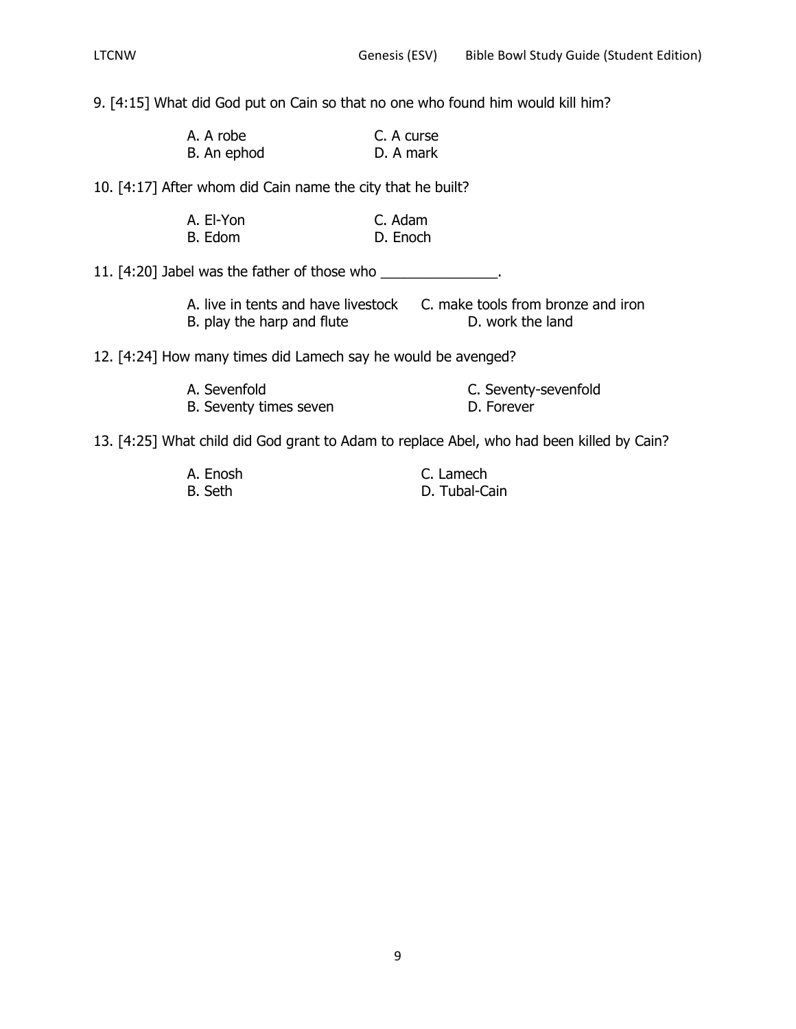9. [4:15] What did God put on Cain so that no one who found him would kill him?

A. A robe
B. An ephod
C. A curse
D. A mark

10. [4:17] After whom did Cain name the city that he built?

A. El-Yon
B. Edom
C. Adam
D. Enoch

11. [4:20] Jabel was the father of those who _______________.

A. live in tents and have livestock
B. play the harp and flute
C. make tools from bronze and iron
D. work the land

12. [4:24] How many times did Lamech say he would be avenged?

A. Sevenfold
B. Seventy times seven
C. Seventy-sevenfold
D. Forever

13. [4:25] What child did God grant to Adam to replace Abel, who had been killed by Cain?

A. Enosh
B. Seth
C. Lamech
D. Tubal-Cain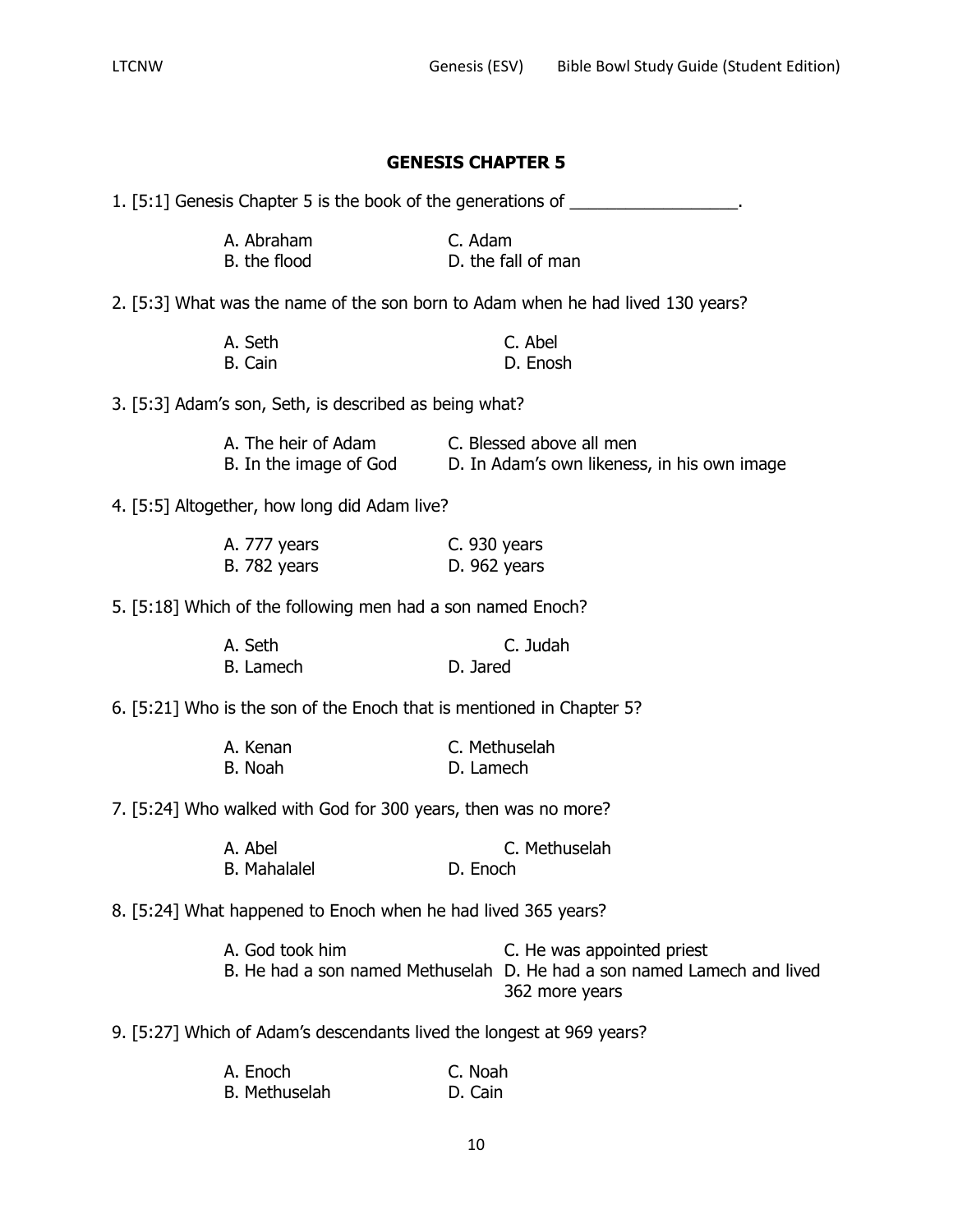## GENESIS CHAPTER 5

1. [5:1] Genesis Chapter 5 is the book of the generations of __________________.

   A. Abraham
   B. the flood
   C. Adam
   D. the fall of man

2. [5:3] What was the name of the son born to Adam when he had lived 130 years?

   A. Seth
   B. Cain
   C. Abel
   D. Enosh

3. [5:3] Adam's son, Seth, is described as being what?

   A. The heir of Adam
   B. In the image of God
   C. Blessed above all men
   D. In Adam's own likeness, in his own image

4. [5:5] Altogether, how long did Adam live?

   A. 777 years
   B. 782 years
   C. 930 years
   D. 962 years

5. [5:18] Which of the following men had a son named Enoch?

   A. Seth
   B. Lamech
   C. Judah
   D. Jared

6. [5:21] Who is the son of the Enoch that is mentioned in Chapter 5?

   A. Kenan
   B. Noah
   C. Methuselah
   D. Lamech

7. [5:24] Who walked with God for 300 years, then was no more?

   A. Abel
   B. Mahalalel
   C. Methuselah
   D. Enoch

8. [5:24] What happened to Enoch when he had lived 365 years?

   A. God took him
   B. He had a son named Methuselah
   C. He was appointed priest
   D. He had a son named Lamech and lived 362 more years

9. [5:27] Which of Adam's descendants lived the longest at 969 years?

   A. Enoch
   B. Methuselah
   C. Noah
   D. Cain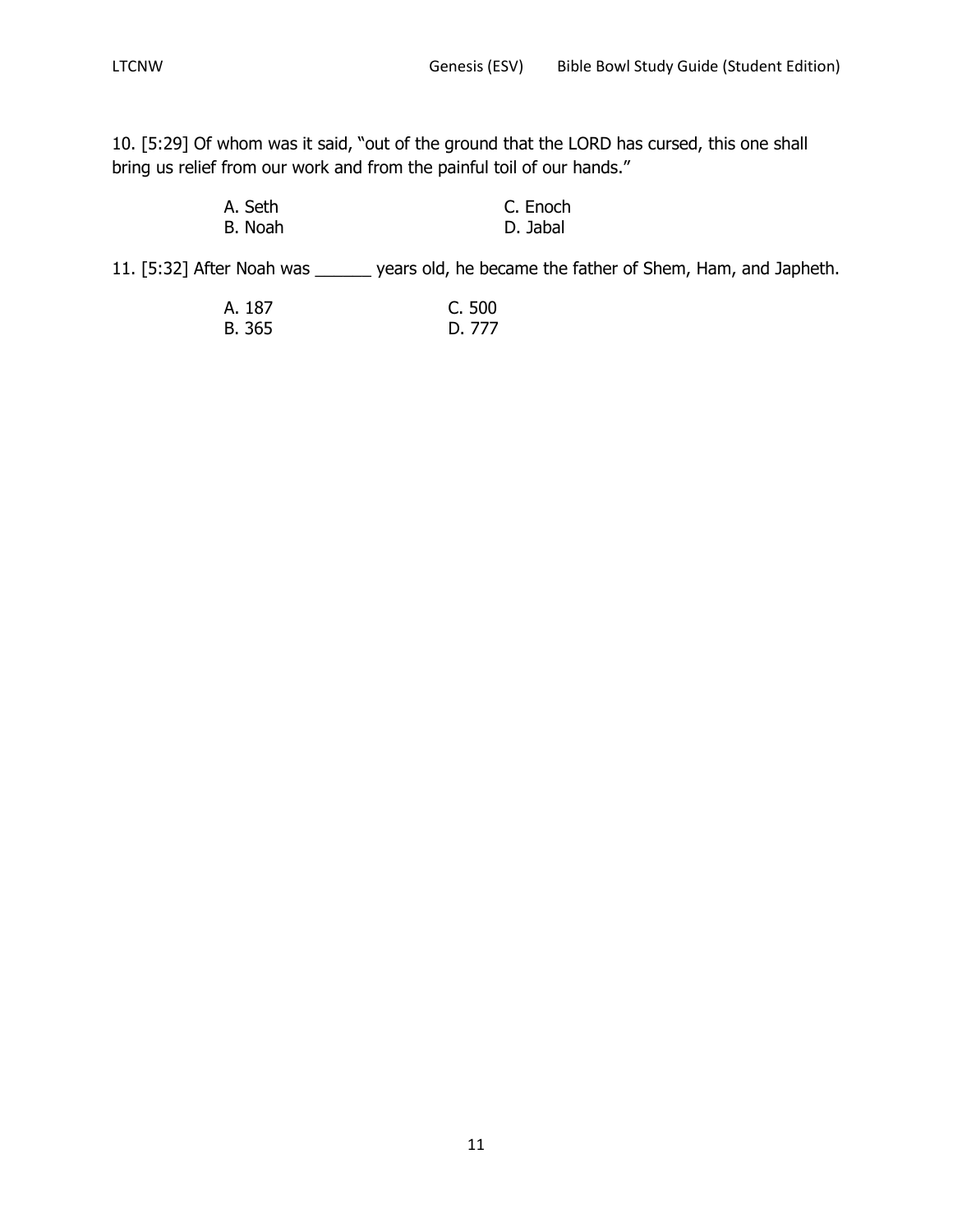10. [5:29] Of whom was it said, "out of the ground that the LORD has cursed, this one shall bring us relief from our work and from the painful toil of our hands."

A. Seth
B. Noah
C. Enoch
D. Jabal

11. [5:32] After Noah was ______ years old, he became the father of Shem, Ham, and Japheth.

A. 187
B. 365
C. 500
D. 777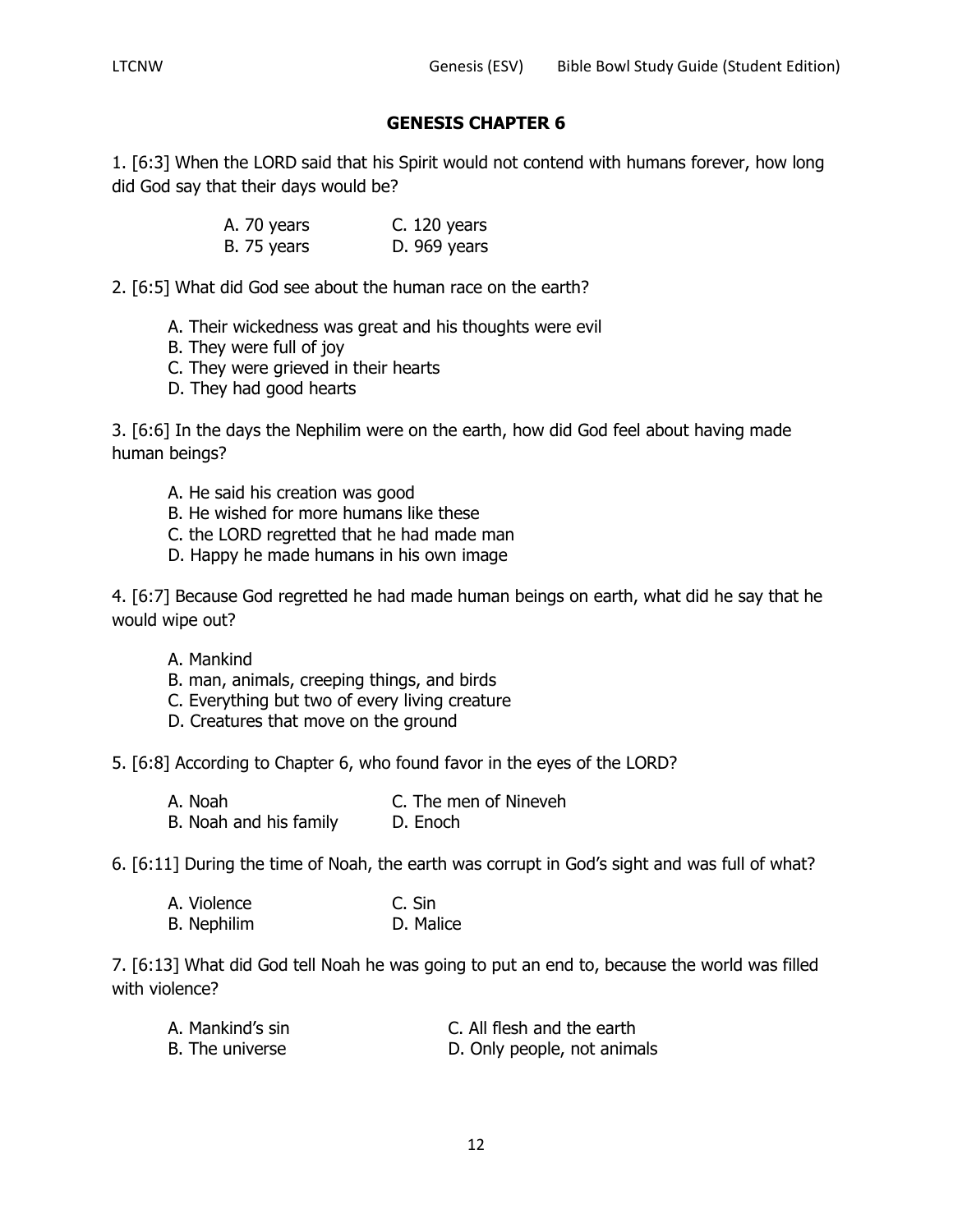## GENESIS CHAPTER 6

1. [6:3] When the LORD said that his Spirit would not contend with humans forever, how long did God say that their days would be?

A. 70 years
B. 75 years
C. 120 years
D. 969 years

2. [6:5] What did God see about the human race on the earth?

A. Their wickedness was great and his thoughts were evil
B. They were full of joy
C. They were grieved in their hearts
D. They had good hearts

3. [6:6] In the days the Nephilim were on the earth, how did God feel about having made human beings?

A. He said his creation was good
B. He wished for more humans like these
C. the LORD regretted that he had made man
D. Happy he made humans in his own image

4. [6:7] Because God regretted he had made human beings on earth, what did he say that he would wipe out?

A. Mankind
B. man, animals, creeping things, and birds
C. Everything but two of every living creature
D. Creatures that move on the ground

5. [6:8] According to Chapter 6, who found favor in the eyes of the LORD?

A. Noah
B. Noah and his family
C. The men of Nineveh
D. Enoch

6. [6:11] During the time of Noah, the earth was corrupt in God's sight and was full of what?

A. Violence
B. Nephilim
C. Sin
D. Malice

7. [6:13] What did God tell Noah he was going to put an end to, because the world was filled with violence?

A. Mankind's sin
B. The universe
C. All flesh and the earth
D. Only people, not animals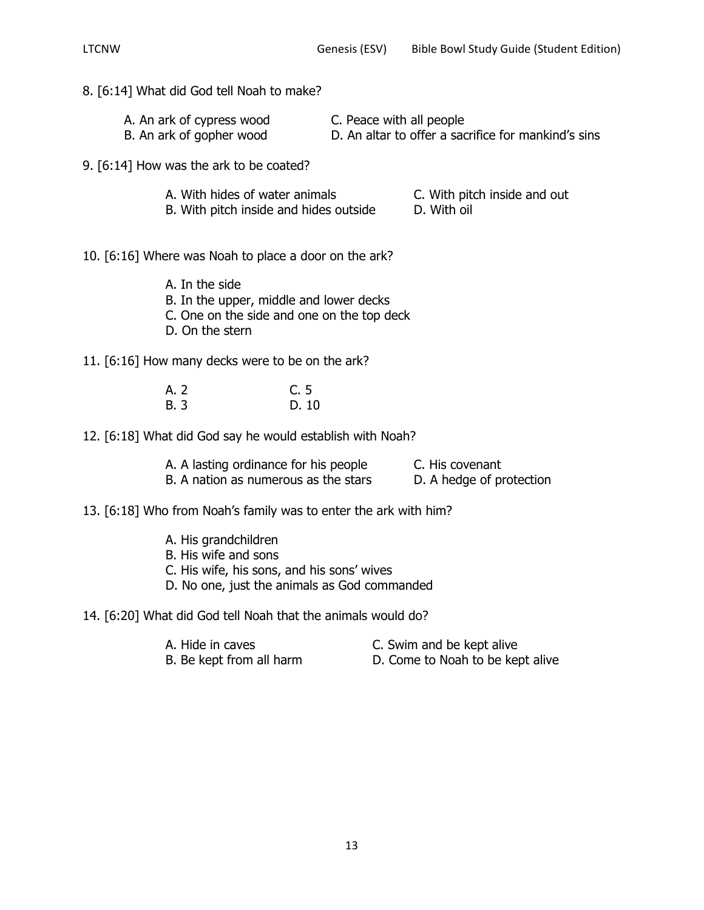8. [6:14] What did God tell Noah to make?

A. An ark of cypress wood
B. An ark of gopher wood
C. Peace with all people
D. An altar to offer a sacrifice for mankind's sins

9. [6:14] How was the ark to be coated?

A. With hides of water animals
B. With pitch inside and hides outside
C. With pitch inside and out
D. With oil

10. [6:16] Where was Noah to place a door on the ark?

A. In the side
B. In the upper, middle and lower decks
C. One on the side and one on the top deck
D. On the stern

11. [6:16] How many decks were to be on the ark?

A. 2
B. 3
C. 5
D. 10

12. [6:18] What did God say he would establish with Noah?

A. A lasting ordinance for his people
B. A nation as numerous as the stars
C. His covenant
D. A hedge of protection

13. [6:18] Who from Noah's family was to enter the ark with him?

A. His grandchildren
B. His wife and sons
C. His wife, his sons, and his sons' wives
D. No one, just the animals as God commanded

14. [6:20] What did God tell Noah that the animals would do?

A. Hide in caves
B. Be kept from all harm
C. Swim and be kept alive
D. Come to Noah to be kept alive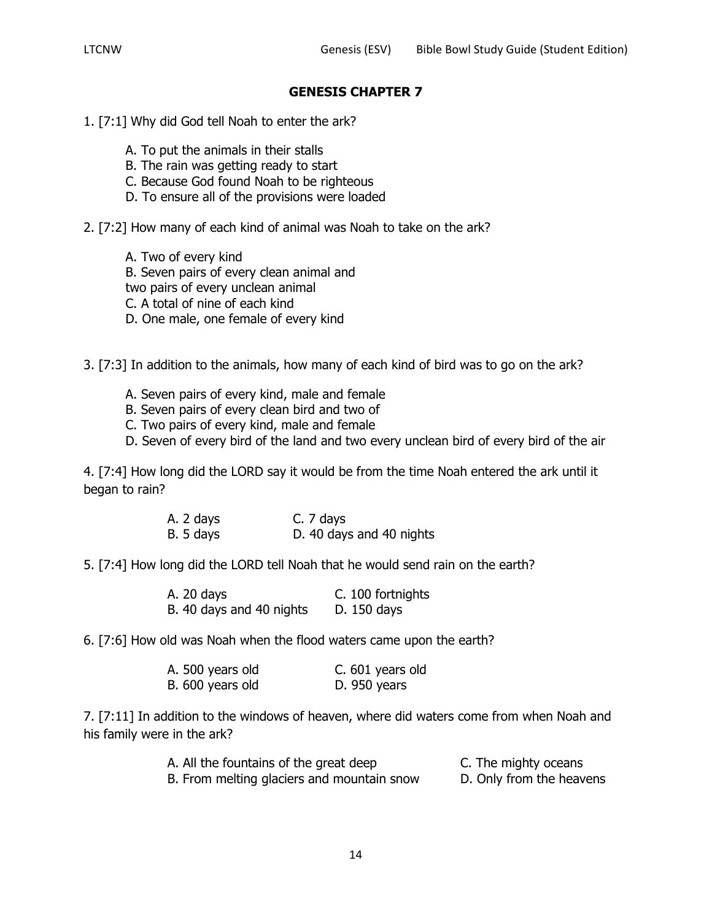## GENESIS CHAPTER 7

1. [7:1] Why did God tell Noah to enter the ark?

   A. To put the animals in their stalls
   B. The rain was getting ready to start
   C. Because God found Noah to be righteous
   D. To ensure all of the provisions were loaded

2. [7:2] How many of each kind of animal was Noah to take on the ark?

   A. Two of every kind
   B. Seven pairs of every clean animal and two pairs of every unclean animal
   C. A total of nine of each kind
   D. One male, one female of every kind

3. [7:3] In addition to the animals, how many of each kind of bird was to go on the ark?

   A. Seven pairs of every kind, male and female
   B. Seven pairs of every clean bird and two of
   C. Two pairs of every kind, male and female
   D. Seven of every bird of the land and two every unclean bird of every bird of the air

4. [7:4] How long did the LORD say it would be from the time Noah entered the ark until it began to rain?

   A. 2 days
   B. 5 days
   C. 7 days
   D. 40 days and 40 nights

5. [7:4] How long did the LORD tell Noah that he would send rain on the earth?

   A. 20 days
   B. 40 days and 40 nights
   C. 100 fortnights
   D. 150 days

6. [7:6] How old was Noah when the flood waters came upon the earth?

   A. 500 years old
   B. 600 years old
   C. 601 years old
   D. 950 years

7. [7:11] In addition to the windows of heaven, where did waters come from when Noah and his family were in the ark?

   A. All the fountains of the great deep
   B. From melting glaciers and mountain snow
   C. The mighty oceans
   D. Only from the heavens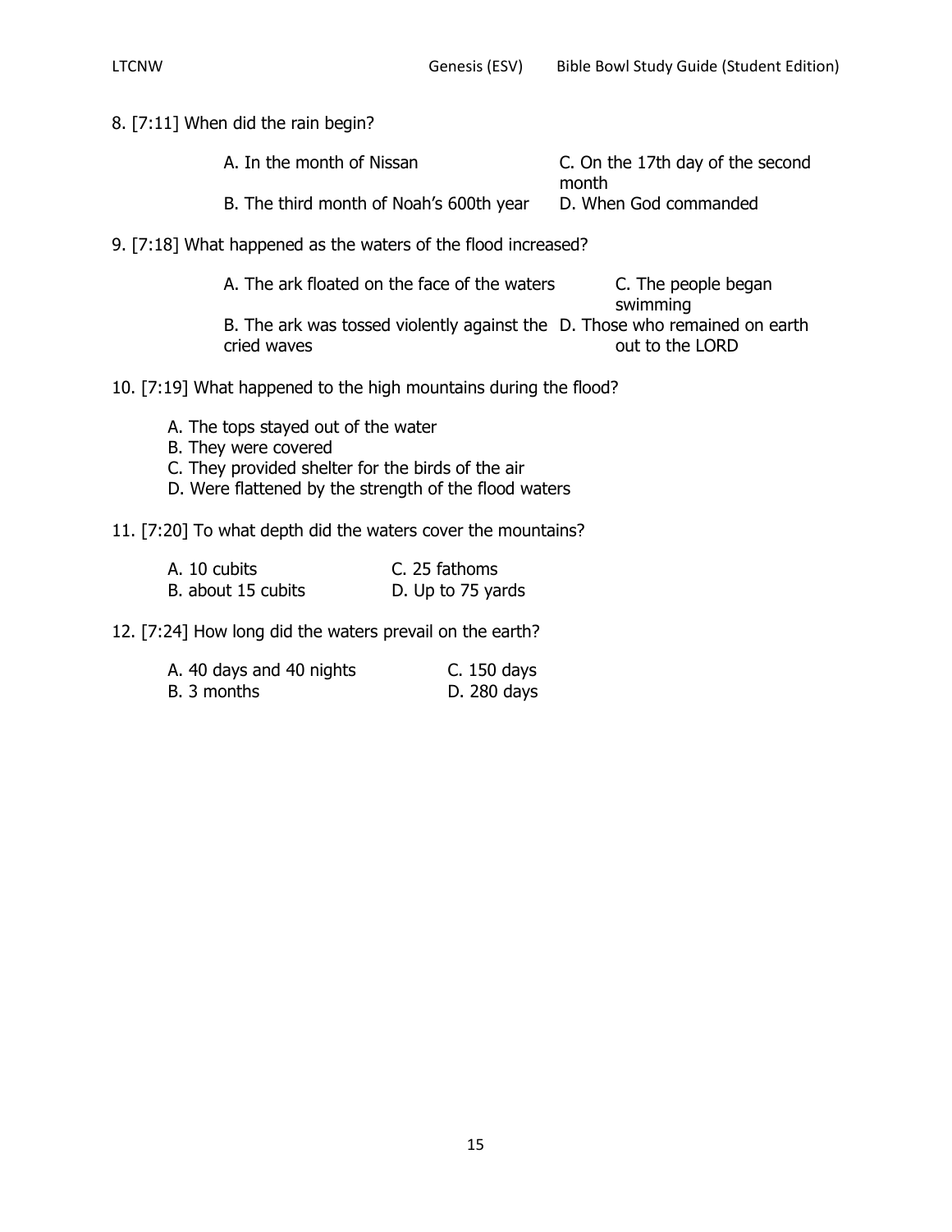8. [7:11] When did the rain begin?

A. In the month of Nissan

B. The third month of Noah's 600th year

C. On the 17th day of the second month

D. When God commanded

9. [7:18] What happened as the waters of the flood increased?

A. The ark floated on the face of the waters

B. The ark was tossed violently against the waves

C. The people began swimming

D. Those who remained on earth cried out to the LORD

10. [7:19] What happened to the high mountains during the flood?

A. The tops stayed out of the water
B. They were covered
C. They provided shelter for the birds of the air
D. Were flattened by the strength of the flood waters

11. [7:20] To what depth did the waters cover the mountains?

A. 10 cubits

B. about 15 cubits

C. 25 fathoms

D. Up to 75 yards

12. [7:24] How long did the waters prevail on the earth?

A. 40 days and 40 nights

B. 3 months

C. 150 days

D. 280 days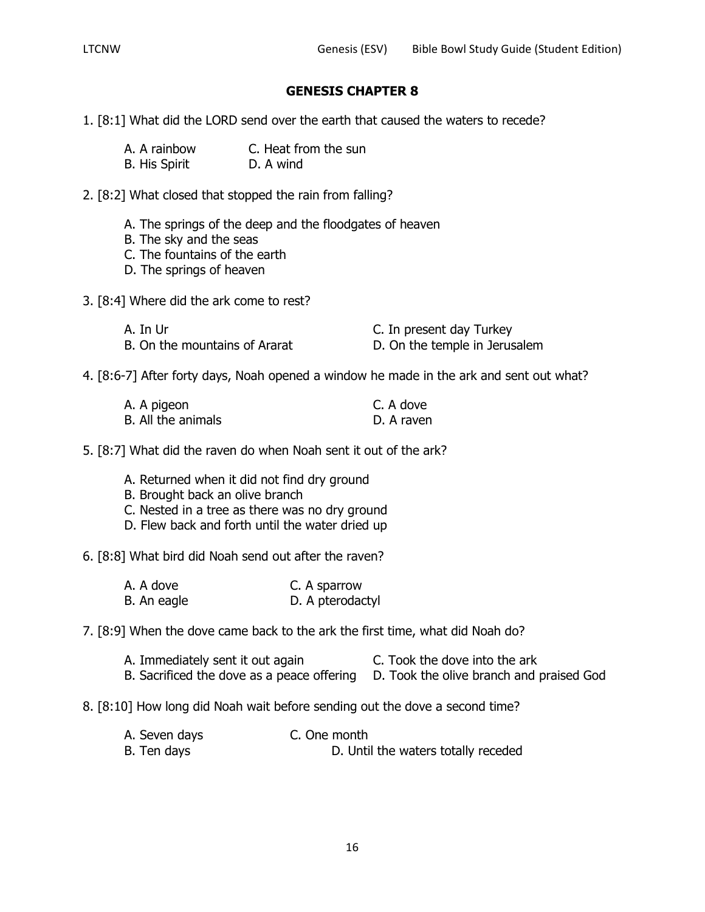## GENESIS CHAPTER 8

1. [8:1] What did the LORD send over the earth that caused the waters to recede?

   A. A rainbow
   B. His Spirit
   C. Heat from the sun
   D. A wind

2. [8:2] What closed that stopped the rain from falling?

   A. The springs of the deep and the floodgates of heaven
   B. The sky and the seas
   C. The fountains of the earth
   D. The springs of heaven

3. [8:4] Where did the ark come to rest?

   A. In Ur
   B. On the mountains of Ararat
   C. In present day Turkey
   D. On the temple in Jerusalem

4. [8:6-7] After forty days, Noah opened a window he made in the ark and sent out what?

   A. A pigeon
   B. All the animals
   C. A dove
   D. A raven

5. [8:7] What did the raven do when Noah sent it out of the ark?

   A. Returned when it did not find dry ground
   B. Brought back an olive branch
   C. Nested in a tree as there was no dry ground
   D. Flew back and forth until the water dried up

6. [8:8] What bird did Noah send out after the raven?

   A. A dove
   B. An eagle
   C. A sparrow
   D. A pterodactyl

7. [8:9] When the dove came back to the ark the first time, what did Noah do?

   A. Immediately sent it out again
   B. Sacrificed the dove as a peace offering
   C. Took the dove into the ark
   D. Took the olive branch and praised God

8. [8:10] How long did Noah wait before sending out the dove a second time?

   A. Seven days
   B. Ten days
   C. One month
   D. Until the waters totally receded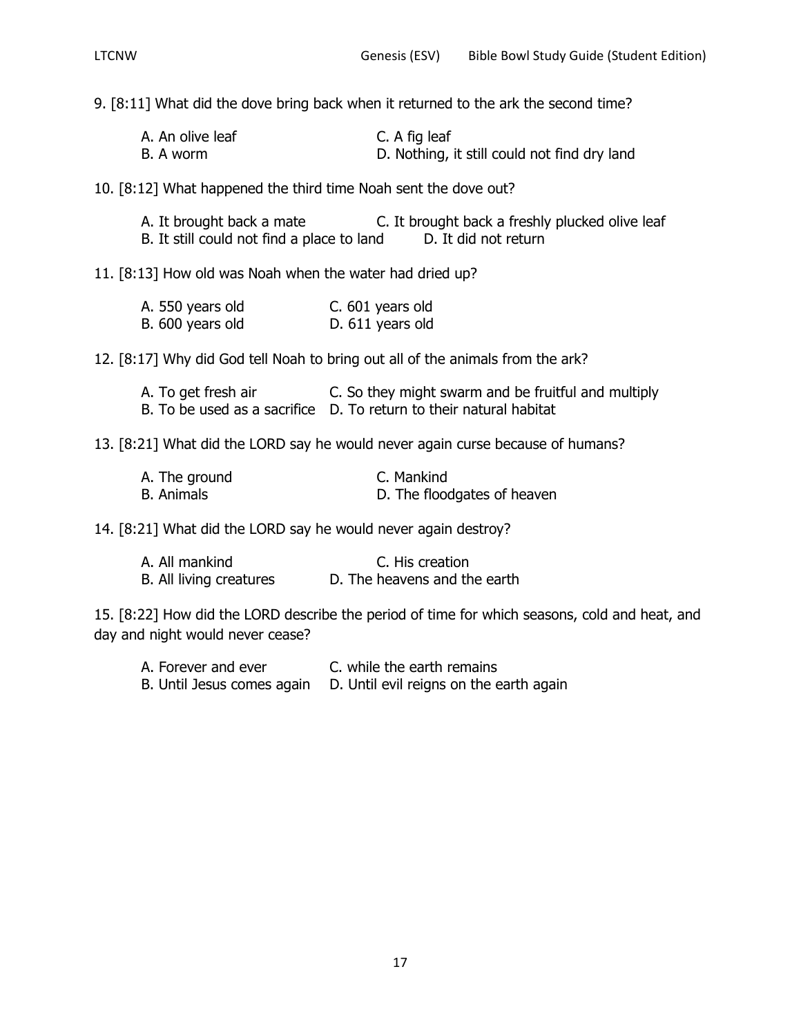9. [8:11] What did the dove bring back when it returned to the ark the second time?

A. An olive leaf
B. A worm
C. A fig leaf
D. Nothing, it still could not find dry land

10. [8:12] What happened the third time Noah sent the dove out?

A. It brought back a mate
B. It still could not find a place to land
C. It brought back a freshly plucked olive leaf
D. It did not return

11. [8:13] How old was Noah when the water had dried up?

A. 550 years old
B. 600 years old
C. 601 years old
D. 611 years old

12. [8:17] Why did God tell Noah to bring out all of the animals from the ark?

A. To get fresh air
B. To be used as a sacrifice
C. So they might swarm and be fruitful and multiply
D. To return to their natural habitat

13. [8:21] What did the LORD say he would never again curse because of humans?

A. The ground
B. Animals
C. Mankind
D. The floodgates of heaven

14. [8:21] What did the LORD say he would never again destroy?

A. All mankind
B. All living creatures
C. His creation
D. The heavens and the earth

15. [8:22] How did the LORD describe the period of time for which seasons, cold and heat, and day and night would never cease?

A. Forever and ever
B. Until Jesus comes again
C. while the earth remains
D. Until evil reigns on the earth again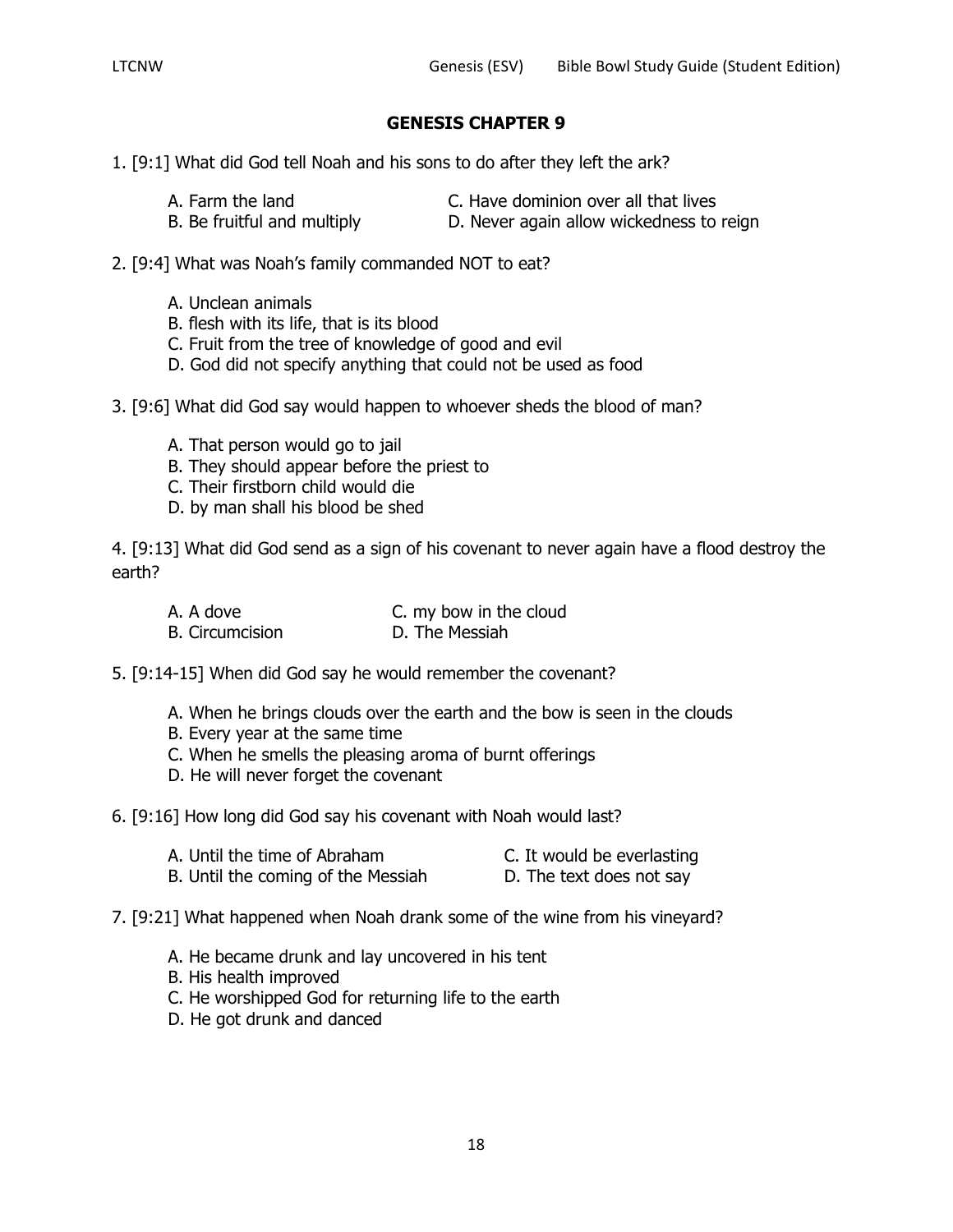## GENESIS CHAPTER 9

1. [9:1] What did God tell Noah and his sons to do after they left the ark?

   A. Farm the land
   B. Be fruitful and multiply
   C. Have dominion over all that lives
   D. Never again allow wickedness to reign

2. [9:4] What was Noah's family commanded NOT to eat?

   A. Unclean animals
   B. flesh with its life, that is its blood
   C. Fruit from the tree of knowledge of good and evil
   D. God did not specify anything that could not be used as food

3. [9:6] What did God say would happen to whoever sheds the blood of man?

   A. That person would go to jail
   B. They should appear before the priest to
   C. Their firstborn child would die
   D. by man shall his blood be shed

4. [9:13] What did God send as a sign of his covenant to never again have a flood destroy the earth?

   A. A dove
   B. Circumcision
   C. my bow in the cloud
   D. The Messiah

5. [9:14-15] When did God say he would remember the covenant?

   A. When he brings clouds over the earth and the bow is seen in the clouds
   B. Every year at the same time
   C. When he smells the pleasing aroma of burnt offerings
   D. He will never forget the covenant

6. [9:16] How long did God say his covenant with Noah would last?

   A. Until the time of Abraham
   B. Until the coming of the Messiah
   C. It would be everlasting
   D. The text does not say

7. [9:21] What happened when Noah drank some of the wine from his vineyard?

   A. He became drunk and lay uncovered in his tent
   B. His health improved
   C. He worshipped God for returning life to the earth
   D. He got drunk and danced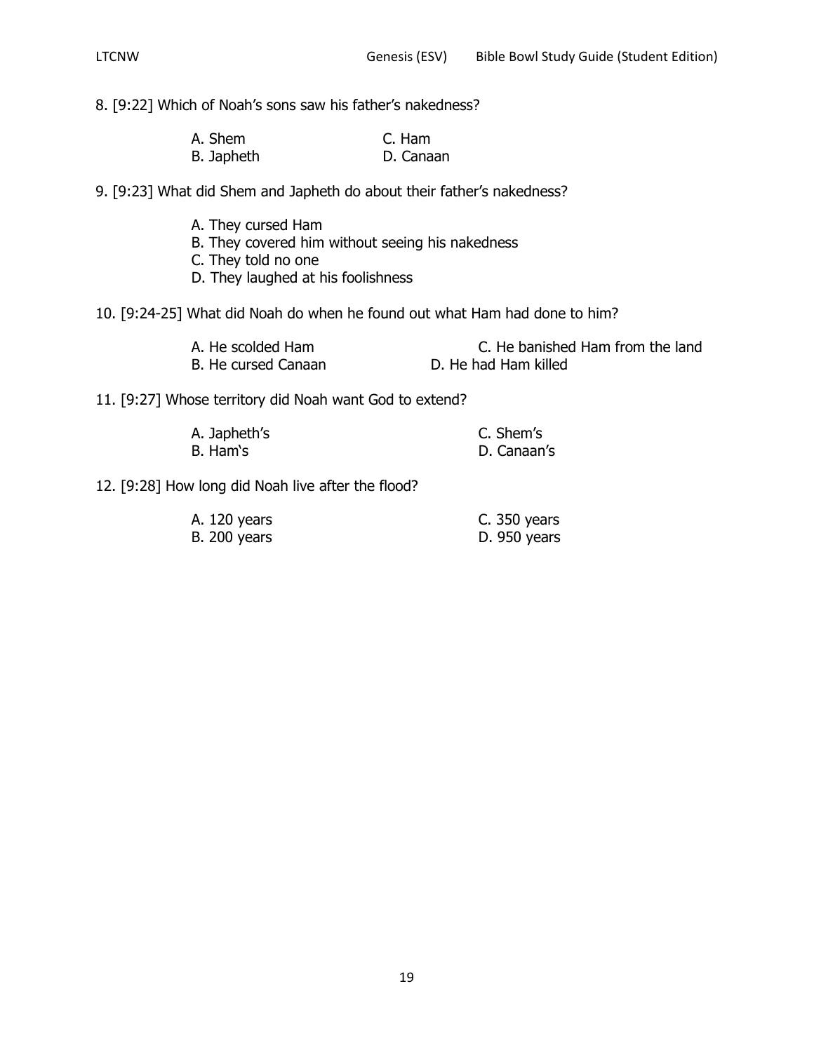8. [9:22] Which of Noah's sons saw his father's nakedness?

A. Shem
B. Japheth
C. Ham
D. Canaan

9. [9:23] What did Shem and Japheth do about their father's nakedness?

A. They cursed Ham
B. They covered him without seeing his nakedness
C. They told no one
D. They laughed at his foolishness

10. [9:24-25] What did Noah do when he found out what Ham had done to him?

A. He scolded Ham
B. He cursed Canaan
C. He banished Ham from the land
D. He had Ham killed

11. [9:27] Whose territory did Noah want God to extend?

A. Japheth's
B. Ham's
C. Shem's
D. Canaan's

12. [9:28] How long did Noah live after the flood?

A. 120 years
B. 200 years
C. 350 years
D. 950 years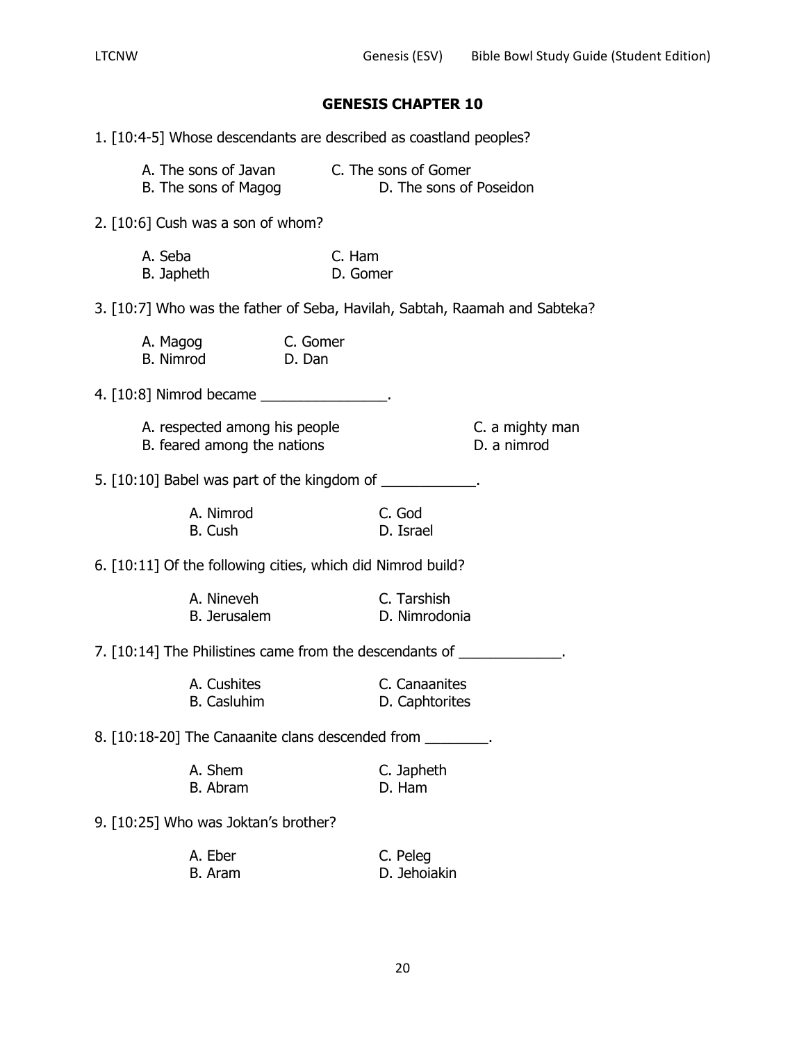# GENESIS CHAPTER 10

1. [10:4-5] Whose descendants are described as coastland peoples?

   A. The sons of Javan
   B. The sons of Magog
   C. The sons of Gomer
   D. The sons of Poseidon

2. [10:6] Cush was a son of whom?

   A. Seba
   B. Japheth
   C. Ham
   D. Gomer

3. [10:7] Who was the father of Seba, Havilah, Sabtah, Raamah and Sabteka?

   A. Magog
   B. Nimrod
   C. Gomer
   D. Dan

4. [10:8] Nimrod became ________________.

   A. respected among his people
   B. feared among the nations
   C. a mighty man
   D. a nimrod

5. [10:10] Babel was part of the kingdom of ____________.

   A. Nimrod
   B. Cush
   C. God
   D. Israel

6. [10:11] Of the following cities, which did Nimrod build?

   A. Nineveh
   B. Jerusalem
   C. Tarshish
   D. Nimrodonia

7. [10:14] The Philistines came from the descendants of _____________.

   A. Cushites
   B. Casluhim
   C. Canaanites
   D. Caphtorites

8. [10:18-20] The Canaanite clans descended from ________.

   A. Shem
   B. Abram
   C. Japheth
   D. Ham

9. [10:25] Who was Joktan's brother?

   A. Eber
   B. Aram
   C. Peleg
   D. Jehoiakin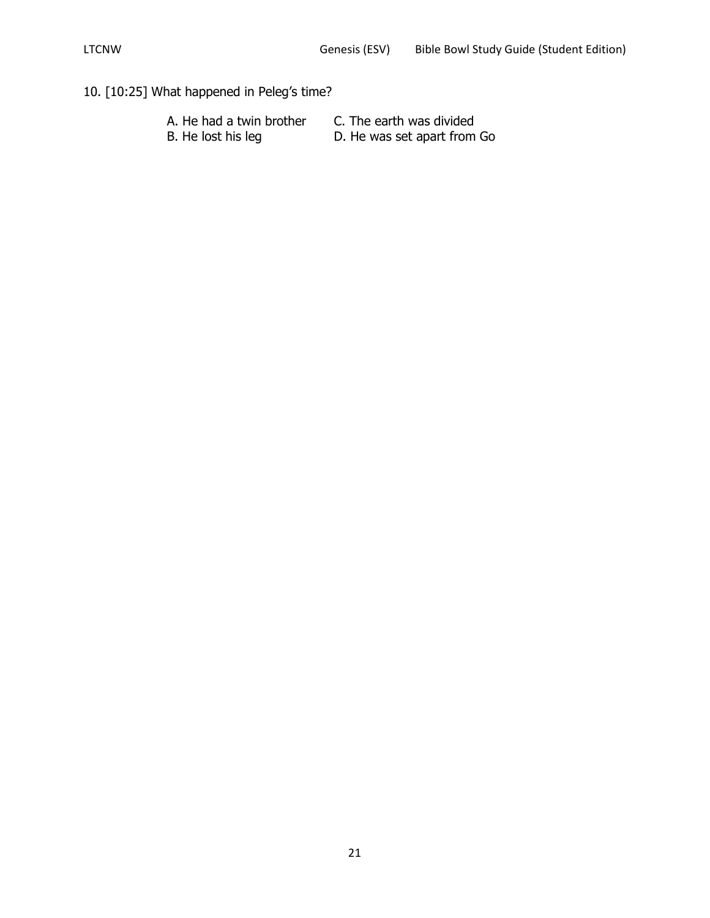10. [10:25] What happened in Peleg's time?

A. He had a twin brother
B. He lost his leg
C. The earth was divided
D. He was set apart from Go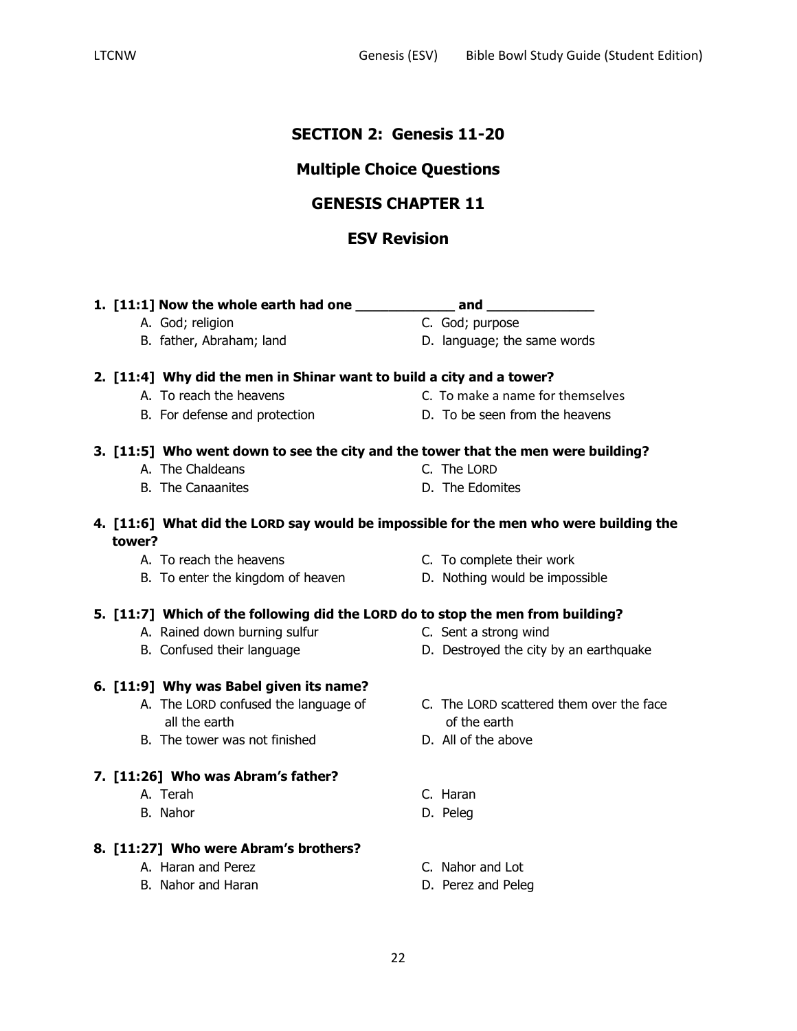## SECTION 2: Genesis 11-20

## Multiple Choice Questions

## GENESIS CHAPTER 11

## ESV Revision

**1. [11:1] Now the whole earth had one ____________ and _____________**

A. God; religion
B. father, Abraham; land
C. God; purpose
D. language; the same words

**2. [11:4] Why did the men in Shinar want to build a city and a tower?**

A. To reach the heavens
B. For defense and protection
C. To make a name for themselves
D. To be seen from the heavens

**3. [11:5] Who went down to see the city and the tower that the men were building?**

A. The Chaldeans
B. The Canaanites
C. The LORD
D. The Edomites

**4. [11:6] What did the LORD say would be impossible for the men who were building the tower?**

A. To reach the heavens
B. To enter the kingdom of heaven
C. To complete their work
D. Nothing would be impossible

**5. [11:7] Which of the following did the LORD do to stop the men from building?**

A. Rained down burning sulfur
B. Confused their language
C. Sent a strong wind
D. Destroyed the city by an earthquake

**6. [11:9] Why was Babel given its name?**

A. The LORD confused the language of all the earth
B. The tower was not finished
C. The LORD scattered them over the face of the earth
D. All of the above

**7. [11:26] Who was Abram's father?**

A. Terah
B. Nahor
C. Haran
D. Peleg

**8. [11:27] Who were Abram's brothers?**

A. Haran and Perez
B. Nahor and Haran
C. Nahor and Lot
D. Perez and Peleg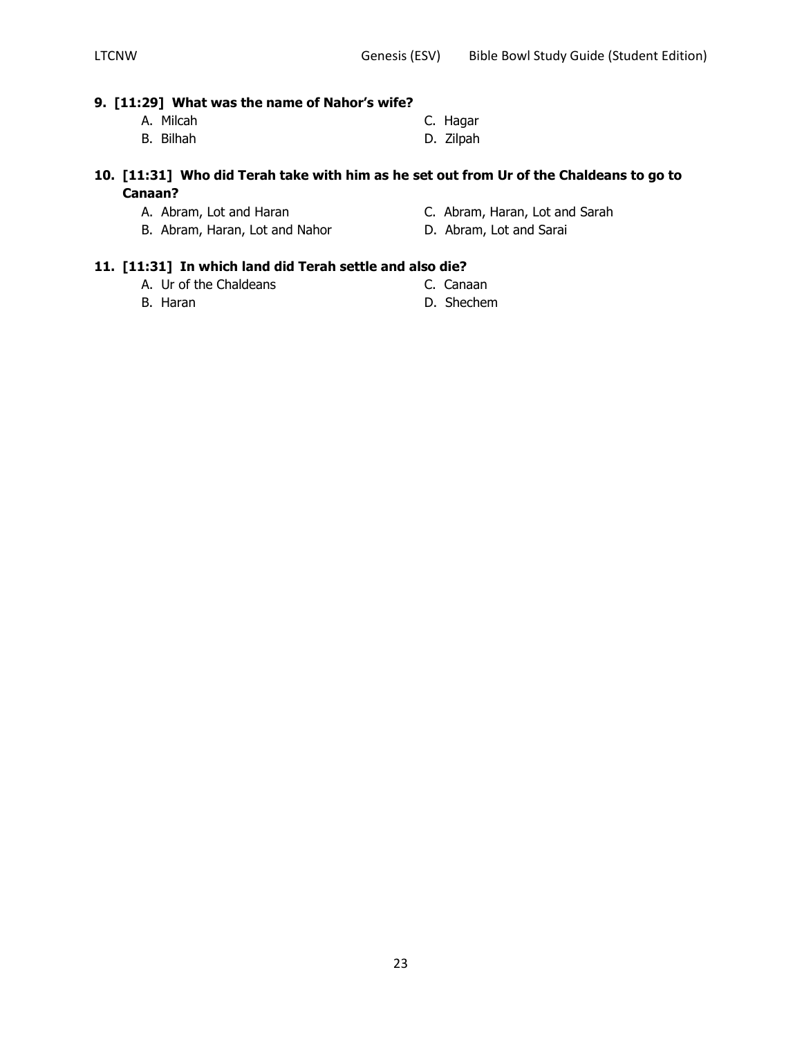**9. [11:29] What was the name of Nahor's wife?**

- A. Milcah
- B. Bilhah
- C. Hagar
- D. Zilpah

**10. [11:31] Who did Terah take with him as he set out from Ur of the Chaldeans to go to Canaan?**

- A. Abram, Lot and Haran
- B. Abram, Haran, Lot and Nahor
- C. Abram, Haran, Lot and Sarah
- D. Abram, Lot and Sarai

**11. [11:31] In which land did Terah settle and also die?**

- A. Ur of the Chaldeans
- B. Haran
- C. Canaan
- D. Shechem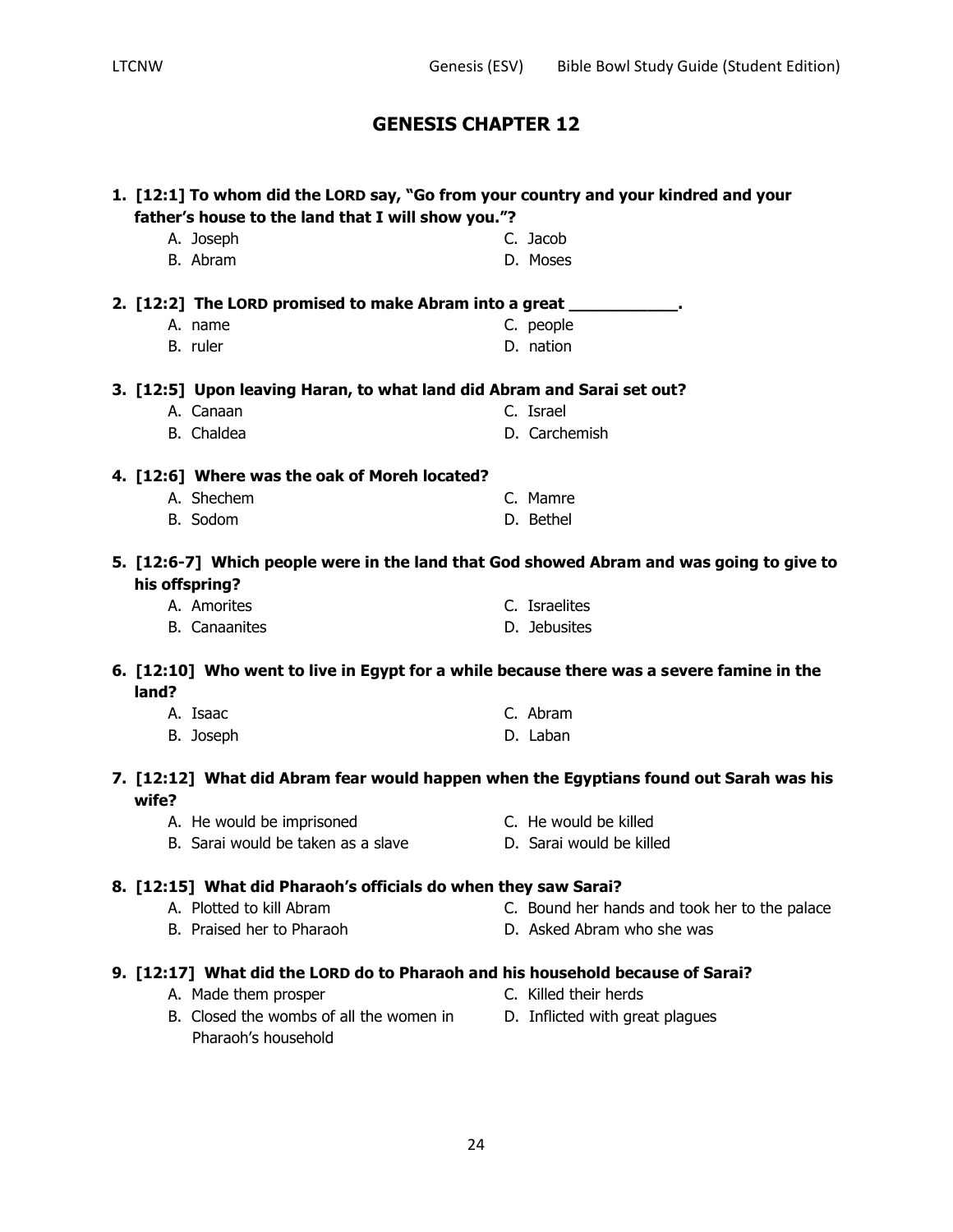# GENESIS CHAPTER 12

**1. [12:1] To whom did the LORD say, "Go from your country and your kindred and your father's house to the land that I will show you."?**

- A. Joseph
- B. Abram
- C. Jacob
- D. Moses

**2. [12:2] The LORD promised to make Abram into a great ___________.**

- A. name
- B. ruler
- C. people
- D. nation

**3. [12:5] Upon leaving Haran, to what land did Abram and Sarai set out?**

- A. Canaan
- B. Chaldea
- C. Israel
- D. Carchemish

**4. [12:6] Where was the oak of Moreh located?**

- A. Shechem
- B. Sodom
- C. Mamre
- D. Bethel

**5. [12:6-7] Which people were in the land that God showed Abram and was going to give to his offspring?**

- A. Amorites
- B. Canaanites
- C. Israelites
- D. Jebusites

**6. [12:10] Who went to live in Egypt for a while because there was a severe famine in the land?**

- A. Isaac
- B. Joseph
- C. Abram
- D. Laban

**7. [12:12] What did Abram fear would happen when the Egyptians found out Sarah was his wife?**

- A. He would be imprisoned
- B. Sarai would be taken as a slave
- C. He would be killed
- D. Sarai would be killed

**8. [12:15] What did Pharaoh's officials do when they saw Sarai?**

- A. Plotted to kill Abram
- B. Praised her to Pharaoh
- C. Bound her hands and took her to the palace
- D. Asked Abram who she was

**9. [12:17] What did the LORD do to Pharaoh and his household because of Sarai?**

- A. Made them prosper
- B. Closed the wombs of all the women in Pharaoh's household
- C. Killed their herds
- D. Inflicted with great plagues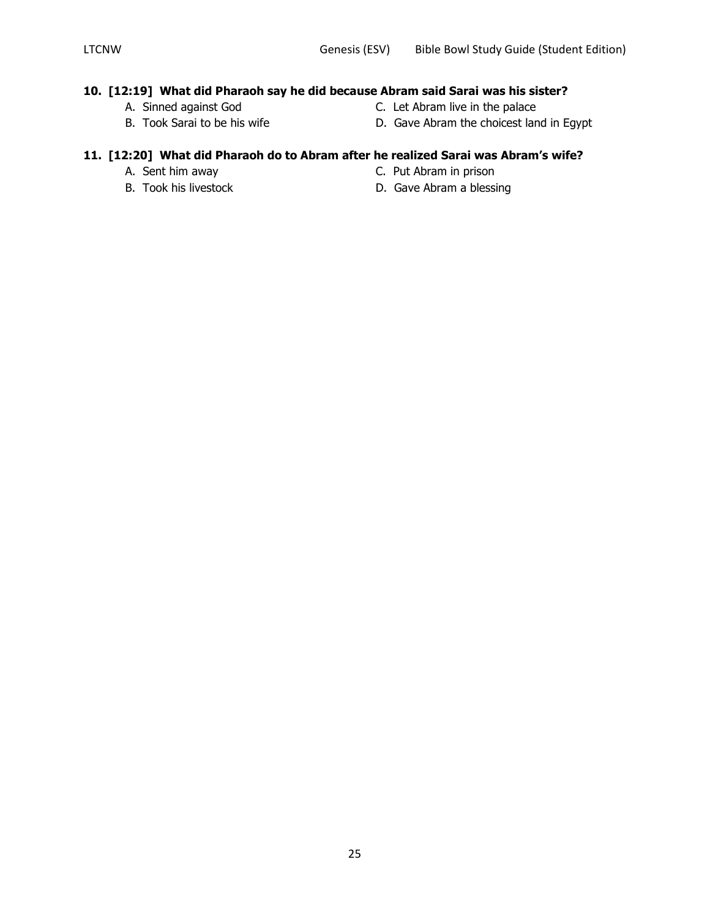**10. [12:19] What did Pharaoh say he did because Abram said Sarai was his sister?**

A. Sinned against God
B. Took Sarai to be his wife
C. Let Abram live in the palace
D. Gave Abram the choicest land in Egypt

**11. [12:20] What did Pharaoh do to Abram after he realized Sarai was Abram's wife?**

A. Sent him away
B. Took his livestock
C. Put Abram in prison
D. Gave Abram a blessing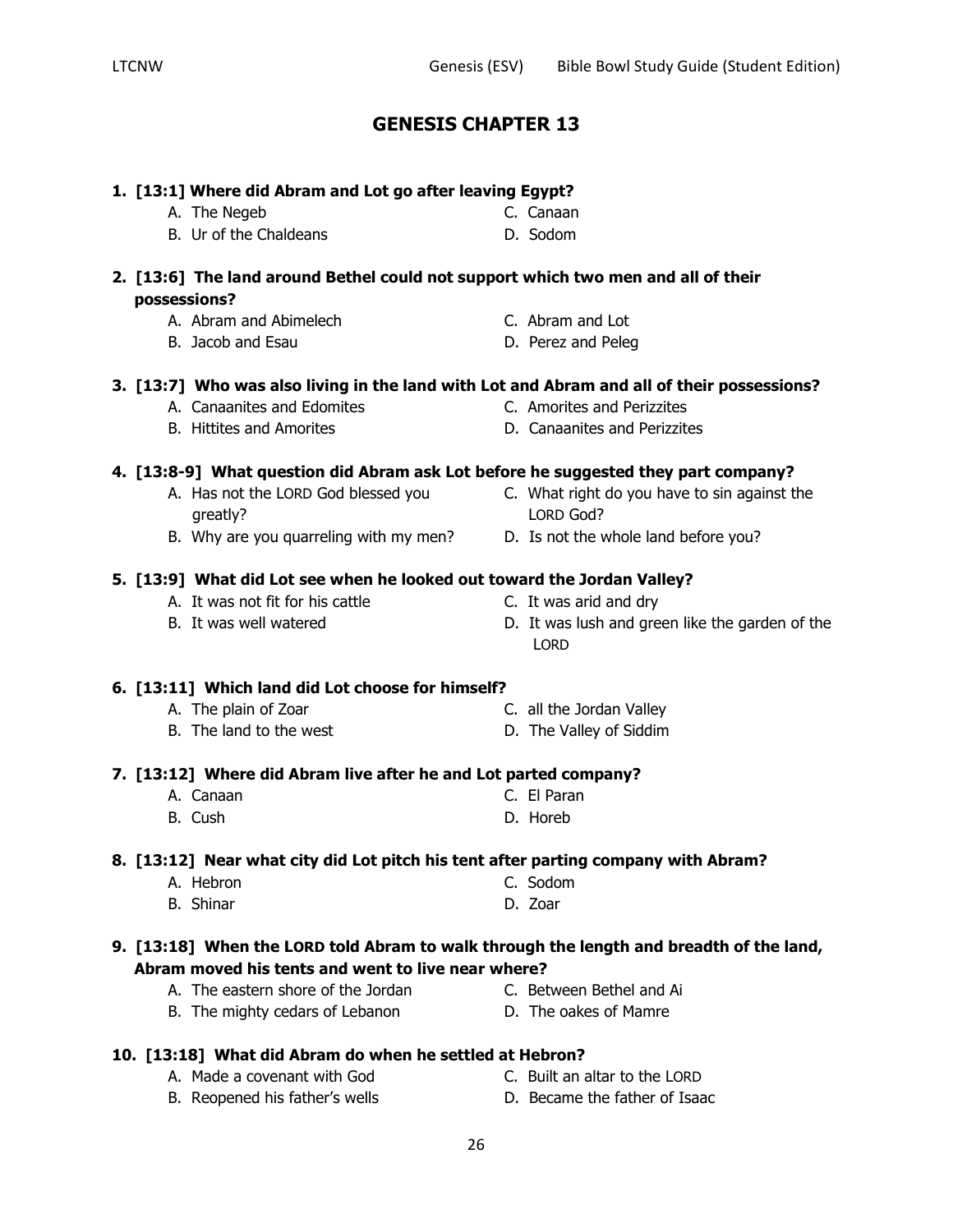# GENESIS CHAPTER 13

**1. [13:1] Where did Abram and Lot go after leaving Egypt?**

A. The Negeb
B. Ur of the Chaldeans
C. Canaan
D. Sodom

**2. [13:6] The land around Bethel could not support which two men and all of their possessions?**

A. Abram and Abimelech
B. Jacob and Esau
C. Abram and Lot
D. Perez and Peleg

**3. [13:7] Who was also living in the land with Lot and Abram and all of their possessions?**

A. Canaanites and Edomites
B. Hittites and Amorites
C. Amorites and Perizzites
D. Canaanites and Perizzites

**4. [13:8-9] What question did Abram ask Lot before he suggested they part company?**

A. Has not the LORD God blessed you greatly?
B. Why are you quarreling with my men?
C. What right do you have to sin against the LORD God?
D. Is not the whole land before you?

**5. [13:9] What did Lot see when he looked out toward the Jordan Valley?**

A. It was not fit for his cattle
B. It was well watered
C. It was arid and dry
D. It was lush and green like the garden of the LORD

**6. [13:11] Which land did Lot choose for himself?**

A. The plain of Zoar
B. The land to the west
C. all the Jordan Valley
D. The Valley of Siddim

**7. [13:12] Where did Abram live after he and Lot parted company?**

A. Canaan
B. Cush
C. El Paran
D. Horeb

**8. [13:12] Near what city did Lot pitch his tent after parting company with Abram?**

A. Hebron
B. Shinar
C. Sodom
D. Zoar

**9. [13:18] When the LORD told Abram to walk through the length and breadth of the land, Abram moved his tents and went to live near where?**

A. The eastern shore of the Jordan
B. The mighty cedars of Lebanon
C. Between Bethel and Ai
D. The oakes of Mamre

**10. [13:18] What did Abram do when he settled at Hebron?**

A. Made a covenant with God
B. Reopened his father's wells
C. Built an altar to the LORD
D. Became the father of Isaac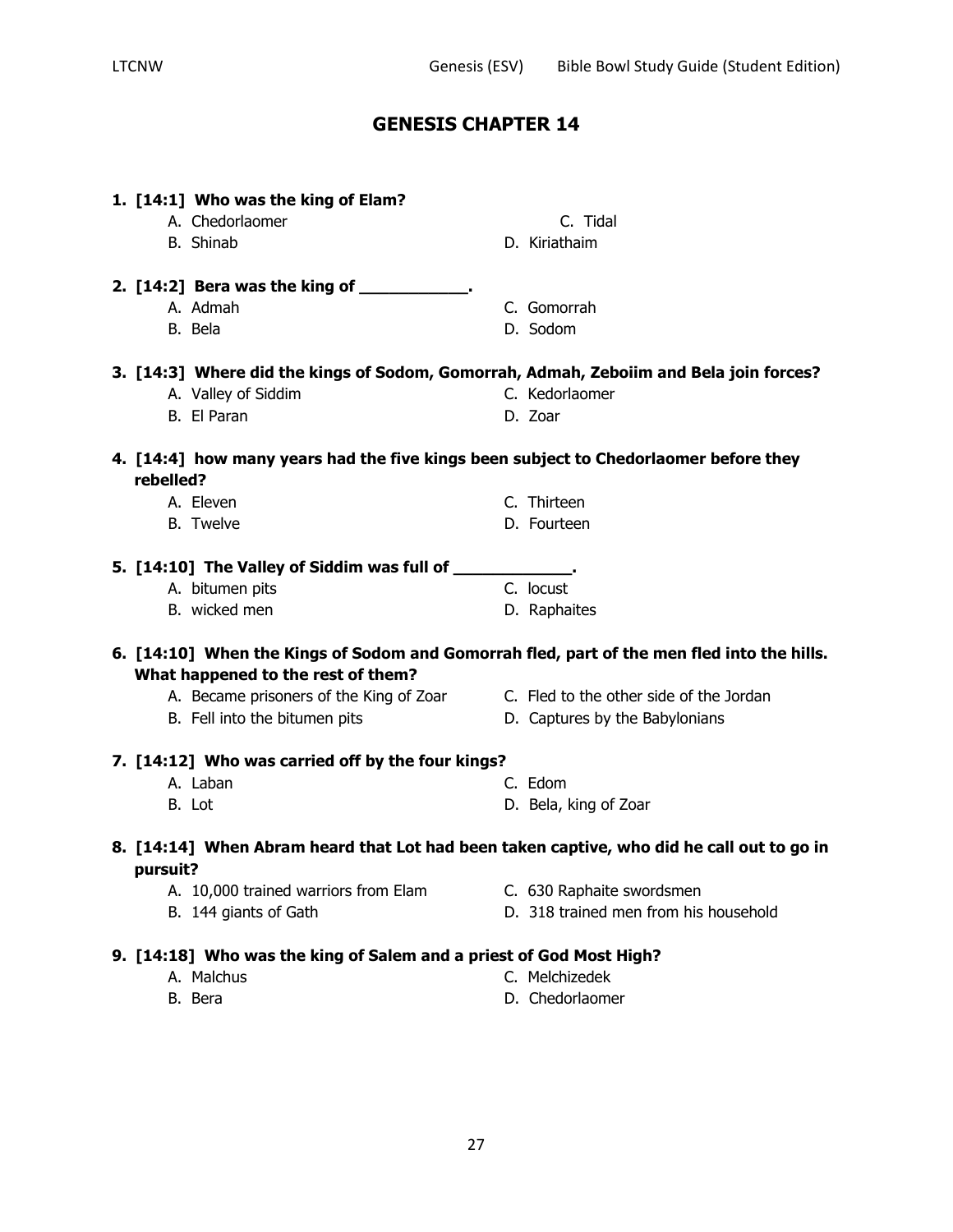# GENESIS CHAPTER 14

**1. [14:1] Who was the king of Elam?**

A. Chedorlaomer
B. Shinab
C. Tidal
D. Kiriathaim

**2. [14:2] Bera was the king of ___________.**

A. Admah
B. Bela
C. Gomorrah
D. Sodom

**3. [14:3] Where did the kings of Sodom, Gomorrah, Admah, Zeboiim and Bela join forces?**

A. Valley of Siddim
B. El Paran
C. Kedorlaomer
D. Zoar

**4. [14:4] how many years had the five kings been subject to Chedorlaomer before they rebelled?**

A. Eleven
B. Twelve
C. Thirteen
D. Fourteen

**5. [14:10] The Valley of Siddim was full of ____________.**

A. bitumen pits
B. wicked men
C. locust
D. Raphaites

**6. [14:10] When the Kings of Sodom and Gomorrah fled, part of the men fled into the hills. What happened to the rest of them?**

A. Became prisoners of the King of Zoar
B. Fell into the bitumen pits
C. Fled to the other side of the Jordan
D. Captures by the Babylonians

**7. [14:12] Who was carried off by the four kings?**

A. Laban
B. Lot
C. Edom
D. Bela, king of Zoar

**8. [14:14] When Abram heard that Lot had been taken captive, who did he call out to go in pursuit?**

A. 10,000 trained warriors from Elam
B. 144 giants of Gath
C. 630 Raphaite swordsmen
D. 318 trained men from his household

**9. [14:18] Who was the king of Salem and a priest of God Most High?**

A. Malchus
B. Bera
C. Melchizedek
D. Chedorlaomer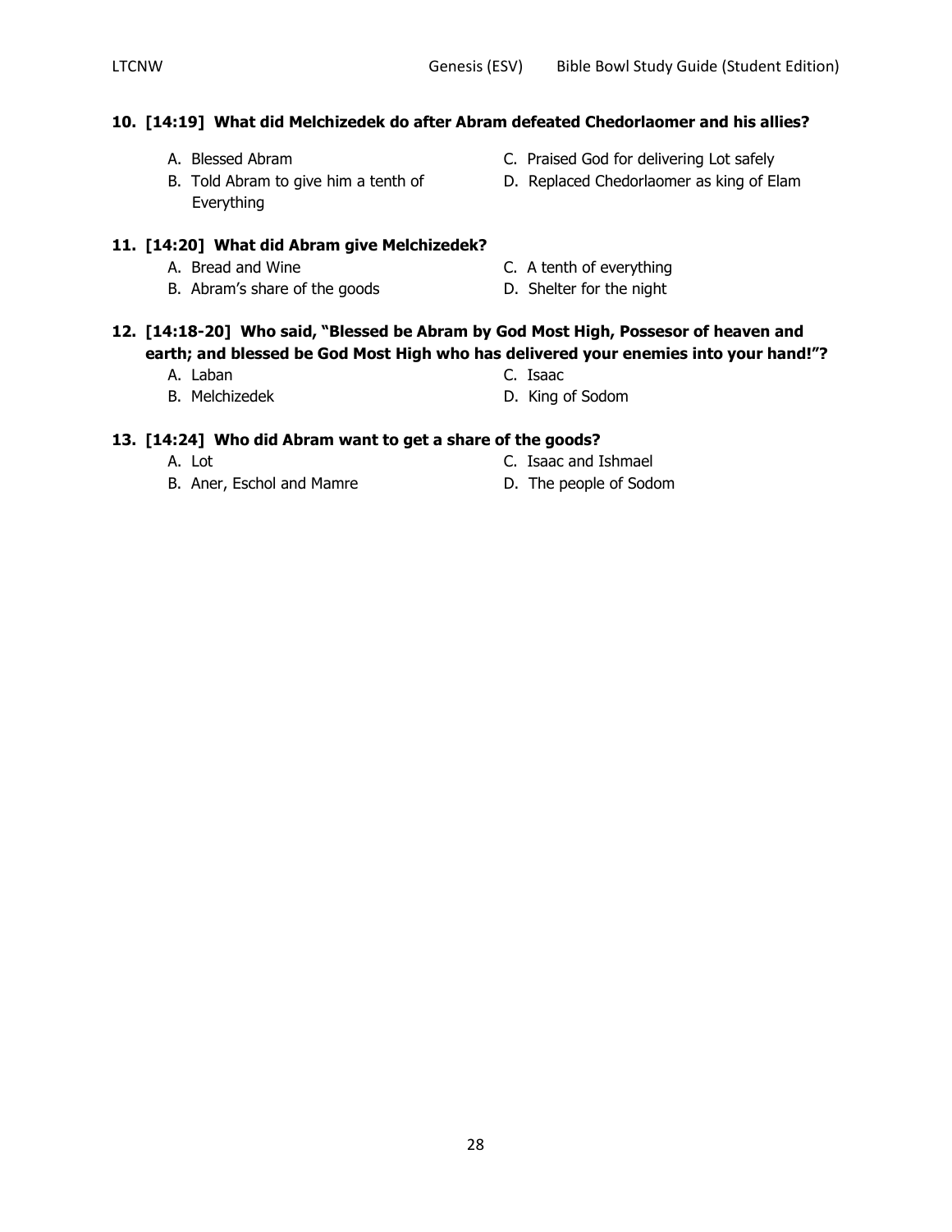**10. [14:19] What did Melchizedek do after Abram defeated Chedorlaomer and his allies?**

A. Blessed Abram
B. Told Abram to give him a tenth of Everything
C. Praised God for delivering Lot safely
D. Replaced Chedorlaomer as king of Elam

**11. [14:20] What did Abram give Melchizedek?**

A. Bread and Wine
B. Abram's share of the goods
C. A tenth of everything
D. Shelter for the night

**12. [14:18-20] Who said, "Blessed be Abram by God Most High, Possesor of heaven and earth; and blessed be God Most High who has delivered your enemies into your hand!"?**

A. Laban
B. Melchizedek
C. Isaac
D. King of Sodom

**13. [14:24] Who did Abram want to get a share of the goods?**

A. Lot
B. Aner, Eschol and Mamre
C. Isaac and Ishmael
D. The people of Sodom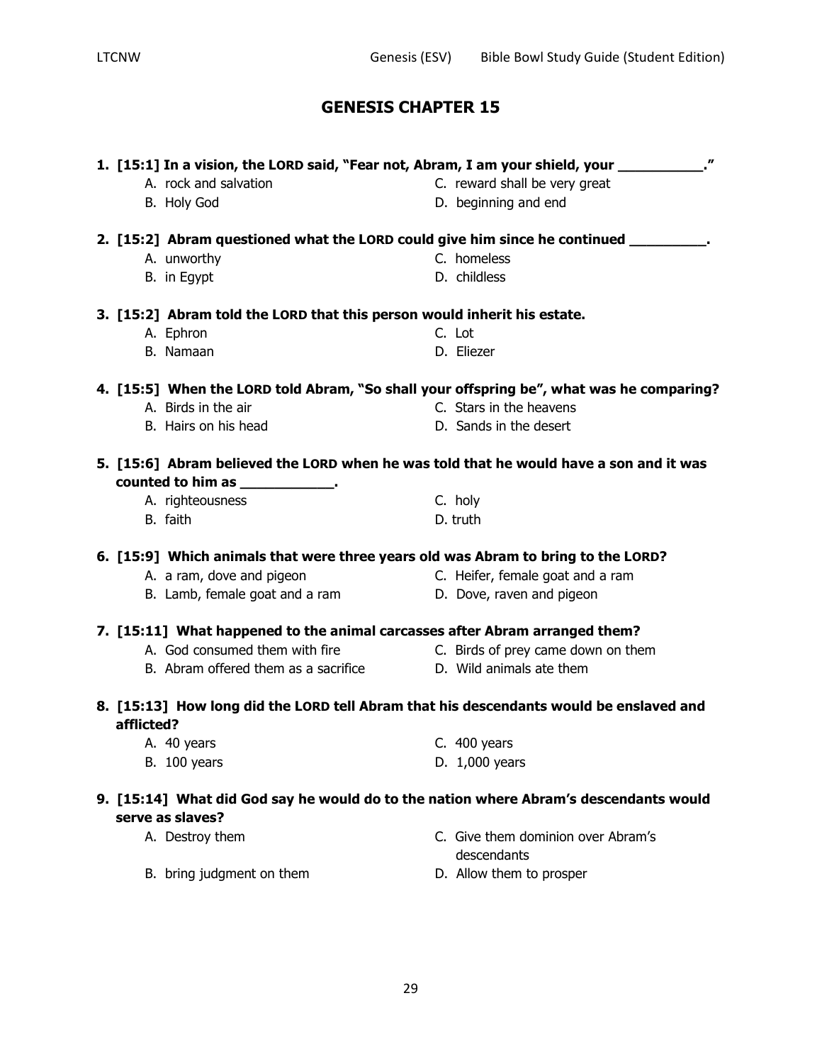## GENESIS CHAPTER 15

**1. [15:1] In a vision, the LORD said, "Fear not, Abram, I am your shield, your ___________."**

- A. rock and salvation
- B. Holy God
- C. reward shall be very great
- D. beginning and end

**2. [15:2] Abram questioned what the LORD could give him since he continued __________.**

- A. unworthy
- B. in Egypt
- C. homeless
- D. childless

**3. [15:2] Abram told the LORD that this person would inherit his estate.**

- A. Ephron
- B. Namaan
- C. Lot
- D. Eliezer

**4. [15:5] When the LORD told Abram, "So shall your offspring be", what was he comparing?**

- A. Birds in the air
- B. Hairs on his head
- C. Stars in the heavens
- D. Sands in the desert

**5. [15:6] Abram believed the LORD when he was told that he would have a son and it was counted to him as ____________.**

- A. righteousness
- B. faith
- C. holy
- D. truth

**6. [15:9] Which animals that were three years old was Abram to bring to the LORD?**

- A. a ram, dove and pigeon
- B. Lamb, female goat and a ram
- C. Heifer, female goat and a ram
- D. Dove, raven and pigeon

**7. [15:11] What happened to the animal carcasses after Abram arranged them?**

- A. God consumed them with fire
- B. Abram offered them as a sacrifice
- C. Birds of prey came down on them
- D. Wild animals ate them

**8. [15:13] How long did the LORD tell Abram that his descendants would be enslaved and afflicted?**

- A. 40 years
- B. 100 years
- C. 400 years
- D. 1,000 years

**9. [15:14] What did God say he would do to the nation where Abram's descendants would serve as slaves?**

- A. Destroy them
- B. bring judgment on them
- C. Give them dominion over Abram's descendants
- D. Allow them to prosper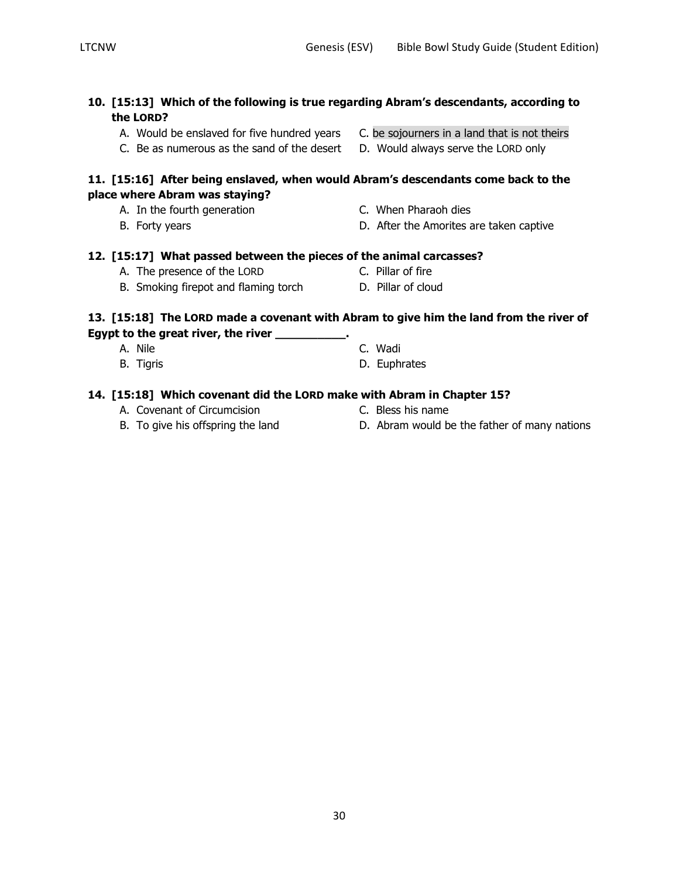**10. [15:13] Which of the following is true regarding Abram's descendants, according to the LORD?**

A. Would be enslaved for five hundred years
C. be sojourners in a land that is not theirs
C. Be as numerous as the sand of the desert
D. Would always serve the LORD only

**11. [15:16] After being enslaved, when would Abram's descendants come back to the place where Abram was staying?**

A. In the fourth generation
B. Forty years
C. When Pharaoh dies
D. After the Amorites are taken captive

**12. [15:17] What passed between the pieces of the animal carcasses?**

A. The presence of the LORD
B. Smoking firepot and flaming torch
C. Pillar of fire
D. Pillar of cloud

**13. [15:18] The LORD made a covenant with Abram to give him the land from the river of Egypt to the great river, the river __________.**

A. Nile
B. Tigris
C. Wadi
D. Euphrates

**14. [15:18] Which covenant did the LORD make with Abram in Chapter 15?**

A. Covenant of Circumcision
B. To give his offspring the land
C. Bless his name
D. Abram would be the father of many nations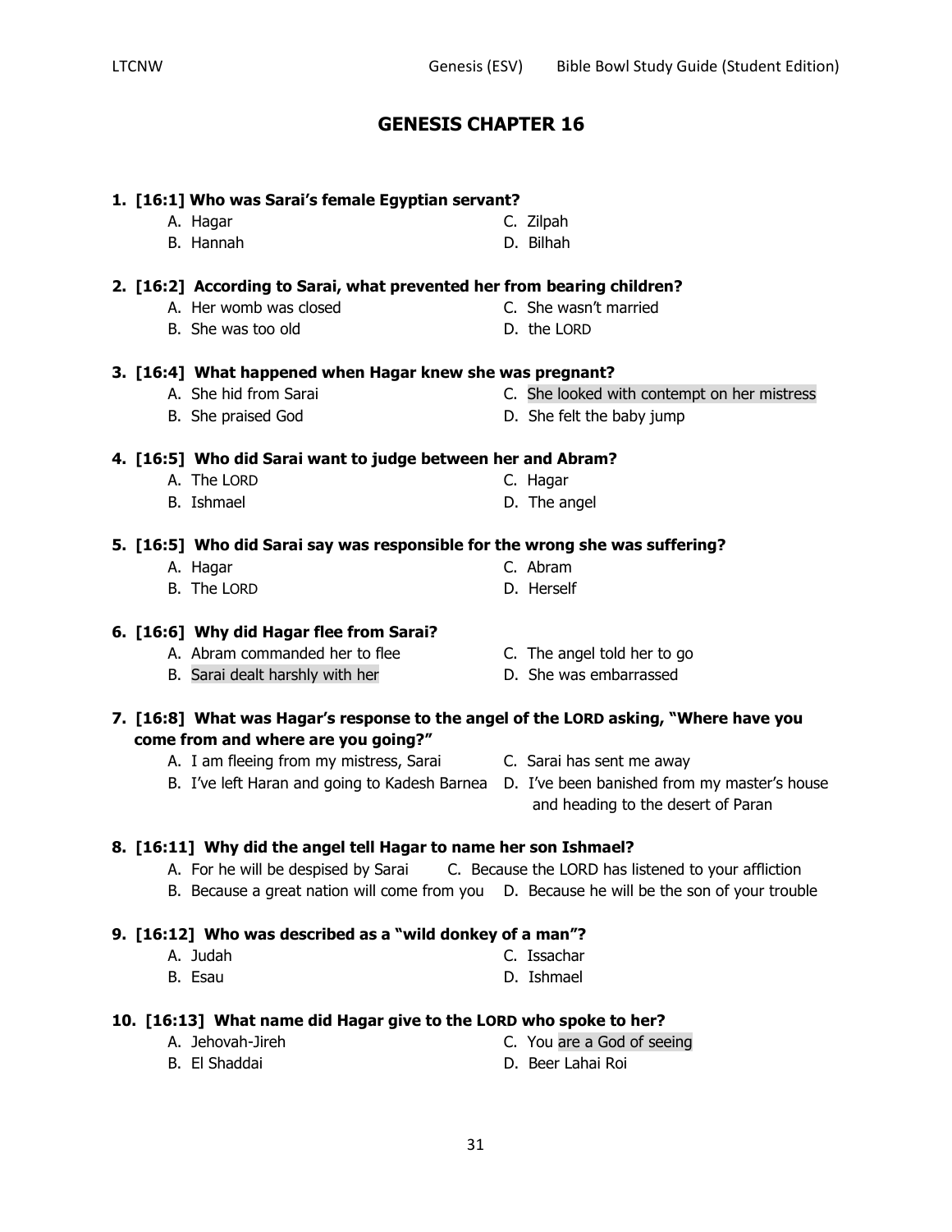# GENESIS CHAPTER 16

**1. [16:1] Who was Sarai's female Egyptian servant?**

A. Hagar
B. Hannah
C. Zilpah
D. Bilhah

**2. [16:2] According to Sarai, what prevented her from bearing children?**

A. Her womb was closed
B. She was too old
C. She wasn't married
D. the LORD

**3. [16:4] What happened when Hagar knew she was pregnant?**

A. She hid from Sarai
B. She praised God
C. She looked with contempt on her mistress
D. She felt the baby jump

**4. [16:5] Who did Sarai want to judge between her and Abram?**

A. The LORD
B. Ishmael
C. Hagar
D. The angel

**5. [16:5] Who did Sarai say was responsible for the wrong she was suffering?**

A. Hagar
B. The LORD
C. Abram
D. Herself

**6. [16:6] Why did Hagar flee from Sarai?**

A. Abram commanded her to flee
B. Sarai dealt harshly with her
C. The angel told her to go
D. She was embarrassed

**7. [16:8] What was Hagar's response to the angel of the LORD asking, "Where have you come from and where are you going?"**

A. I am fleeing from my mistress, Sarai
B. I've left Haran and going to Kadesh Barnea
C. Sarai has sent me away
D. I've been banished from my master's house and heading to the desert of Paran

**8. [16:11] Why did the angel tell Hagar to name her son Ishmael?**

A. For he will be despised by Sarai
B. Because a great nation will come from you
C. Because the LORD has listened to your affliction
D. Because he will be the son of your trouble

**9. [16:12] Who was described as a "wild donkey of a man"?**

A. Judah
B. Esau
C. Issachar
D. Ishmael

**10. [16:13] What name did Hagar give to the LORD who spoke to her?**

A. Jehovah-Jireh
B. El Shaddai
C. You are a God of seeing
D. Beer Lahai Roi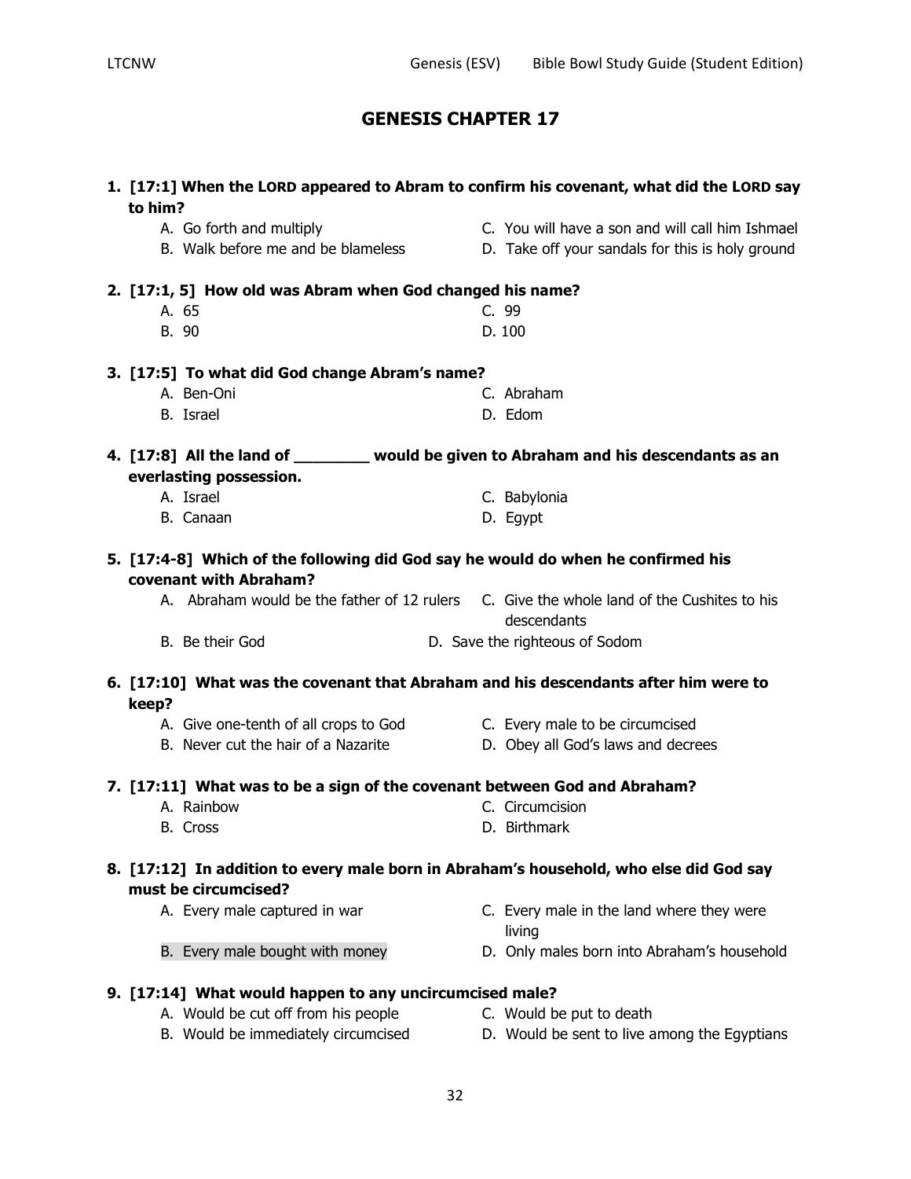# GENESIS CHAPTER 17

**1. [17:1] When the LORD appeared to Abram to confirm his covenant, what did the LORD say to him?**

A. Go forth and multiply
B. Walk before me and be blameless
C. You will have a son and will call him Ishmael
D. Take off your sandals for this is holy ground

**2. [17:1, 5] How old was Abram when God changed his name?**

A. 65
B. 90
C. 99
D. 100

**3. [17:5] To what did God change Abram's name?**

A. Ben-Oni
B. Israel
C. Abraham
D. Edom

**4. [17:8] All the land of ________ would be given to Abraham and his descendants as an everlasting possession.**

A. Israel
B. Canaan
C. Babylonia
D. Egypt

**5. [17:4-8] Which of the following did God say he would do when he confirmed his covenant with Abraham?**

A. Abraham would be the father of 12 rulers
B. Be their God
C. Give the whole land of the Cushites to his descendants
D. Save the righteous of Sodom

**6. [17:10] What was the covenant that Abraham and his descendants after him were to keep?**

A. Give one-tenth of all crops to God
B. Never cut the hair of a Nazarite
C. Every male to be circumcised
D. Obey all God's laws and decrees

**7. [17:11] What was to be a sign of the covenant between God and Abraham?**

A. Rainbow
B. Cross
C. Circumcision
D. Birthmark

**8. [17:12] In addition to every male born in Abraham's household, who else did God say must be circumcised?**

A. Every male captured in war
B. Every male bought with money
C. Every male in the land where they were living
D. Only males born into Abraham's household

**9. [17:14] What would happen to any uncircumcised male?**

A. Would be cut off from his people
B. Would be immediately circumcised
C. Would be put to death
D. Would be sent to live among the Egyptians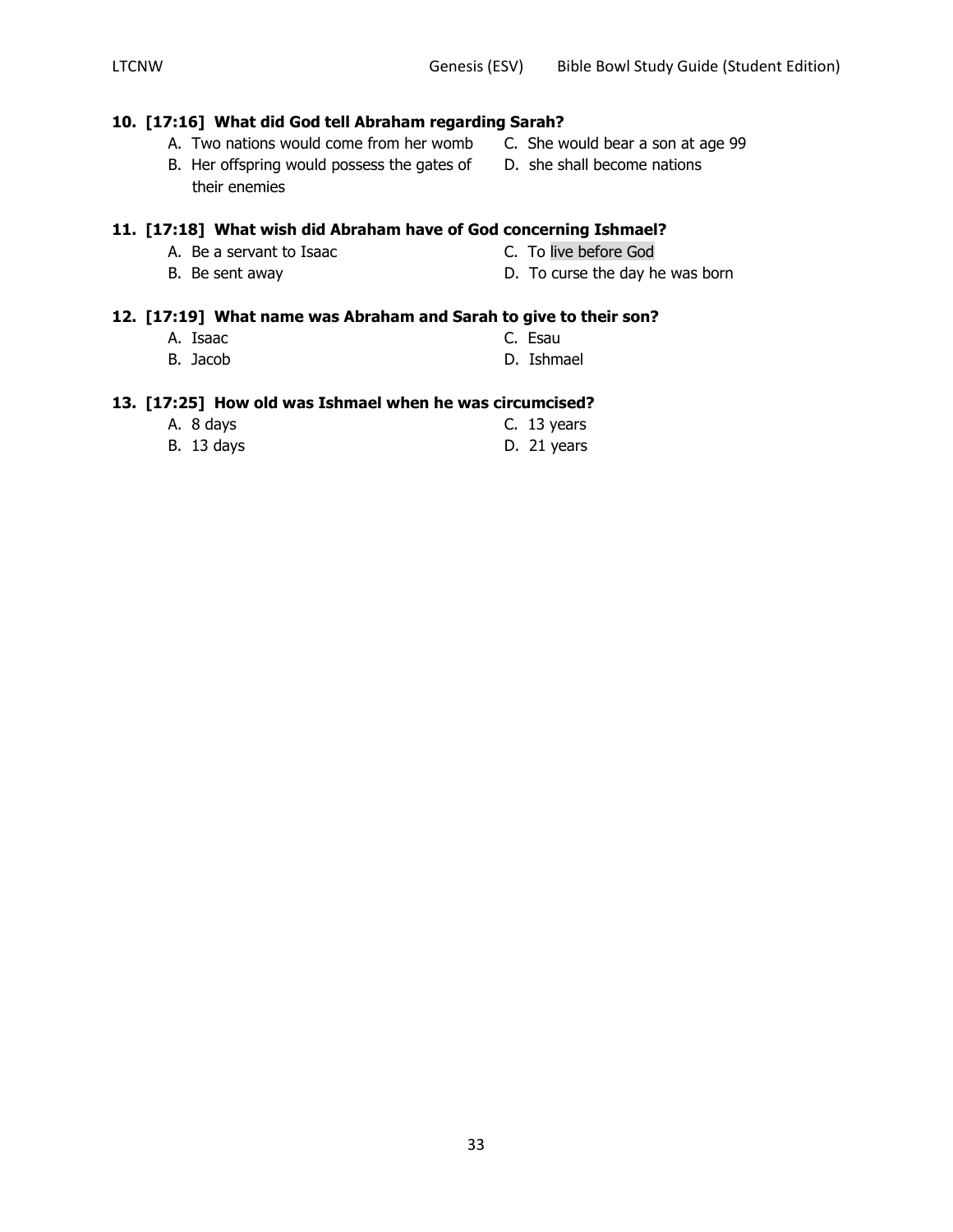**10. [17:16] What did God tell Abraham regarding Sarah?**

A. Two nations would come from her womb
B. Her offspring would possess the gates of their enemies
C. She would bear a son at age 99
D. she shall become nations

**11. [17:18] What wish did Abraham have of God concerning Ishmael?**

A. Be a servant to Isaac
B. Be sent away
C. To live before God
D. To curse the day he was born

**12. [17:19] What name was Abraham and Sarah to give to their son?**

A. Isaac
B. Jacob
C. Esau
D. Ishmael

**13. [17:25] How old was Ishmael when he was circumcised?**

A. 8 days
B. 13 days
C. 13 years
D. 21 years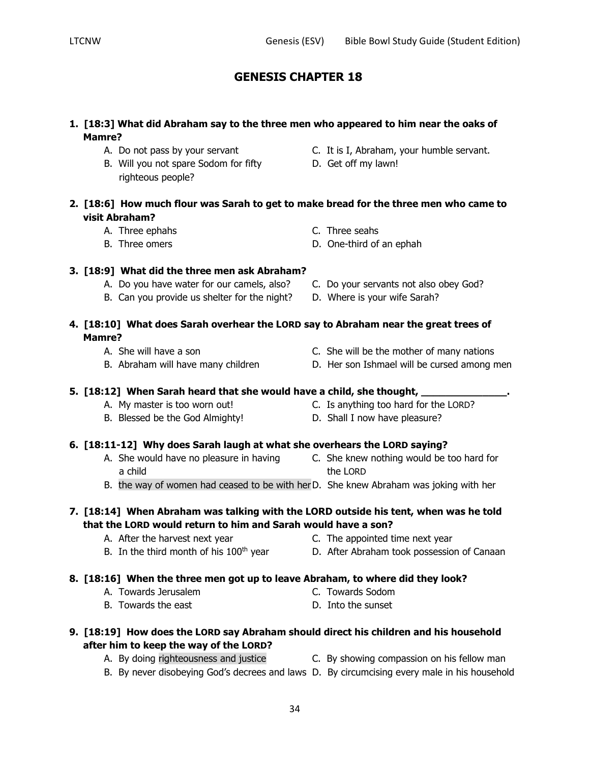# GENESIS CHAPTER 18

**1. [18:3] What did Abraham say to the three men who appeared to him near the oaks of Mamre?**

A. Do not pass by your servant
B. Will you not spare Sodom for fifty righteous people?
C. It is I, Abraham, your humble servant.
D. Get off my lawn!

**2. [18:6] How much flour was Sarah to get to make bread for the three men who came to visit Abraham?**

A. Three ephahs
B. Three omers
C. Three seahs
D. One-third of an ephah

**3. [18:9] What did the three men ask Abraham?**

A. Do you have water for our camels, also?
B. Can you provide us shelter for the night?
C. Do your servants not also obey God?
D. Where is your wife Sarah?

**4. [18:10] What does Sarah overhear the LORD say to Abraham near the great trees of Mamre?**

A. She will have a son
B. Abraham will have many children
C. She will be the mother of many nations
D. Her son Ishmael will be cursed among men

**5. [18:12] When Sarah heard that she would have a child, she thought, _______________.**

A. My master is too worn out!
B. Blessed be the God Almighty!
C. Is anything too hard for the LORD?
D. Shall I now have pleasure?

**6. [18:11-12] Why does Sarah laugh at what she overhears the LORD saying?**

A. She would have no pleasure in having a child
B. the way of women had ceased to be with her
C. She knew nothing would be too hard for the LORD
D. She knew Abraham was joking with her

**7. [18:14] When Abraham was talking with the LORD outside his tent, when was he told that the LORD would return to him and Sarah would have a son?**

A. After the harvest next year
B. In the third month of his 100th year
C. The appointed time next year
D. After Abraham took possession of Canaan

**8. [18:16] When the three men got up to leave Abraham, to where did they look?**

A. Towards Jerusalem
B. Towards the east
C. Towards Sodom
D. Into the sunset

**9. [18:19] How does the LORD say Abraham should direct his children and his household after him to keep the way of the LORD?**

A. By doing righteousness and justice
B. By never disobeying God's decrees and laws
C. By showing compassion on his fellow man
D. By circumcising every male in his household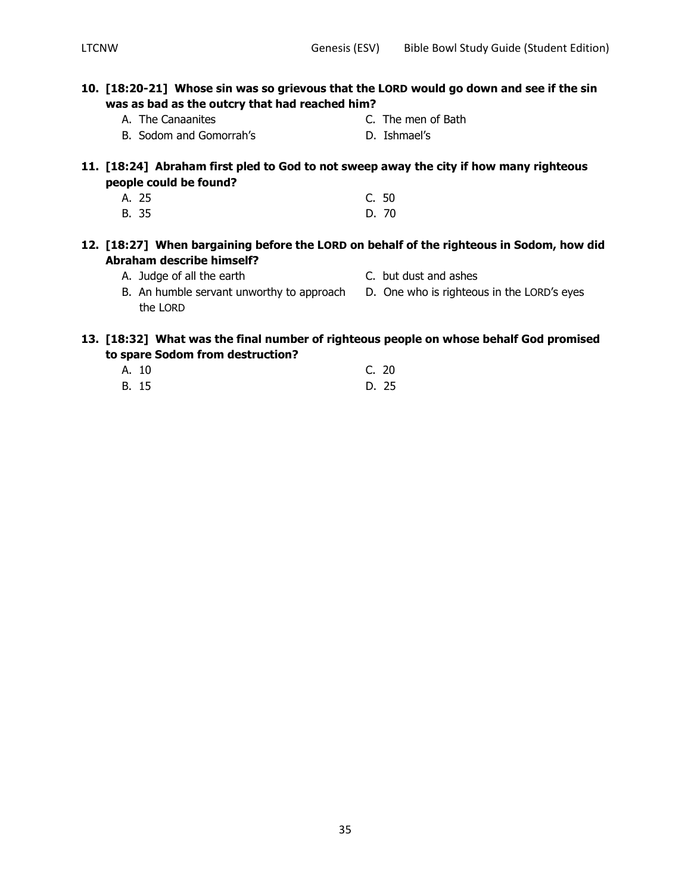**10. [18:20-21] Whose sin was so grievous that the LORD would go down and see if the sin was as bad as the outcry that had reached him?**

A. The Canaanites
B. Sodom and Gomorrah's
C. The men of Bath
D. Ishmael's

**11. [18:24] Abraham first pled to God to not sweep away the city if how many righteous people could be found?**

A. 25
B. 35
C. 50
D. 70

**12. [18:27] When bargaining before the LORD on behalf of the righteous in Sodom, how did Abraham describe himself?**

A. Judge of all the earth
B. An humble servant unworthy to approach the LORD
C. but dust and ashes
D. One who is righteous in the LORD's eyes

**13. [18:32] What was the final number of righteous people on whose behalf God promised to spare Sodom from destruction?**

A. 10
B. 15
C. 20
D. 25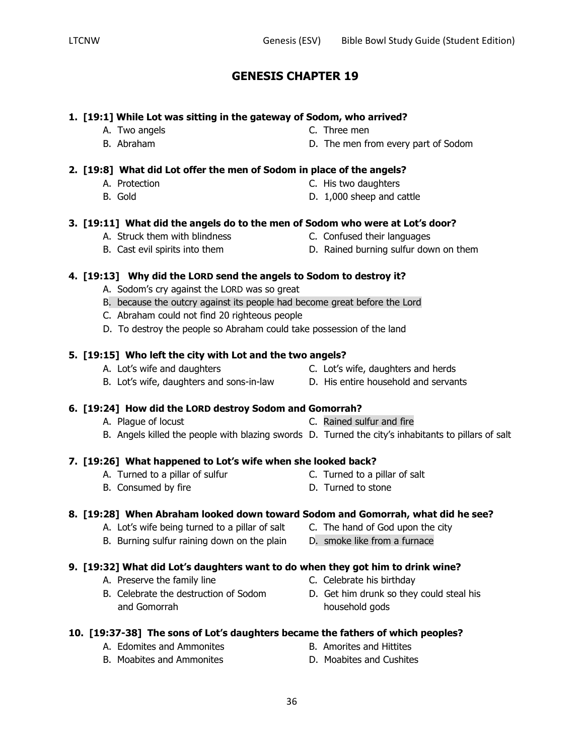# GENESIS CHAPTER 19

**1. [19:1] While Lot was sitting in the gateway of Sodom, who arrived?**

- A. Two angels
- B. Abraham
- C. Three men
- D. The men from every part of Sodom

**2. [19:8] What did Lot offer the men of Sodom in place of the angels?**

- A. Protection
- B. Gold
- C. His two daughters
- D. 1,000 sheep and cattle

**3. [19:11] What did the angels do to the men of Sodom who were at Lot's door?**

- A. Struck them with blindness
- B. Cast evil spirits into them
- C. Confused their languages
- D. Rained burning sulfur down on them

**4. [19:13] Why did the LORD send the angels to Sodom to destroy it?**

- A. Sodom's cry against the LORD was so great
- B. because the outcry against its people had become great before the Lord
- C. Abraham could not find 20 righteous people
- D. To destroy the people so Abraham could take possession of the land

**5. [19:15] Who left the city with Lot and the two angels?**

- A. Lot's wife and daughters
- B. Lot's wife, daughters and sons-in-law
- C. Lot's wife, daughters and herds
- D. His entire household and servants

**6. [19:24] How did the LORD destroy Sodom and Gomorrah?**

- A. Plague of locust
- B. Angels killed the people with blazing swords
- C. Rained sulfur and fire
- D. Turned the city's inhabitants to pillars of salt

**7. [19:26] What happened to Lot's wife when she looked back?**

- A. Turned to a pillar of sulfur
- B. Consumed by fire
- C. Turned to a pillar of salt
- D. Turned to stone

**8. [19:28] When Abraham looked down toward Sodom and Gomorrah, what did he see?**

- A. Lot's wife being turned to a pillar of salt
- B. Burning sulfur raining down on the plain
- C. The hand of God upon the city
- D. smoke like from a furnace

**9. [19:32] What did Lot's daughters want to do when they got him to drink wine?**

- A. Preserve the family line
- B. Celebrate the destruction of Sodom and Gomorrah
- C. Celebrate his birthday
- D. Get him drunk so they could steal his household gods

**10. [19:37-38] The sons of Lot's daughters became the fathers of which peoples?**

- A. Edomites and Ammonites
- B. Moabites and Ammonites
- B. Amorites and Hittites
- D. Moabites and Cushites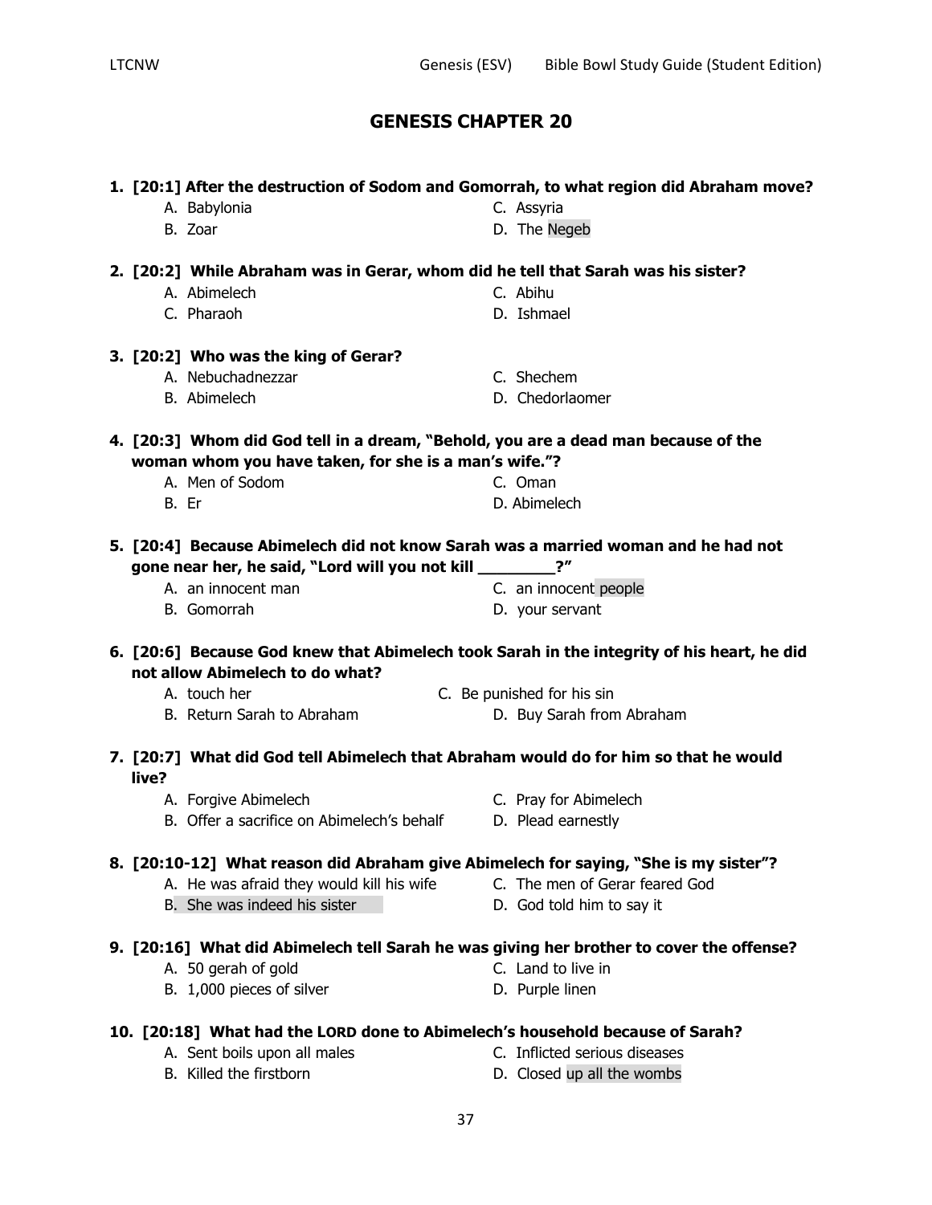# GENESIS CHAPTER 20

**1. [20:1] After the destruction of Sodom and Gomorrah, to what region did Abraham move?**

- A. Babylonia
- B. Zoar
- C. Assyria
- D. The Negeb

**2. [20:2] While Abraham was in Gerar, whom did he tell that Sarah was his sister?**

- A. Abimelech
- C. Pharaoh
- C. Abihu
- D. Ishmael

**3. [20:2] Who was the king of Gerar?**

- A. Nebuchadnezzar
- B. Abimelech
- C. Shechem
- D. Chedorlaomer

**4. [20:3] Whom did God tell in a dream, "Behold, you are a dead man because of the woman whom you have taken, for she is a man's wife."?**

- A. Men of Sodom
- B. Er
- C. Oman
- D. Abimelech

**5. [20:4] Because Abimelech did not know Sarah was a married woman and he had not gone near her, he said, "Lord will you not kill ________?"**

- A. an innocent man
- B. Gomorrah
- C. an innocent people
- D. your servant

**6. [20:6] Because God knew that Abimelech took Sarah in the integrity of his heart, he did not allow Abimelech to do what?**

- A. touch her
- B. Return Sarah to Abraham
- C. Be punished for his sin
- D. Buy Sarah from Abraham

**7. [20:7] What did God tell Abimelech that Abraham would do for him so that he would live?**

- A. Forgive Abimelech
- B. Offer a sacrifice on Abimelech's behalf
- C. Pray for Abimelech
- D. Plead earnestly

**8. [20:10-12] What reason did Abraham give Abimelech for saying, "She is my sister"?**

- A. He was afraid they would kill his wife
- B. She was indeed his sister
- C. The men of Gerar feared God
- D. God told him to say it

**9. [20:16] What did Abimelech tell Sarah he was giving her brother to cover the offense?**

- A. 50 gerah of gold
- B. 1,000 pieces of silver
- C. Land to live in
- D. Purple linen

**10. [20:18] What had the LORD done to Abimelech's household because of Sarah?**

- A. Sent boils upon all males
- B. Killed the firstborn
- C. Inflicted serious diseases
- D. Closed up all the wombs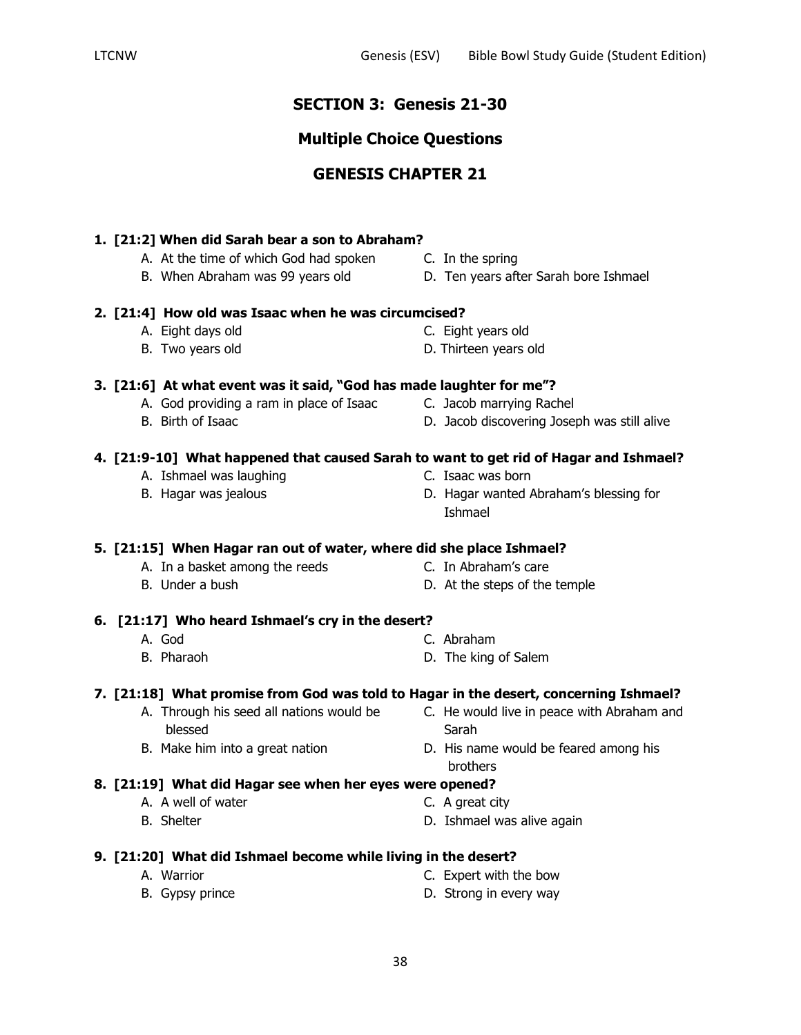## SECTION 3: Genesis 21-30

## Multiple Choice Questions

## GENESIS CHAPTER 21

**1. [21:2] When did Sarah bear a son to Abraham?**

- A. At the time of which God had spoken
- B. When Abraham was 99 years old
- C. In the spring
- D. Ten years after Sarah bore Ishmael

**2. [21:4] How old was Isaac when he was circumcised?**

- A. Eight days old
- B. Two years old
- C. Eight years old
- D. Thirteen years old

**3. [21:6] At what event was it said, "God has made laughter for me"?**

- A. God providing a ram in place of Isaac
- B. Birth of Isaac
- C. Jacob marrying Rachel
- D. Jacob discovering Joseph was still alive

**4. [21:9-10] What happened that caused Sarah to want to get rid of Hagar and Ishmael?**

- A. Ishmael was laughing
- B. Hagar was jealous
- C. Isaac was born
- D. Hagar wanted Abraham's blessing for Ishmael

**5. [21:15] When Hagar ran out of water, where did she place Ishmael?**

- A. In a basket among the reeds
- B. Under a bush
- C. In Abraham's care
- D. At the steps of the temple

**6. [21:17] Who heard Ishmael's cry in the desert?**

- A. God
- B. Pharaoh
- C. Abraham
- D. The king of Salem

**7. [21:18] What promise from God was told to Hagar in the desert, concerning Ishmael?**

- A. Through his seed all nations would be blessed
- B. Make him into a great nation
- C. He would live in peace with Abraham and Sarah
- D. His name would be feared among his brothers

**8. [21:19] What did Hagar see when her eyes were opened?**

- A. A well of water
- B. Shelter
- C. A great city
- D. Ishmael was alive again

**9. [21:20] What did Ishmael become while living in the desert?**

- A. Warrior
- B. Gypsy prince
- C. Expert with the bow
- D. Strong in every way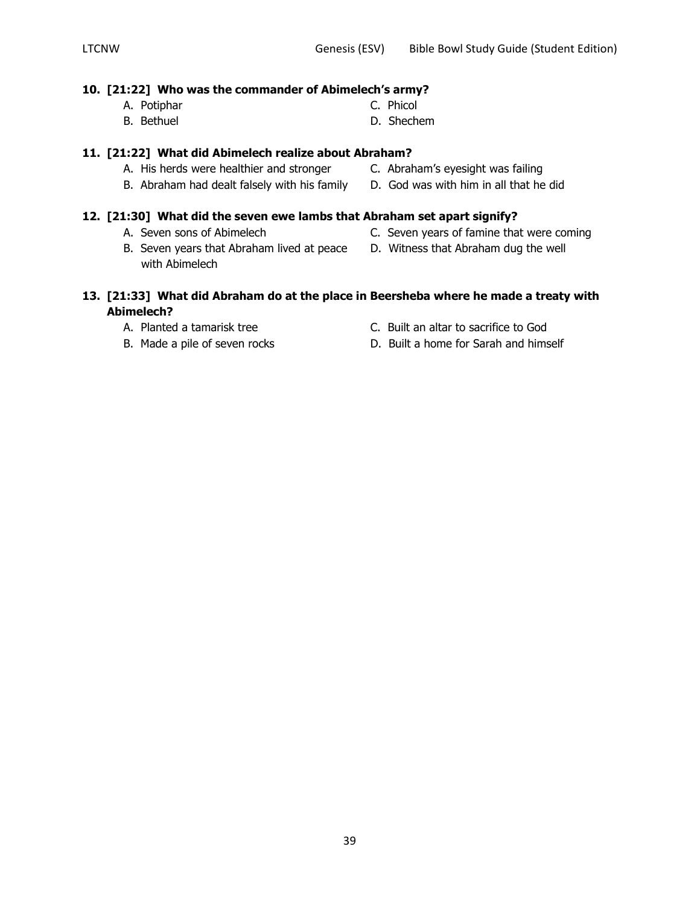**10. [21:22] Who was the commander of Abimelech's army?**

A. Potiphar
B. Bethuel
C. Phicol
D. Shechem

**11. [21:22] What did Abimelech realize about Abraham?**

A. His herds were healthier and stronger
B. Abraham had dealt falsely with his family
C. Abraham's eyesight was failing
D. God was with him in all that he did

**12. [21:30] What did the seven ewe lambs that Abraham set apart signify?**

A. Seven sons of Abimelech
B. Seven years that Abraham lived at peace with Abimelech
C. Seven years of famine that were coming
D. Witness that Abraham dug the well

**13. [21:33] What did Abraham do at the place in Beersheba where he made a treaty with Abimelech?**

A. Planted a tamarisk tree
B. Made a pile of seven rocks
C. Built an altar to sacrifice to God
D. Built a home for Sarah and himself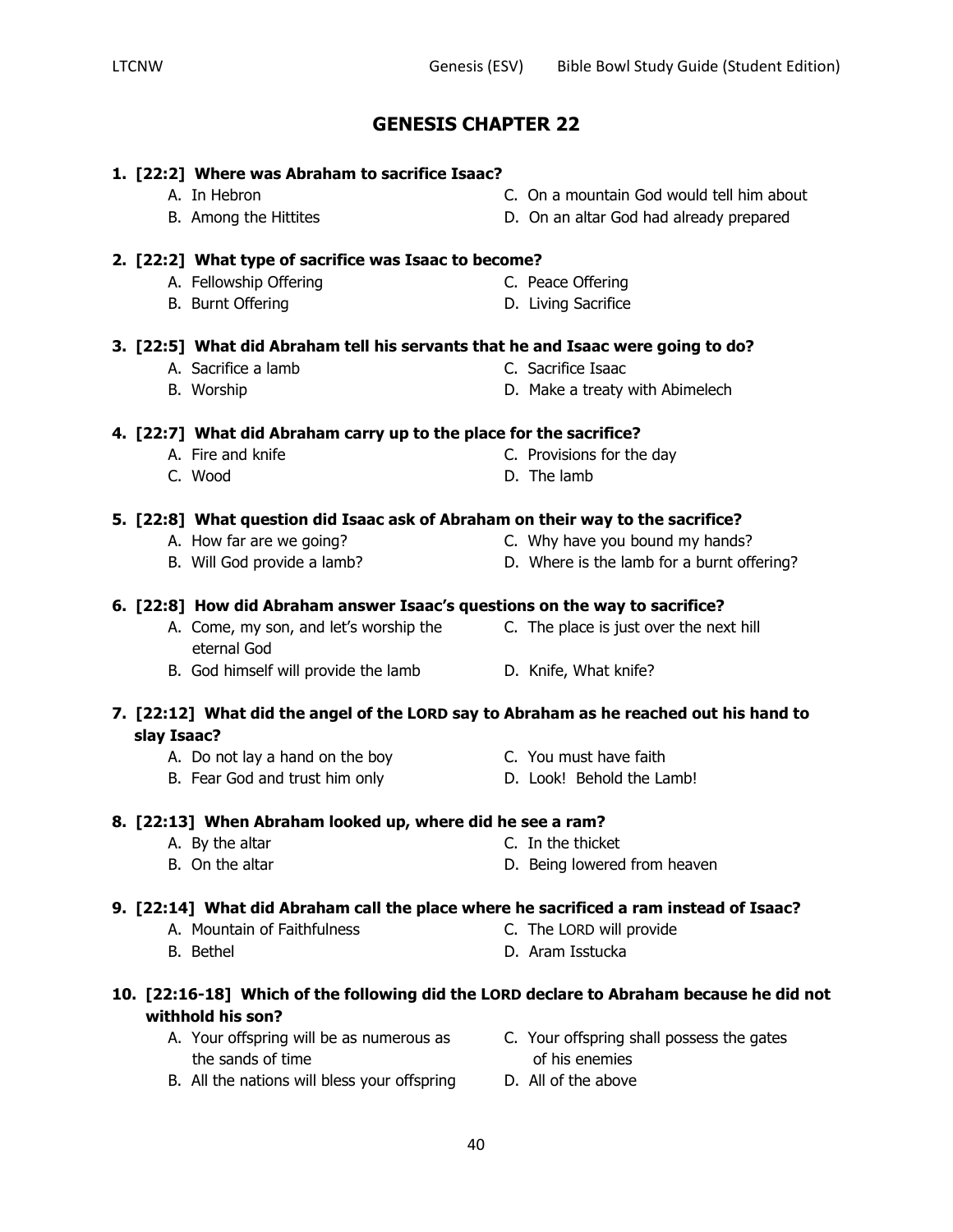# GENESIS CHAPTER 22

**1. [22:2] Where was Abraham to sacrifice Isaac?**

A. In Hebron
B. Among the Hittites
C. On a mountain God would tell him about
D. On an altar God had already prepared

**2. [22:2] What type of sacrifice was Isaac to become?**

A. Fellowship Offering
B. Burnt Offering
C. Peace Offering
D. Living Sacrifice

**3. [22:5] What did Abraham tell his servants that he and Isaac were going to do?**

A. Sacrifice a lamb
B. Worship
C. Sacrifice Isaac
D. Make a treaty with Abimelech

**4. [22:7] What did Abraham carry up to the place for the sacrifice?**

A. Fire and knife
C. Wood
C. Provisions for the day
D. The lamb

**5. [22:8] What question did Isaac ask of Abraham on their way to the sacrifice?**

A. How far are we going?
B. Will God provide a lamb?
C. Why have you bound my hands?
D. Where is the lamb for a burnt offering?

**6. [22:8] How did Abraham answer Isaac's questions on the way to sacrifice?**

A. Come, my son, and let's worship the eternal God
B. God himself will provide the lamb
C. The place is just over the next hill
D. Knife, What knife?

**7. [22:12] What did the angel of the LORD say to Abraham as he reached out his hand to slay Isaac?**

A. Do not lay a hand on the boy
B. Fear God and trust him only
C. You must have faith
D. Look! Behold the Lamb!

**8. [22:13] When Abraham looked up, where did he see a ram?**

A. By the altar
B. On the altar
C. In the thicket
D. Being lowered from heaven

**9. [22:14] What did Abraham call the place where he sacrificed a ram instead of Isaac?**

A. Mountain of Faithfulness
B. Bethel
C. The LORD will provide
D. Aram Isstucka

**10. [22:16-18] Which of the following did the LORD declare to Abraham because he did not withhold his son?**

A. Your offspring will be as numerous as the sands of time
B. All the nations will bless your offspring
C. Your offspring shall possess the gates of his enemies
D. All of the above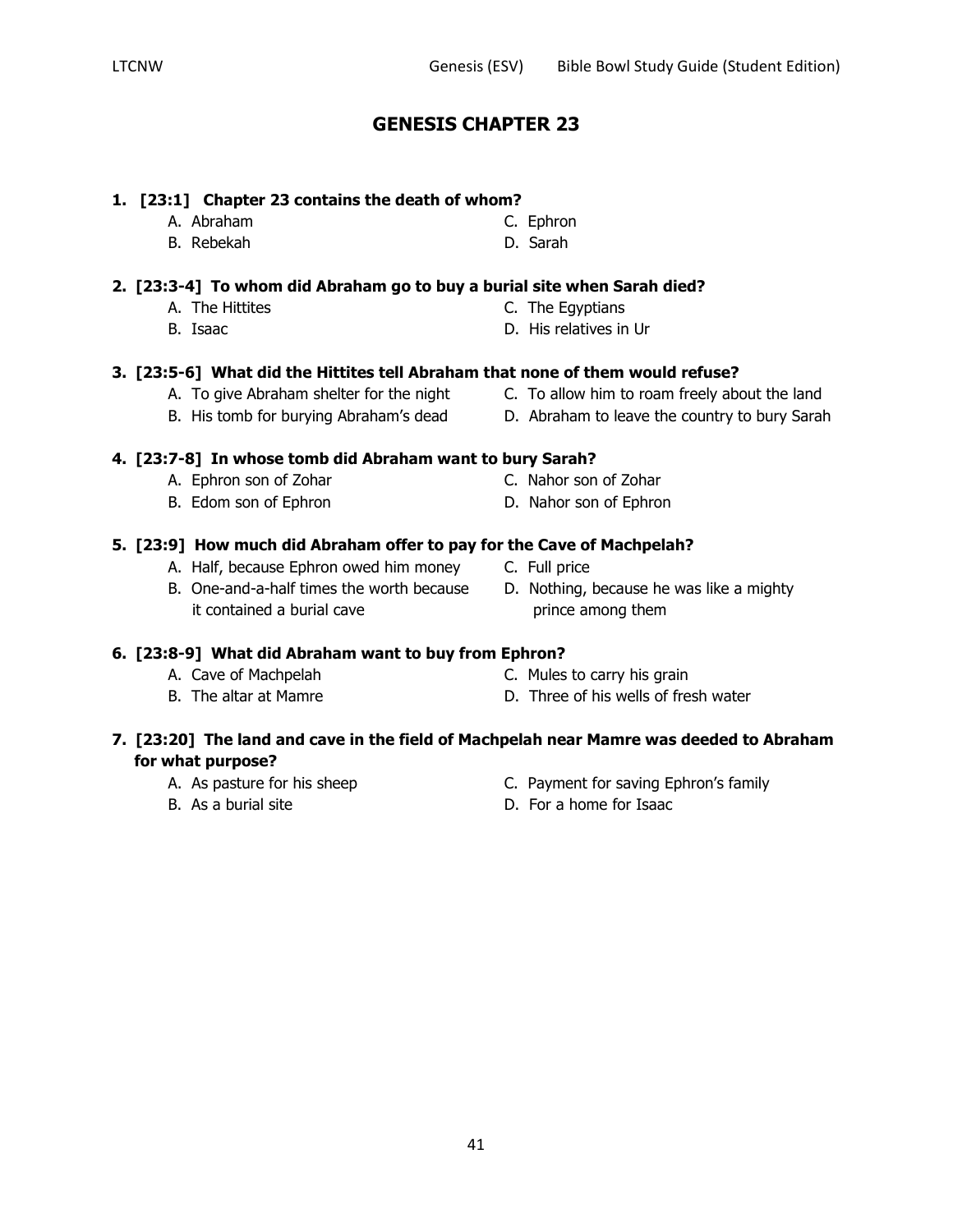# GENESIS CHAPTER 23

**1. [23:1] Chapter 23 contains the death of whom?**

- A. Abraham
- B. Rebekah
- C. Ephron
- D. Sarah

**2. [23:3-4] To whom did Abraham go to buy a burial site when Sarah died?**

- A. The Hittites
- B. Isaac
- C. The Egyptians
- D. His relatives in Ur

**3. [23:5-6] What did the Hittites tell Abraham that none of them would refuse?**

- A. To give Abraham shelter for the night
- B. His tomb for burying Abraham's dead
- C. To allow him to roam freely about the land
- D. Abraham to leave the country to bury Sarah

**4. [23:7-8] In whose tomb did Abraham want to bury Sarah?**

- A. Ephron son of Zohar
- B. Edom son of Ephron
- C. Nahor son of Zohar
- D. Nahor son of Ephron

**5. [23:9] How much did Abraham offer to pay for the Cave of Machpelah?**

- A. Half, because Ephron owed him money
- B. One-and-a-half times the worth because it contained a burial cave
- C. Full price
- D. Nothing, because he was like a mighty prince among them

**6. [23:8-9] What did Abraham want to buy from Ephron?**

- A. Cave of Machpelah
- B. The altar at Mamre
- C. Mules to carry his grain
- D. Three of his wells of fresh water

**7. [23:20] The land and cave in the field of Machpelah near Mamre was deeded to Abraham for what purpose?**

- A. As pasture for his sheep
- B. As a burial site
- C. Payment for saving Ephron's family
- D. For a home for Isaac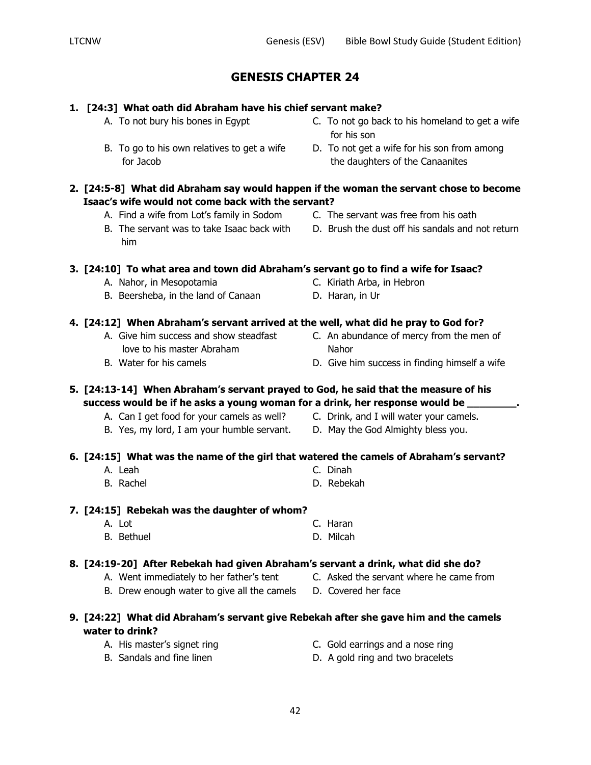# GENESIS CHAPTER 24

**1. [24:3] What oath did Abraham have his chief servant make?**

A. To not bury his bones in Egypt

B. To go to his own relatives to get a wife for Jacob

C. To not go back to his homeland to get a wife for his son

D. To not get a wife for his son from among the daughters of the Canaanites

**2. [24:5-8] What did Abraham say would happen if the woman the servant chose to become Isaac's wife would not come back with the servant?**

A. Find a wife from Lot's family in Sodom

B. The servant was to take Isaac back with him

C. The servant was free from his oath

D. Brush the dust off his sandals and not return

**3. [24:10] To what area and town did Abraham's servant go to find a wife for Isaac?**

A. Nahor, in Mesopotamia

B. Beersheba, in the land of Canaan

C. Kiriath Arba, in Hebron

D. Haran, in Ur

**4. [24:12] When Abraham's servant arrived at the well, what did he pray to God for?**

A. Give him success and show steadfast love to his master Abraham

B. Water for his camels

C. An abundance of mercy from the men of Nahor

D. Give him success in finding himself a wife

**5. [24:13-14] When Abraham's servant prayed to God, he said that the measure of his success would be if he asks a young woman for a drink, her response would be ________.**

A. Can I get food for your camels as well?

B. Yes, my lord, I am your humble servant.

C. Drink, and I will water your camels.

D. May the God Almighty bless you.

**6. [24:15] What was the name of the girl that watered the camels of Abraham's servant?**

A. Leah

B. Rachel

C. Dinah

D. Rebekah

**7. [24:15] Rebekah was the daughter of whom?**

A. Lot

B. Bethuel

C. Haran

D. Milcah

**8. [24:19-20] After Rebekah had given Abraham's servant a drink, what did she do?**

A. Went immediately to her father's tent

B. Drew enough water to give all the camels

C. Asked the servant where he came from

D. Covered her face

**9. [24:22] What did Abraham's servant give Rebekah after she gave him and the camels water to drink?**

A. His master's signet ring

B. Sandals and fine linen

C. Gold earrings and a nose ring

D. A gold ring and two bracelets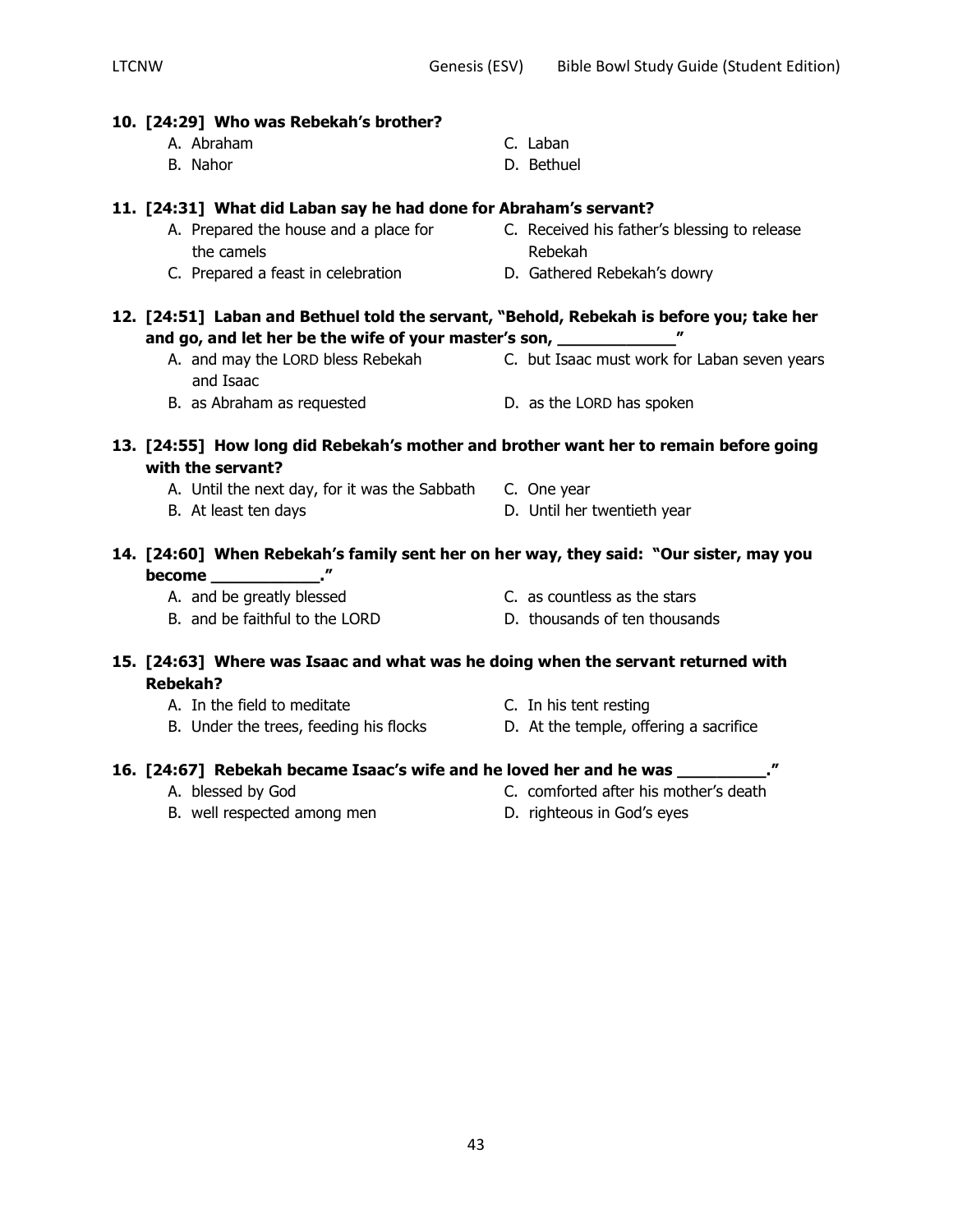**10. [24:29] Who was Rebekah's brother?**

A. Abraham
B. Nahor
C. Laban
D. Bethuel

**11. [24:31] What did Laban say he had done for Abraham's servant?**

A. Prepared the house and a place for the camels
C. Received his father's blessing to release Rebekah
C. Prepared a feast in celebration
D. Gathered Rebekah's dowry

**12. [24:51] Laban and Bethuel told the servant, "Behold, Rebekah is before you; take her and go, and let her be the wife of your master's son, ____________"**

A. and may the LORD bless Rebekah and Isaac
B. as Abraham as requested
C. but Isaac must work for Laban seven years
D. as the LORD has spoken

**13. [24:55] How long did Rebekah's mother and brother want her to remain before going with the servant?**

A. Until the next day, for it was the Sabbath
B. At least ten days
C. One year
D. Until her twentieth year

**14. [24:60] When Rebekah's family sent her on her way, they said: "Our sister, may you become ___________."**

A. and be greatly blessed
B. and be faithful to the LORD
C. as countless as the stars
D. thousands of ten thousands

**15. [24:63] Where was Isaac and what was he doing when the servant returned with Rebekah?**

A. In the field to meditate
B. Under the trees, feeding his flocks
C. In his tent resting
D. At the temple, offering a sacrifice

**16. [24:67] Rebekah became Isaac's wife and he loved her and he was _________."**

A. blessed by God
B. well respected among men
C. comforted after his mother's death
D. righteous in God's eyes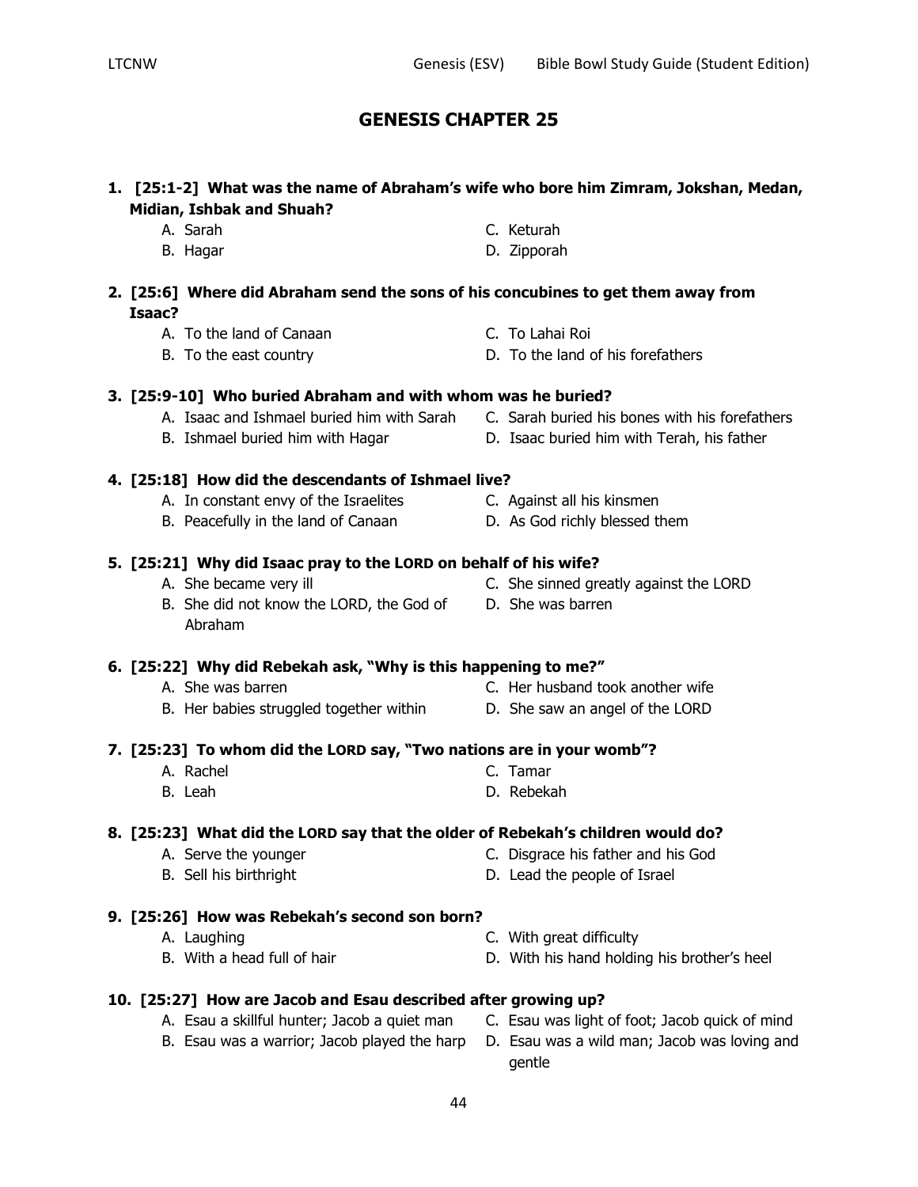# GENESIS CHAPTER 25

**1. [25:1-2] What was the name of Abraham's wife who bore him Zimram, Jokshan, Medan, Midian, Ishbak and Shuah?**

- A. Sarah
- B. Hagar
- C. Keturah
- D. Zipporah

**2. [25:6] Where did Abraham send the sons of his concubines to get them away from Isaac?**

- A. To the land of Canaan
- B. To the east country
- C. To Lahai Roi
- D. To the land of his forefathers

**3. [25:9-10] Who buried Abraham and with whom was he buried?**

- A. Isaac and Ishmael buried him with Sarah
- B. Ishmael buried him with Hagar
- C. Sarah buried his bones with his forefathers
- D. Isaac buried him with Terah, his father

**4. [25:18] How did the descendants of Ishmael live?**

- A. In constant envy of the Israelites
- B. Peacefully in the land of Canaan
- C. Against all his kinsmen
- D. As God richly blessed them

**5. [25:21] Why did Isaac pray to the LORD on behalf of his wife?**

- A. She became very ill
- B. She did not know the LORD, the God of Abraham
- C. She sinned greatly against the LORD
- D. She was barren

**6. [25:22] Why did Rebekah ask, "Why is this happening to me?"**

- A. She was barren
- B. Her babies struggled together within
- C. Her husband took another wife
- D. She saw an angel of the LORD

**7. [25:23] To whom did the LORD say, "Two nations are in your womb"?**

- A. Rachel
- B. Leah
- C. Tamar
- D. Rebekah

**8. [25:23] What did the LORD say that the older of Rebekah's children would do?**

- A. Serve the younger
- B. Sell his birthright
- C. Disgrace his father and his God
- D. Lead the people of Israel

**9. [25:26] How was Rebekah's second son born?**

- A. Laughing
- B. With a head full of hair
- C. With great difficulty
- D. With his hand holding his brother's heel

**10. [25:27] How are Jacob and Esau described after growing up?**

- A. Esau a skillful hunter; Jacob a quiet man
- B. Esau was a warrior; Jacob played the harp
- C. Esau was light of foot; Jacob quick of mind
- D. Esau was a wild man; Jacob was loving and gentle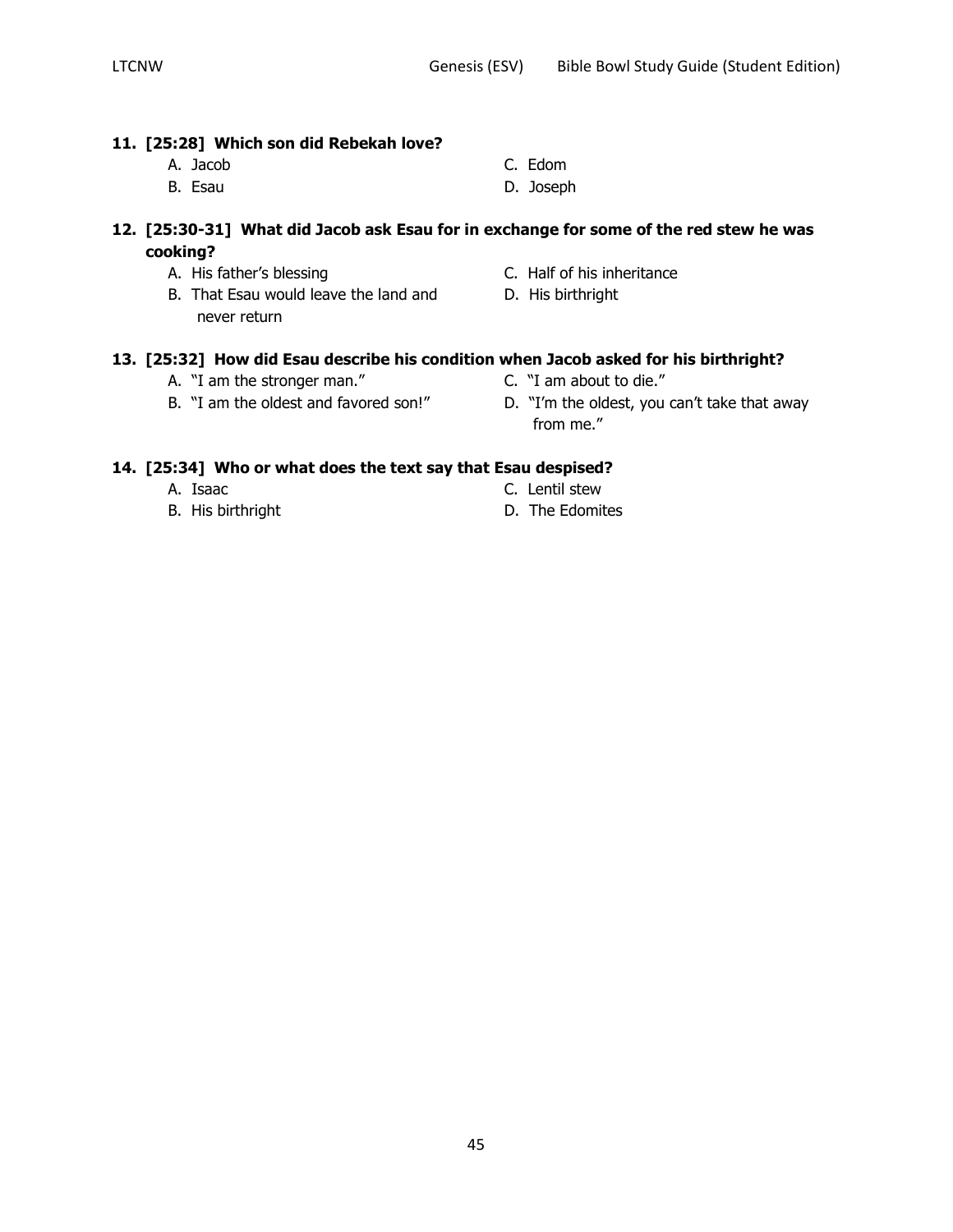**11. [25:28] Which son did Rebekah love?**

A. Jacob
B. Esau
C. Edom
D. Joseph

**12. [25:30-31] What did Jacob ask Esau for in exchange for some of the red stew he was cooking?**

A. His father's blessing
B. That Esau would leave the land and never return
C. Half of his inheritance
D. His birthright

**13. [25:32] How did Esau describe his condition when Jacob asked for his birthright?**

A. "I am the stronger man."
B. "I am the oldest and favored son!"
C. "I am about to die."
D. "I'm the oldest, you can't take that away from me."

**14. [25:34] Who or what does the text say that Esau despised?**

A. Isaac
B. His birthright
C. Lentil stew
D. The Edomites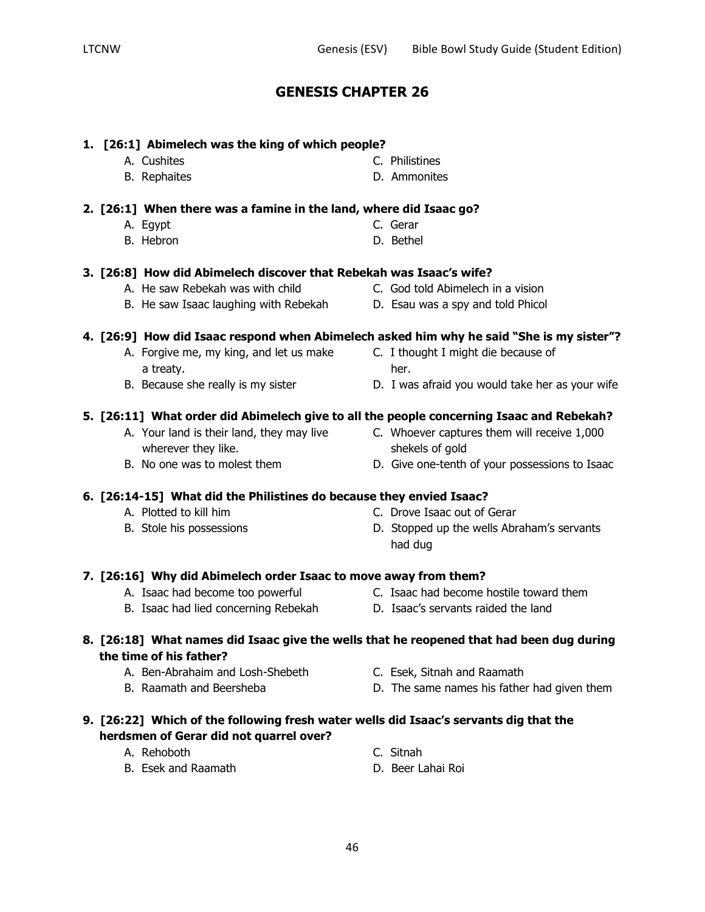# GENESIS CHAPTER 26

**1. [26:1] Abimelech was the king of which people?**

- A. Cushites
- B. Rephaites
- C. Philistines
- D. Ammonites

**2. [26:1] When there was a famine in the land, where did Isaac go?**

- A. Egypt
- B. Hebron
- C. Gerar
- D. Bethel

**3. [26:8] How did Abimelech discover that Rebekah was Isaac's wife?**

- A. He saw Rebekah was with child
- B. He saw Isaac laughing with Rebekah
- C. God told Abimelech in a vision
- D. Esau was a spy and told Phicol

**4. [26:9] How did Isaac respond when Abimelech asked him why he said "She is my sister"?**

- A. Forgive me, my king, and let us make a treaty.
- B. Because she really is my sister
- C. I thought I might die because of her.
- D. I was afraid you would take her as your wife

**5. [26:11] What order did Abimelech give to all the people concerning Isaac and Rebekah?**

- A. Your land is their land, they may live wherever they like.
- B. No one was to molest them
- C. Whoever captures them will receive 1,000 shekels of gold
- D. Give one-tenth of your possessions to Isaac

**6. [26:14-15] What did the Philistines do because they envied Isaac?**

- A. Plotted to kill him
- B. Stole his possessions
- C. Drove Isaac out of Gerar
- D. Stopped up the wells Abraham's servants had dug

**7. [26:16] Why did Abimelech order Isaac to move away from them?**

- A. Isaac had become too powerful
- B. Isaac had lied concerning Rebekah
- C. Isaac had become hostile toward them
- D. Isaac's servants raided the land

**8. [26:18] What names did Isaac give the wells that he reopened that had been dug during the time of his father?**

- A. Ben-Abrahaim and Losh-Shebeth
- B. Raamath and Beersheba
- C. Esek, Sitnah and Raamath
- D. The same names his father had given them

**9. [26:22] Which of the following fresh water wells did Isaac's servants dig that the herdsmen of Gerar did not quarrel over?**

- A. Rehoboth
- B. Esek and Raamath
- C. Sitnah
- D. Beer Lahai Roi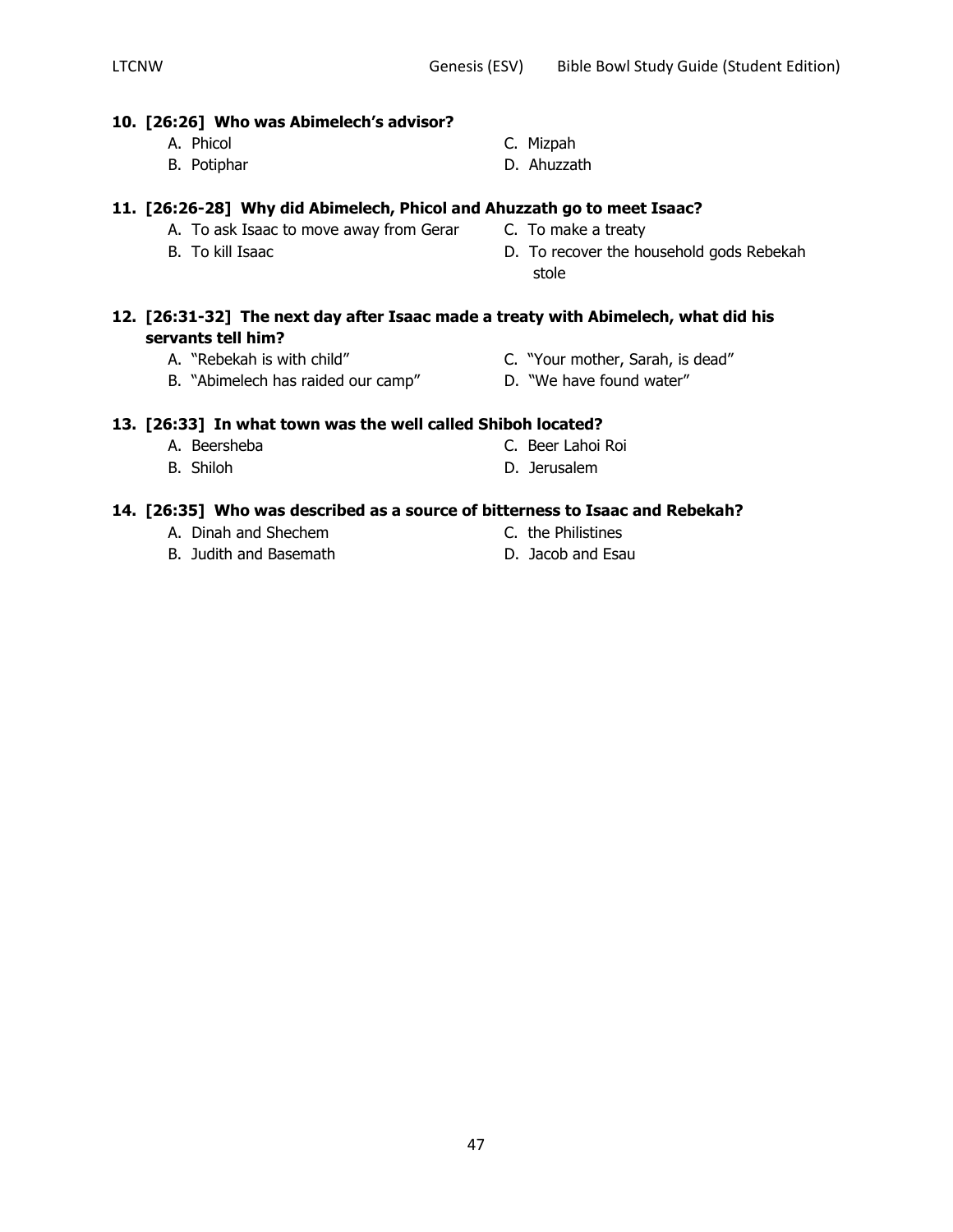**10. [26:26] Who was Abimelech's advisor?**

A. Phicol
B. Potiphar
C. Mizpah
D. Ahuzzath

**11. [26:26-28] Why did Abimelech, Phicol and Ahuzzath go to meet Isaac?**

A. To ask Isaac to move away from Gerar
B. To kill Isaac
C. To make a treaty
D. To recover the household gods Rebekah stole

**12. [26:31-32] The next day after Isaac made a treaty with Abimelech, what did his servants tell him?**

A. "Rebekah is with child"
B. "Abimelech has raided our camp"
C. "Your mother, Sarah, is dead"
D. "We have found water"

**13. [26:33] In what town was the well called Shiboh located?**

A. Beersheba
B. Shiloh
C. Beer Lahoi Roi
D. Jerusalem

**14. [26:35] Who was described as a source of bitterness to Isaac and Rebekah?**

A. Dinah and Shechem
B. Judith and Basemath
C. the Philistines
D. Jacob and Esau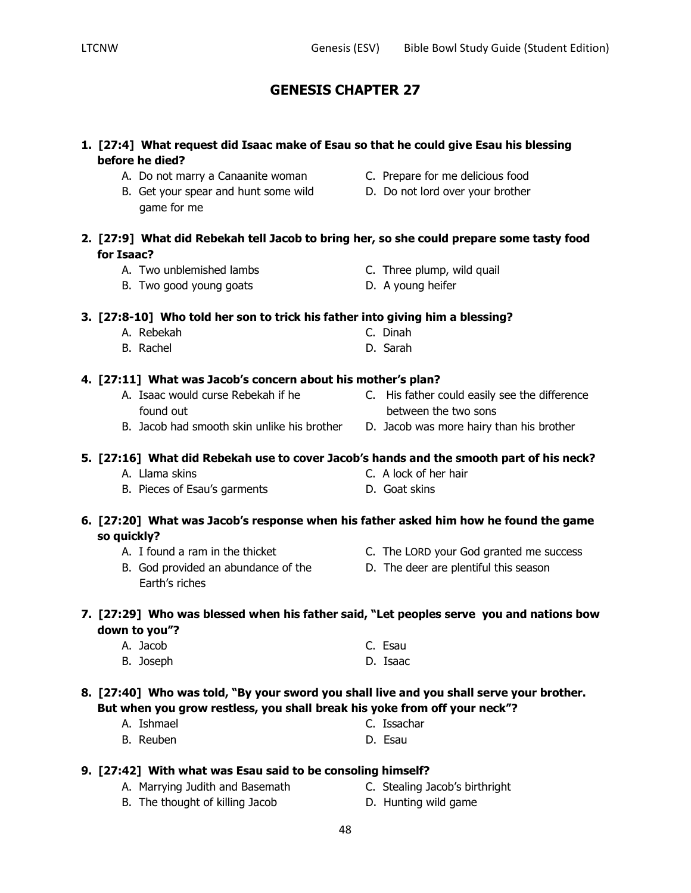# GENESIS CHAPTER 27

**1. [27:4] What request did Isaac make of Esau so that he could give Esau his blessing before he died?**

- A. Do not marry a Canaanite woman
- B. Get your spear and hunt some wild game for me
- C. Prepare for me delicious food
- D. Do not lord over your brother

**2. [27:9] What did Rebekah tell Jacob to bring her, so she could prepare some tasty food for Isaac?**

- A. Two unblemished lambs
- B. Two good young goats
- C. Three plump, wild quail
- D. A young heifer

**3. [27:8-10] Who told her son to trick his father into giving him a blessing?**

- A. Rebekah
- B. Rachel
- C. Dinah
- D. Sarah

**4. [27:11] What was Jacob's concern about his mother's plan?**

- A. Isaac would curse Rebekah if he found out
- B. Jacob had smooth skin unlike his brother
- C. His father could easily see the difference between the two sons
- D. Jacob was more hairy than his brother

**5. [27:16] What did Rebekah use to cover Jacob's hands and the smooth part of his neck?**

- A. Llama skins
- B. Pieces of Esau's garments
- C. A lock of her hair
- D. Goat skins

**6. [27:20] What was Jacob's response when his father asked him how he found the game so quickly?**

- A. I found a ram in the thicket
- B. God provided an abundance of the Earth's riches
- C. The LORD your God granted me success
- D. The deer are plentiful this season

**7. [27:29] Who was blessed when his father said, "Let peoples serve you and nations bow down to you"?**

- A. Jacob
- B. Joseph
- C. Esau
- D. Isaac

**8. [27:40] Who was told, "By your sword you shall live and you shall serve your brother. But when you grow restless, you shall break his yoke from off your neck"?**

- A. Ishmael
- B. Reuben
- C. Issachar
- D. Esau

**9. [27:42] With what was Esau said to be consoling himself?**

- A. Marrying Judith and Basemath
- B. The thought of killing Jacob
- C. Stealing Jacob's birthright
- D. Hunting wild game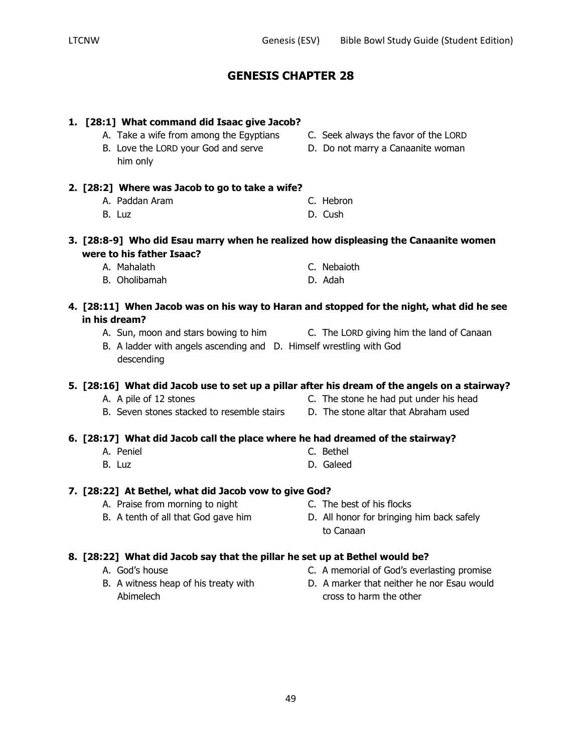# GENESIS CHAPTER 28

**1. [28:1] What command did Isaac give Jacob?**

- A. Take a wife from among the Egyptians
- B. Love the LORD your God and serve him only
- C. Seek always the favor of the LORD
- D. Do not marry a Canaanite woman

**2. [28:2] Where was Jacob to go to take a wife?**

- A. Paddan Aram
- B. Luz
- C. Hebron
- D. Cush

**3. [28:8-9] Who did Esau marry when he realized how displeasing the Canaanite women were to his father Isaac?**

- A. Mahalath
- B. Oholibamah
- C. Nebaioth
- D. Adah

**4. [28:11] When Jacob was on his way to Haran and stopped for the night, what did he see in his dream?**

- A. Sun, moon and stars bowing to him
- B. A ladder with angels ascending and descending
- C. The LORD giving him the land of Canaan
- D. Himself wrestling with God

**5. [28:16] What did Jacob use to set up a pillar after his dream of the angels on a stairway?**

- A. A pile of 12 stones
- B. Seven stones stacked to resemble stairs
- C. The stone he had put under his head
- D. The stone altar that Abraham used

**6. [28:17] What did Jacob call the place where he had dreamed of the stairway?**

- A. Peniel
- B. Luz
- C. Bethel
- D. Galeed

**7. [28:22] At Bethel, what did Jacob vow to give God?**

- A. Praise from morning to night
- B. A tenth of all that God gave him
- C. The best of his flocks
- D. All honor for bringing him back safely to Canaan

**8. [28:22] What did Jacob say that the pillar he set up at Bethel would be?**

- A. God's house
- B. A witness heap of his treaty with Abimelech
- C. A memorial of God's everlasting promise
- D. A marker that neither he nor Esau would cross to harm the other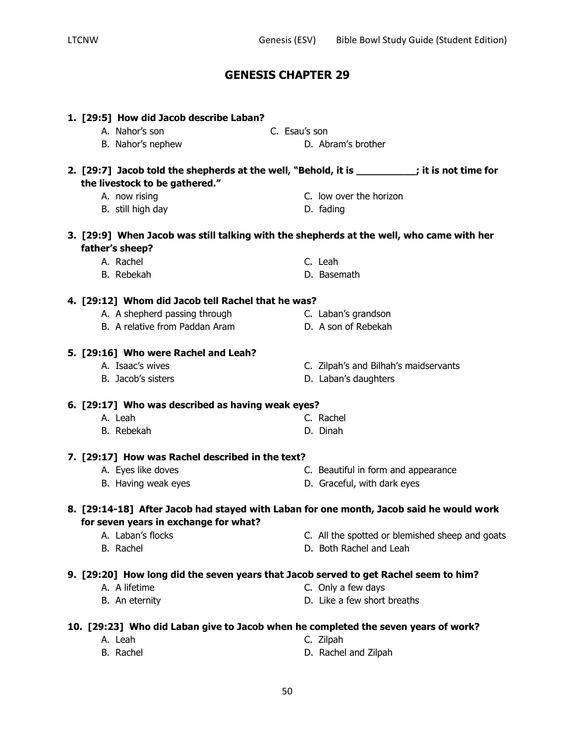# GENESIS CHAPTER 29

**1. [29:5] How did Jacob describe Laban?**

- A. Nahor's son
- B. Nahor's nephew
- C. Esau's son
- D. Abram's brother

**2. [29:7] Jacob told the shepherds at the well, "Behold, it is __________; it is not time for the livestock to be gathered."**

- A. now rising
- B. still high day
- C. low over the horizon
- D. fading

**3. [29:9] When Jacob was still talking with the shepherds at the well, who came with her father's sheep?**

- A. Rachel
- B. Rebekah
- C. Leah
- D. Basemath

**4. [29:12] Whom did Jacob tell Rachel that he was?**

- A. A shepherd passing through
- B. A relative from Paddan Aram
- C. Laban's grandson
- D. A son of Rebekah

**5. [29:16] Who were Rachel and Leah?**

- A. Isaac's wives
- B. Jacob's sisters
- C. Zilpah's and Bilhah's maidservants
- D. Laban's daughters

**6. [29:17] Who was described as having weak eyes?**

- A. Leah
- B. Rebekah
- C. Rachel
- D. Dinah

**7. [29:17] How was Rachel described in the text?**

- A. Eyes like doves
- B. Having weak eyes
- C. Beautiful in form and appearance
- D. Graceful, with dark eyes

**8. [29:14-18] After Jacob had stayed with Laban for one month, Jacob said he would work for seven years in exchange for what?**

- A. Laban's flocks
- B. Rachel
- C. All the spotted or blemished sheep and goats
- D. Both Rachel and Leah

**9. [29:20] How long did the seven years that Jacob served to get Rachel seem to him?**

- A. A lifetime
- B. An eternity
- C. Only a few days
- D. Like a few short breaths

**10. [29:23] Who did Laban give to Jacob when he completed the seven years of work?**

- A. Leah
- B. Rachel
- C. Zilpah
- D. Rachel and Zilpah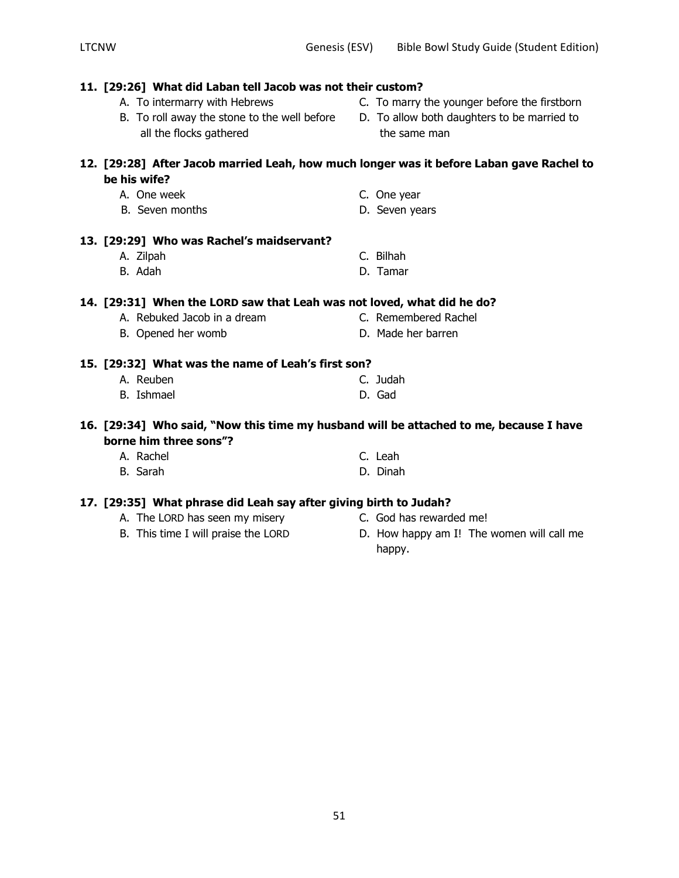**11. [29:26] What did Laban tell Jacob was not their custom?**

A. To intermarry with Hebrews
B. To roll away the stone to the well before all the flocks gathered
C. To marry the younger before the firstborn
D. To allow both daughters to be married to the same man

**12. [29:28] After Jacob married Leah, how much longer was it before Laban gave Rachel to be his wife?**

A. One week
B. Seven months
C. One year
D. Seven years

**13. [29:29] Who was Rachel's maidservant?**

A. Zilpah
B. Adah
C. Bilhah
D. Tamar

**14. [29:31] When the LORD saw that Leah was not loved, what did he do?**

A. Rebuked Jacob in a dream
B. Opened her womb
C. Remembered Rachel
D. Made her barren

**15. [29:32] What was the name of Leah's first son?**

A. Reuben
B. Ishmael
C. Judah
D. Gad

**16. [29:34] Who said, "Now this time my husband will be attached to me, because I have borne him three sons"?**

A. Rachel
B. Sarah
C. Leah
D. Dinah

**17. [29:35] What phrase did Leah say after giving birth to Judah?**

A. The LORD has seen my misery
B. This time I will praise the LORD
C. God has rewarded me!
D. How happy am I! The women will call me happy.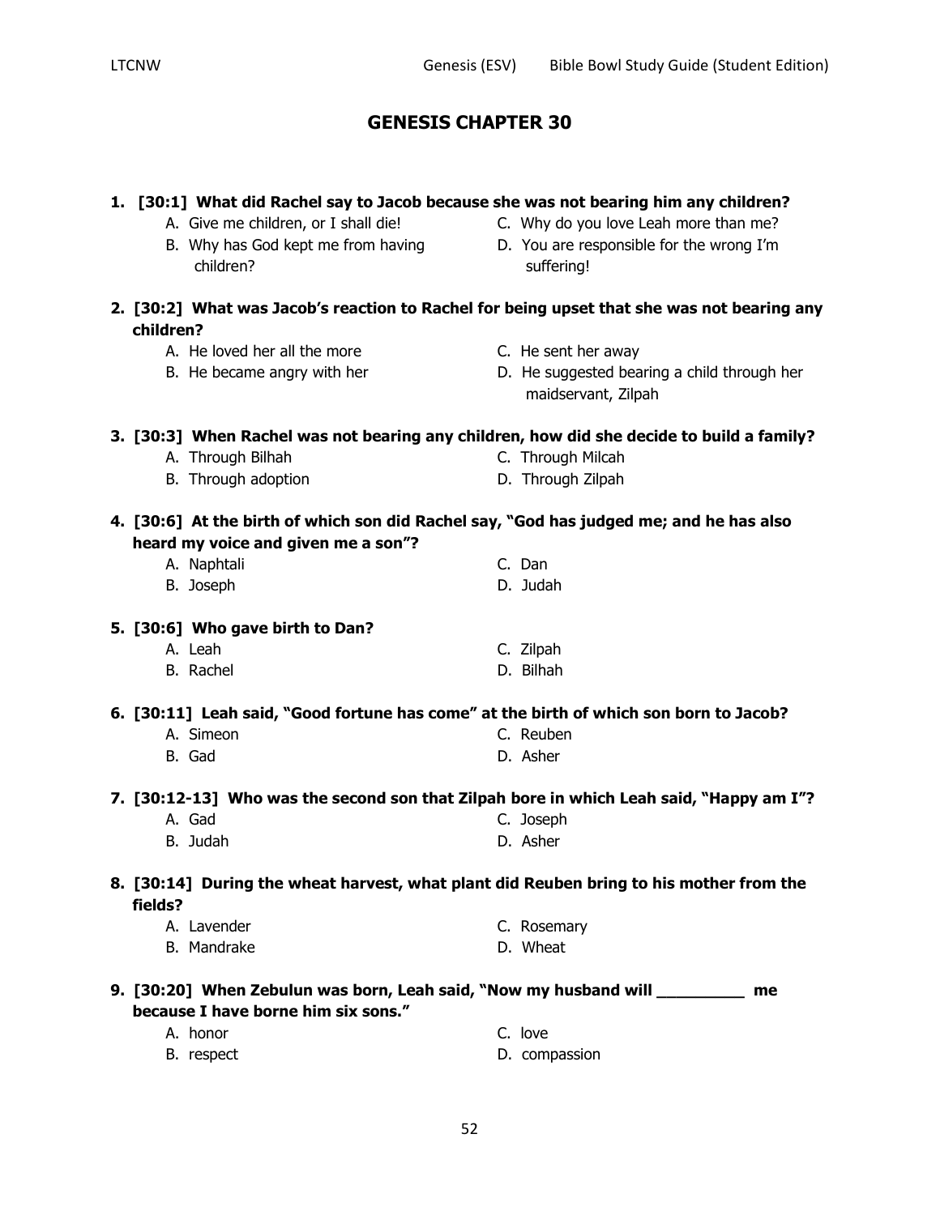# GENESIS CHAPTER 30

**1. [30:1] What did Rachel say to Jacob because she was not bearing him any children?**

A. Give me children, or I shall die!
B. Why has God kept me from having children?
C. Why do you love Leah more than me?
D. You are responsible for the wrong I'm suffering!

**2. [30:2] What was Jacob's reaction to Rachel for being upset that she was not bearing any children?**

A. He loved her all the more
B. He became angry with her
C. He sent her away
D. He suggested bearing a child through her maidservant, Zilpah

**3. [30:3] When Rachel was not bearing any children, how did she decide to build a family?**

A. Through Bilhah
B. Through adoption
C. Through Milcah
D. Through Zilpah

**4. [30:6] At the birth of which son did Rachel say, "God has judged me; and he has also heard my voice and given me a son"?**

A. Naphtali
B. Joseph
C. Dan
D. Judah

**5. [30:6] Who gave birth to Dan?**

A. Leah
B. Rachel
C. Zilpah
D. Bilhah

**6. [30:11] Leah said, "Good fortune has come" at the birth of which son born to Jacob?**

A. Simeon
B. Gad
C. Reuben
D. Asher

**7. [30:12-13] Who was the second son that Zilpah bore in which Leah said, "Happy am I"?**

A. Gad
B. Judah
C. Joseph
D. Asher

**8. [30:14] During the wheat harvest, what plant did Reuben bring to his mother from the fields?**

A. Lavender
B. Mandrake
C. Rosemary
D. Wheat

**9. [30:20] When Zebulun was born, Leah said, "Now my husband will __________ me because I have borne him six sons."**

A. honor
B. respect
C. love
D. compassion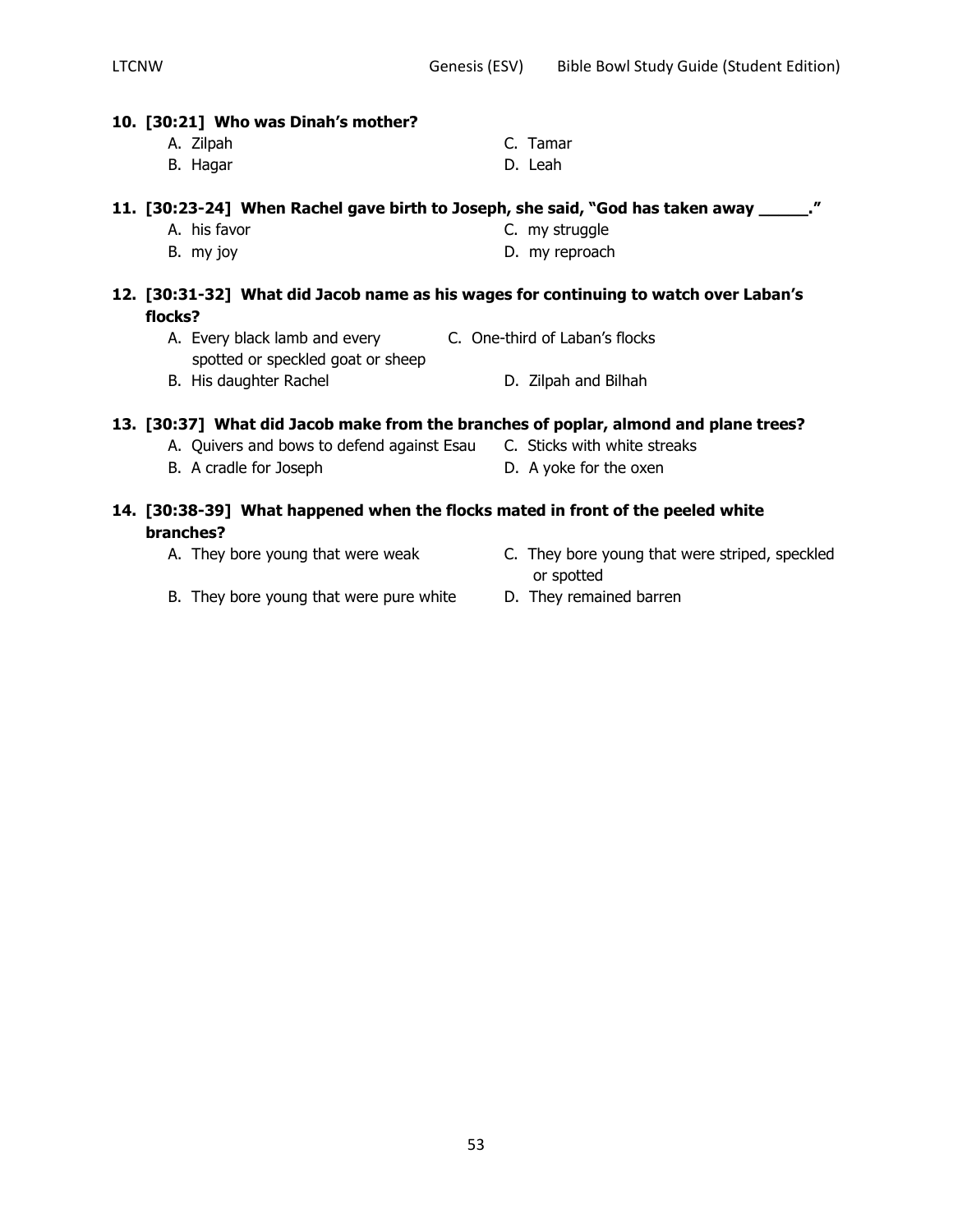**10. [30:21] Who was Dinah's mother?**

A. Zilpah
B. Hagar
C. Tamar
D. Leah

**11. [30:23-24] When Rachel gave birth to Joseph, she said, "God has taken away _____."**

A. his favor
B. my joy
C. my struggle
D. my reproach

**12. [30:31-32] What did Jacob name as his wages for continuing to watch over Laban's flocks?**

A. Every black lamb and every spotted or speckled goat or sheep
B. His daughter Rachel
C. One-third of Laban's flocks
D. Zilpah and Bilhah

**13. [30:37] What did Jacob make from the branches of poplar, almond and plane trees?**

A. Quivers and bows to defend against Esau
B. A cradle for Joseph
C. Sticks with white streaks
D. A yoke for the oxen

**14. [30:38-39] What happened when the flocks mated in front of the peeled white branches?**

A. They bore young that were weak
B. They bore young that were pure white
C. They bore young that were striped, speckled or spotted
D. They remained barren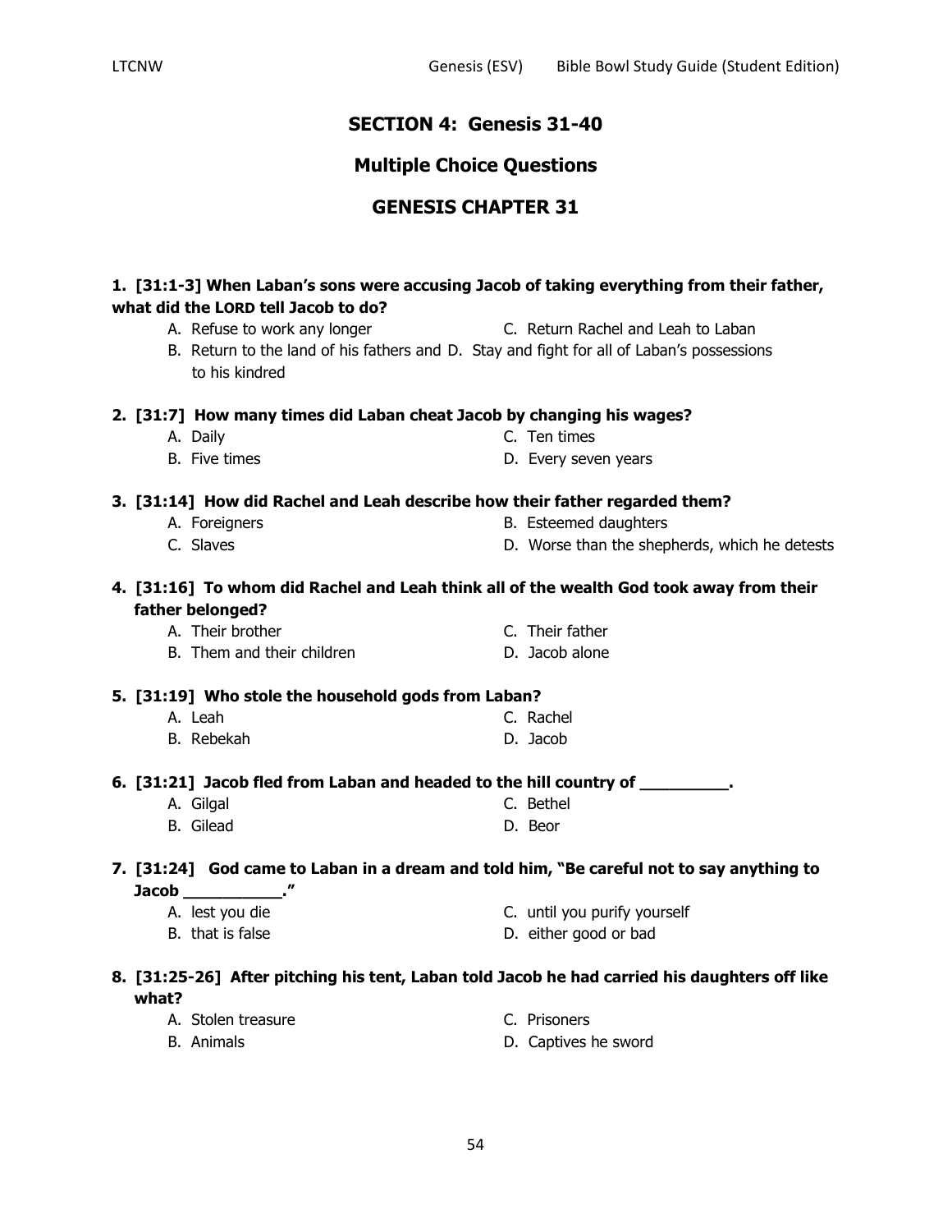## SECTION 4: Genesis 31-40

## Multiple Choice Questions

## GENESIS CHAPTER 31

**1. [31:1-3] When Laban's sons were accusing Jacob of taking everything from their father, what did the LORD tell Jacob to do?**

A. Refuse to work any longer
B. Return to the land of his fathers and to his kindred
C. Return Rachel and Leah to Laban
D. Stay and fight for all of Laban's possessions

**2. [31:7] How many times did Laban cheat Jacob by changing his wages?**

A. Daily
B. Five times
C. Ten times
D. Every seven years

**3. [31:14] How did Rachel and Leah describe how their father regarded them?**

A. Foreigners
B. Esteemed daughters
C. Slaves
D. Worse than the shepherds, which he detests

**4. [31:16] To whom did Rachel and Leah think all of the wealth God took away from their father belonged?**

A. Their brother
B. Them and their children
C. Their father
D. Jacob alone

**5. [31:19] Who stole the household gods from Laban?**

A. Leah
B. Rebekah
C. Rachel
D. Jacob

**6. [31:21] Jacob fled from Laban and headed to the hill country of _________.**

A. Gilgal
B. Gilead
C. Bethel
D. Beor

**7. [31:24] God came to Laban in a dream and told him, "Be careful not to say anything to Jacob __________."**

A. lest you die
B. that is false
C. until you purify yourself
D. either good or bad

**8. [31:25-26] After pitching his tent, Laban told Jacob he had carried his daughters off like what?**

A. Stolen treasure
B. Animals
C. Prisoners
D. Captives he sword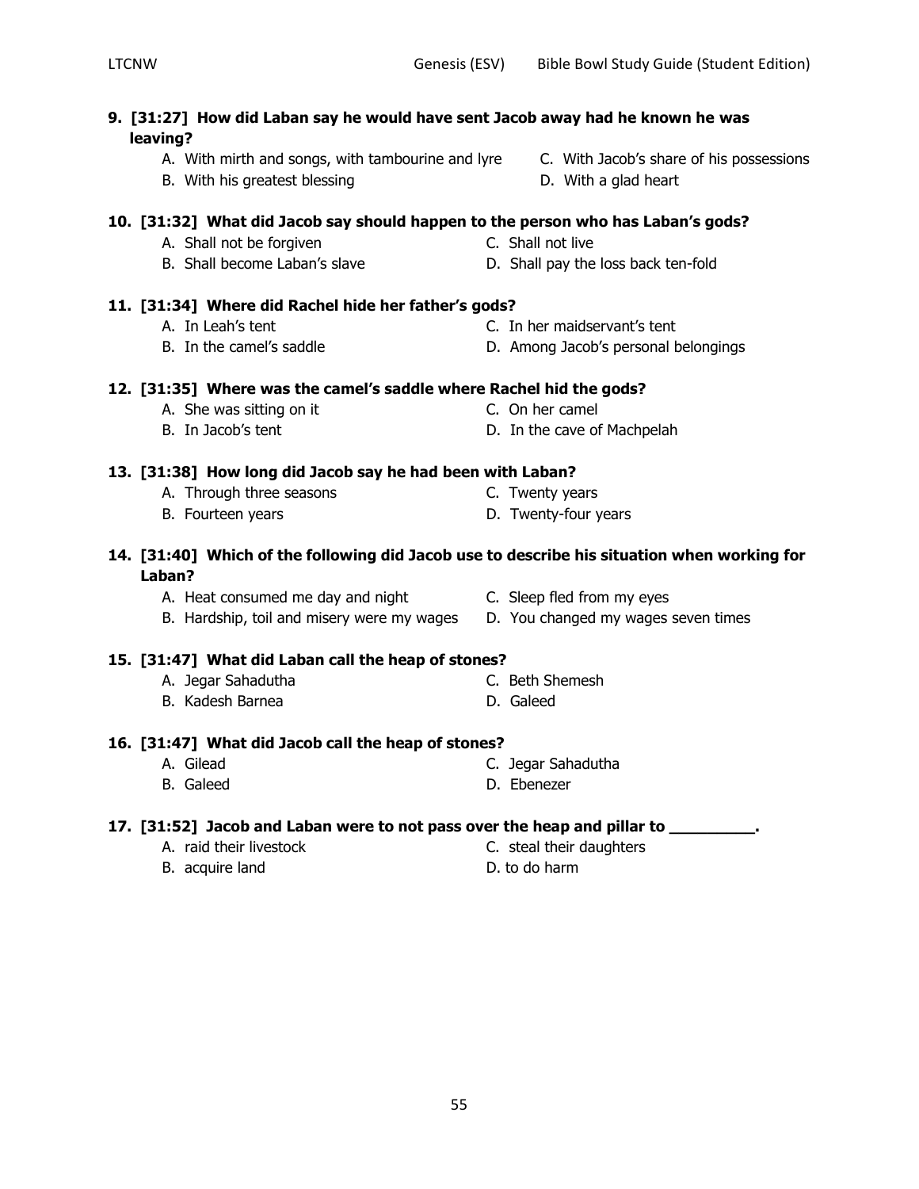**9. [31:27] How did Laban say he would have sent Jacob away had he known he was leaving?**

A. With mirth and songs, with tambourine and lyre
B. With his greatest blessing
C. With Jacob's share of his possessions
D. With a glad heart

**10. [31:32] What did Jacob say should happen to the person who has Laban's gods?**

A. Shall not be forgiven
B. Shall become Laban's slave
C. Shall not live
D. Shall pay the loss back ten-fold

**11. [31:34] Where did Rachel hide her father's gods?**

A. In Leah's tent
B. In the camel's saddle
C. In her maidservant's tent
D. Among Jacob's personal belongings

**12. [31:35] Where was the camel's saddle where Rachel hid the gods?**

A. She was sitting on it
B. In Jacob's tent
C. On her camel
D. In the cave of Machpelah

**13. [31:38] How long did Jacob say he had been with Laban?**

A. Through three seasons
B. Fourteen years
C. Twenty years
D. Twenty-four years

**14. [31:40] Which of the following did Jacob use to describe his situation when working for Laban?**

A. Heat consumed me day and night
B. Hardship, toil and misery were my wages
C. Sleep fled from my eyes
D. You changed my wages seven times

**15. [31:47] What did Laban call the heap of stones?**

A. Jegar Sahadutha
B. Kadesh Barnea
C. Beth Shemesh
D. Galeed

**16. [31:47] What did Jacob call the heap of stones?**

A. Gilead
B. Galeed
C. Jegar Sahadutha
D. Ebenezer

**17. [31:52] Jacob and Laban were to not pass over the heap and pillar to __________.**

A. raid their livestock
B. acquire land
C. steal their daughters
D. to do harm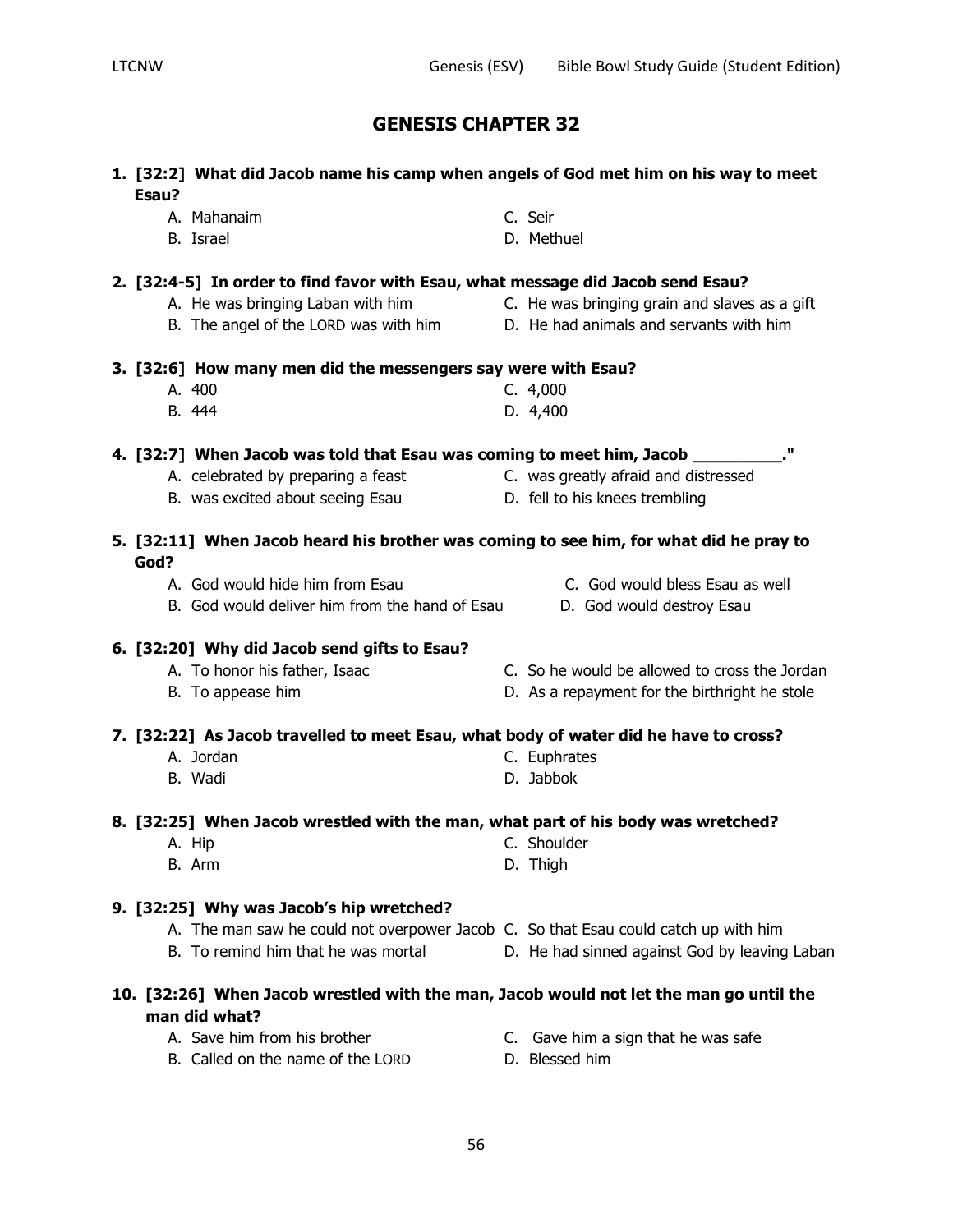# GENESIS CHAPTER 32

**1. [32:2] What did Jacob name his camp when angels of God met him on his way to meet Esau?**

- A. Mahanaim
- B. Israel
- C. Seir
- D. Methuel

**2. [32:4-5] In order to find favor with Esau, what message did Jacob send Esau?**

- A. He was bringing Laban with him
- B. The angel of the LORD was with him
- C. He was bringing grain and slaves as a gift
- D. He had animals and servants with him

**3. [32:6] How many men did the messengers say were with Esau?**

- A. 400
- B. 444
- C. 4,000
- D. 4,400

**4. [32:7] When Jacob was told that Esau was coming to meet him, Jacob _________."**

- A. celebrated by preparing a feast
- B. was excited about seeing Esau
- C. was greatly afraid and distressed
- D. fell to his knees trembling

**5. [32:11] When Jacob heard his brother was coming to see him, for what did he pray to God?**

- A. God would hide him from Esau
- B. God would deliver him from the hand of Esau
- C. God would bless Esau as well
- D. God would destroy Esau

**6. [32:20] Why did Jacob send gifts to Esau?**

- A. To honor his father, Isaac
- B. To appease him
- C. So he would be allowed to cross the Jordan
- D. As a repayment for the birthright he stole

**7. [32:22] As Jacob travelled to meet Esau, what body of water did he have to cross?**

- A. Jordan
- B. Wadi
- C. Euphrates
- D. Jabbok

**8. [32:25] When Jacob wrestled with the man, what part of his body was wretched?**

- A. Hip
- B. Arm
- C. Shoulder
- D. Thigh

**9. [32:25] Why was Jacob's hip wretched?**

- A. The man saw he could not overpower Jacob
- B. To remind him that he was mortal
- C. So that Esau could catch up with him
- D. He had sinned against God by leaving Laban

**10. [32:26] When Jacob wrestled with the man, Jacob would not let the man go until the man did what?**

- A. Save him from his brother
- B. Called on the name of the LORD
- C. Gave him a sign that he was safe
- D. Blessed him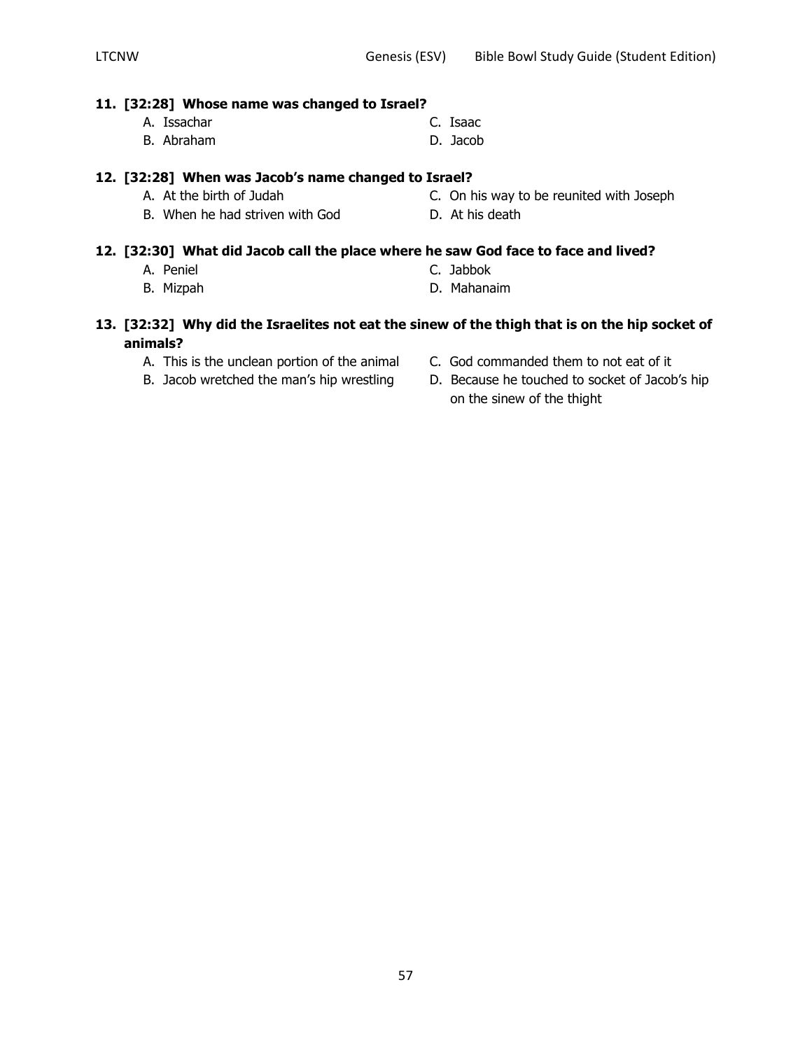**11. [32:28] Whose name was changed to Israel?**

A. Issachar
B. Abraham
C. Isaac
D. Jacob

**12. [32:28] When was Jacob's name changed to Israel?**

A. At the birth of Judah
B. When he had striven with God
C. On his way to be reunited with Joseph
D. At his death

**12. [32:30] What did Jacob call the place where he saw God face to face and lived?**

A. Peniel
B. Mizpah
C. Jabbok
D. Mahanaim

**13. [32:32] Why did the Israelites not eat the sinew of the thigh that is on the hip socket of animals?**

A. This is the unclean portion of the animal
B. Jacob wretched the man's hip wrestling
C. God commanded them to not eat of it
D. Because he touched to socket of Jacob's hip on the sinew of the thight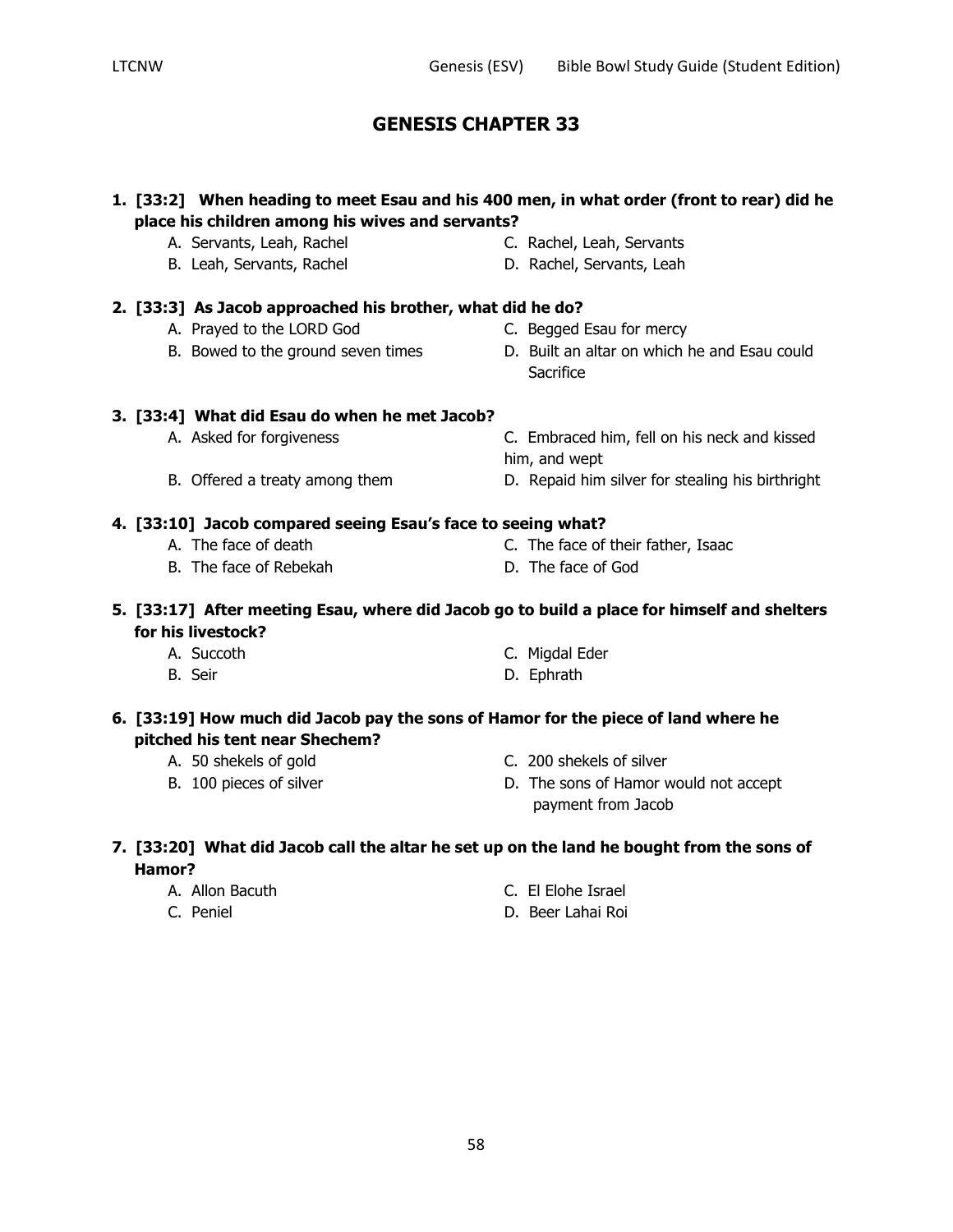# GENESIS CHAPTER 33

**1. [33:2] When heading to meet Esau and his 400 men, in what order (front to rear) did he place his children among his wives and servants?**

A. Servants, Leah, Rachel
B. Leah, Servants, Rachel
C. Rachel, Leah, Servants
D. Rachel, Servants, Leah

**2. [33:3] As Jacob approached his brother, what did he do?**

A. Prayed to the LORD God
B. Bowed to the ground seven times
C. Begged Esau for mercy
D. Built an altar on which he and Esau could Sacrifice

**3. [33:4] What did Esau do when he met Jacob?**

A. Asked for forgiveness
B. Offered a treaty among them
C. Embraced him, fell on his neck and kissed him, and wept
D. Repaid him silver for stealing his birthright

**4. [33:10] Jacob compared seeing Esau's face to seeing what?**

A. The face of death
B. The face of Rebekah
C. The face of their father, Isaac
D. The face of God

**5. [33:17] After meeting Esau, where did Jacob go to build a place for himself and shelters for his livestock?**

A. Succoth
B. Seir
C. Migdal Eder
D. Ephrath

**6. [33:19] How much did Jacob pay the sons of Hamor for the piece of land where he pitched his tent near Shechem?**

A. 50 shekels of gold
B. 100 pieces of silver
C. 200 shekels of silver
D. The sons of Hamor would not accept payment from Jacob

**7. [33:20] What did Jacob call the altar he set up on the land he bought from the sons of Hamor?**

A. Allon Bacuth
C. Peniel
C. El Elohe Israel
D. Beer Lahai Roi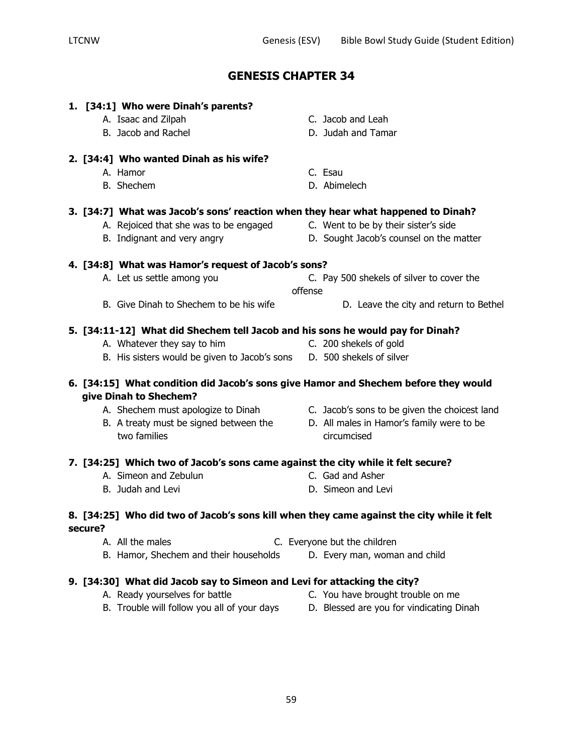# GENESIS CHAPTER 34

**1. [34:1] Who were Dinah's parents?**

- A. Isaac and Zilpah
- B. Jacob and Rachel
- C. Jacob and Leah
- D. Judah and Tamar

**2. [34:4] Who wanted Dinah as his wife?**

- A. Hamor
- B. Shechem
- C. Esau
- D. Abimelech

**3. [34:7] What was Jacob's sons' reaction when they hear what happened to Dinah?**

- A. Rejoiced that she was to be engaged
- B. Indignant and very angry
- C. Went to be by their sister's side
- D. Sought Jacob's counsel on the matter

**4. [34:8] What was Hamor's request of Jacob's sons?**

- A. Let us settle among you
- B. Give Dinah to Shechem to be his wife
- C. Pay 500 shekels of silver to cover the offense
- D. Leave the city and return to Bethel

**5. [34:11-12] What did Shechem tell Jacob and his sons he would pay for Dinah?**

- A. Whatever they say to him
- B. His sisters would be given to Jacob's sons
- C. 200 shekels of gold
- D. 500 shekels of silver

**6. [34:15] What condition did Jacob's sons give Hamor and Shechem before they would give Dinah to Shechem?**

- A. Shechem must apologize to Dinah
- B. A treaty must be signed between the two families
- C. Jacob's sons to be given the choicest land
- D. All males in Hamor's family were to be circumcised

**7. [34:25] Which two of Jacob's sons came against the city while it felt secure?**

- A. Simeon and Zebulun
- B. Judah and Levi
- C. Gad and Asher
- D. Simeon and Levi

**8. [34:25] Who did two of Jacob's sons kill when they came against the city while it felt secure?**

- A. All the males
- B. Hamor, Shechem and their households
- C. Everyone but the children
- D. Every man, woman and child

**9. [34:30] What did Jacob say to Simeon and Levi for attacking the city?**

- A. Ready yourselves for battle
- B. Trouble will follow you all of your days
- C. You have brought trouble on me
- D. Blessed are you for vindicating Dinah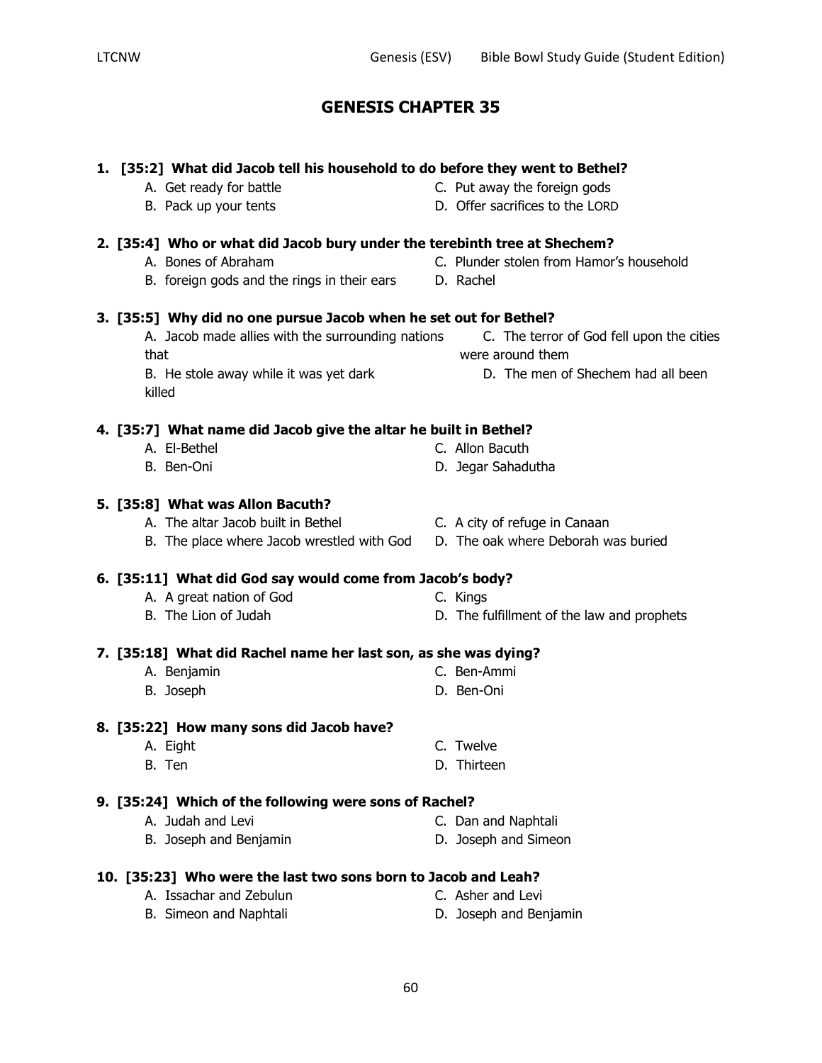# GENESIS CHAPTER 35

**1. [35:2] What did Jacob tell his household to do before they went to Bethel?**

A. Get ready for battle
B. Pack up your tents
C. Put away the foreign gods
D. Offer sacrifices to the LORD

**2. [35:4] Who or what did Jacob bury under the terebinth tree at Shechem?**

A. Bones of Abraham
B. foreign gods and the rings in their ears
C. Plunder stolen from Hamor's household
D. Rachel

**3. [35:5] Why did no one pursue Jacob when he set out for Bethel?**

A. Jacob made allies with the surrounding nations
B. He stole away while it was yet dark
C. The terror of God fell upon the cities that were around them
D. The men of Shechem had all been killed

**4. [35:7] What name did Jacob give the altar he built in Bethel?**

A. El-Bethel
B. Ben-Oni
C. Allon Bacuth
D. Jegar Sahadutha

**5. [35:8] What was Allon Bacuth?**

A. The altar Jacob built in Bethel
B. The place where Jacob wrestled with God
C. A city of refuge in Canaan
D. The oak where Deborah was buried

**6. [35:11] What did God say would come from Jacob's body?**

A. A great nation of God
B. The Lion of Judah
C. Kings
D. The fulfillment of the law and prophets

**7. [35:18] What did Rachel name her last son, as she was dying?**

A. Benjamin
B. Joseph
C. Ben-Ammi
D. Ben-Oni

**8. [35:22] How many sons did Jacob have?**

A. Eight
B. Ten
C. Twelve
D. Thirteen

**9. [35:24] Which of the following were sons of Rachel?**

A. Judah and Levi
B. Joseph and Benjamin
C. Dan and Naphtali
D. Joseph and Simeon

**10. [35:23] Who were the last two sons born to Jacob and Leah?**

A. Issachar and Zebulun
B. Simeon and Naphtali
C. Asher and Levi
D. Joseph and Benjamin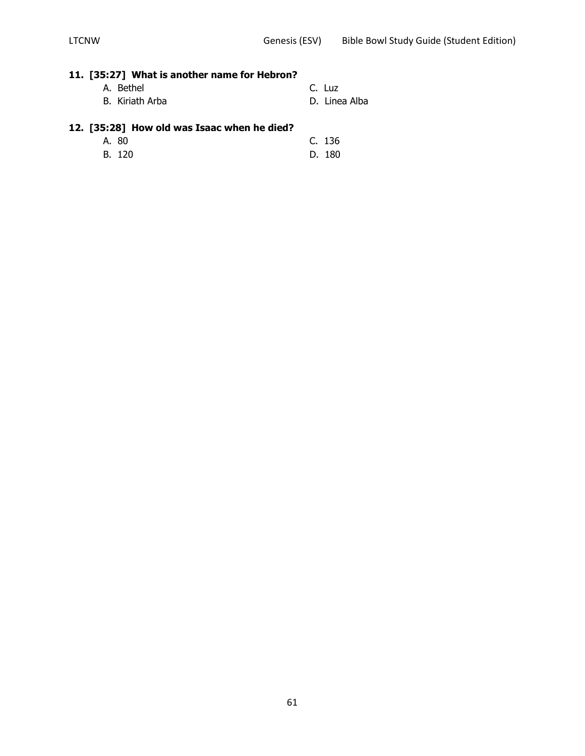**11. [35:27] What is another name for Hebron?**

A. Bethel

B. Kiriath Arba

C. Luz

D. Linea Alba

**12. [35:28] How old was Isaac when he died?**

A. 80

B. 120

C. 136

D. 180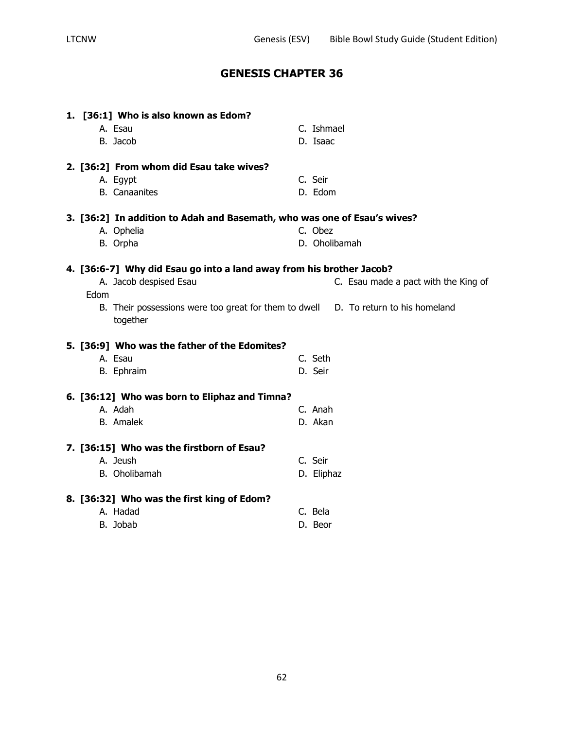## GENESIS CHAPTER 36

**1. [36:1] Who is also known as Edom?**

A. Esau
B. Jacob
C. Ishmael
D. Isaac

**2. [36:2] From whom did Esau take wives?**

A. Egypt
B. Canaanites
C. Seir
D. Edom

**3. [36:2] In addition to Adah and Basemath, who was one of Esau's wives?**

A. Ophelia
B. Orpha
C. Obez
D. Oholibamah

**4. [36:6-7] Why did Esau go into a land away from his brother Jacob?**

A. Jacob despised Esau
B. Their possessions were too great for them to dwell together
C. Esau made a pact with the King of Edom
D. To return to his homeland

**5. [36:9] Who was the father of the Edomites?**

A. Esau
B. Ephraim
C. Seth
D. Seir

**6. [36:12] Who was born to Eliphaz and Timna?**

A. Adah
B. Amalek
C. Anah
D. Akan

**7. [36:15] Who was the firstborn of Esau?**

A. Jeush
B. Oholibamah
C. Seir
D. Eliphaz

**8. [36:32] Who was the first king of Edom?**

A. Hadad
B. Jobab
C. Bela
D. Beor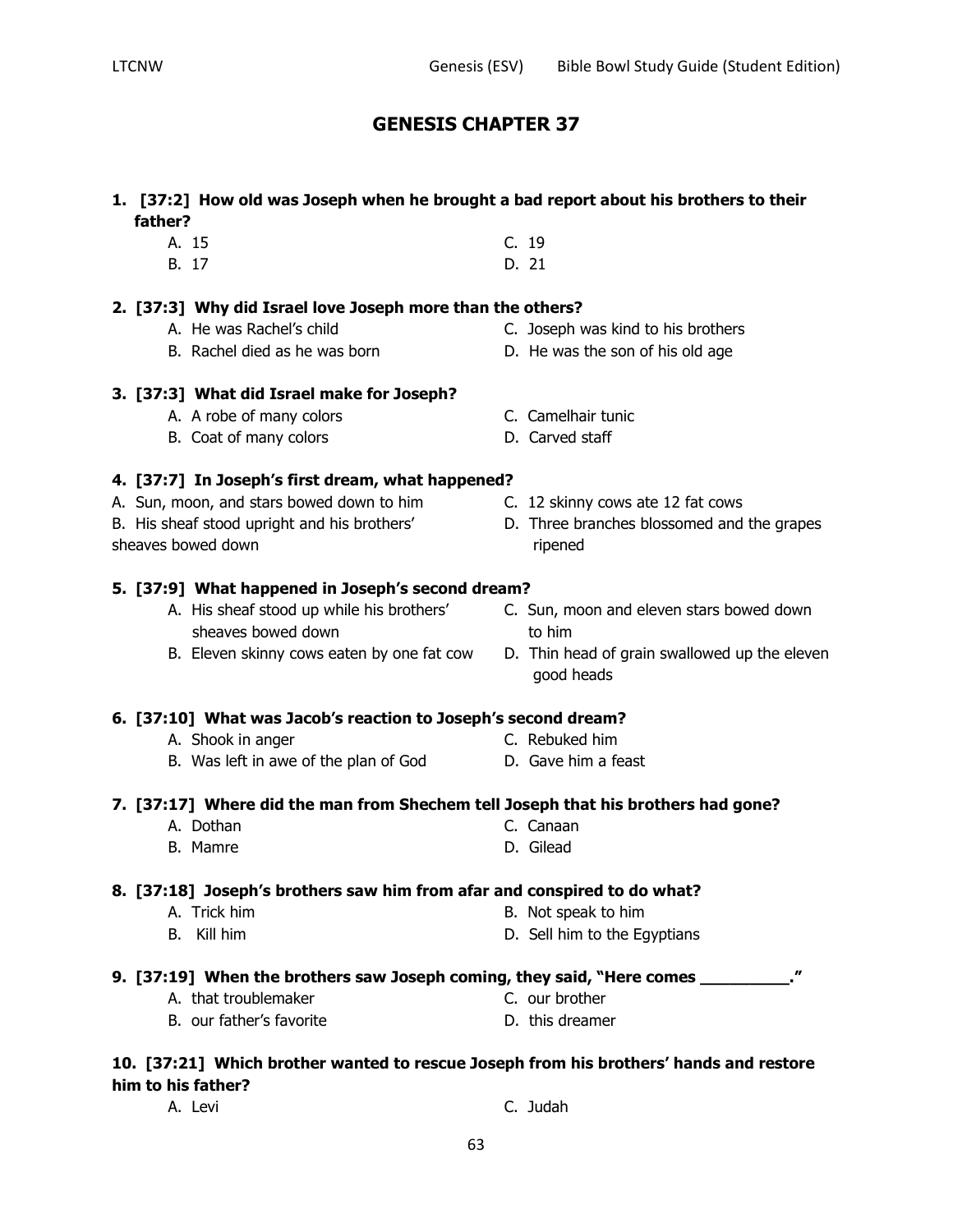## GENESIS CHAPTER 37

**1. [37:2] How old was Joseph when he brought a bad report about his brothers to their father?**

A. 15
B. 17
C. 19
D. 21

**2. [37:3] Why did Israel love Joseph more than the others?**

A. He was Rachel's child
B. Rachel died as he was born
C. Joseph was kind to his brothers
D. He was the son of his old age

**3. [37:3] What did Israel make for Joseph?**

A. A robe of many colors
B. Coat of many colors
C. Camelhair tunic
D. Carved staff

**4. [37:7] In Joseph's first dream, what happened?**

A. Sun, moon, and stars bowed down to him
B. His sheaf stood upright and his brothers' sheaves bowed down
C. 12 skinny cows ate 12 fat cows
D. Three branches blossomed and the grapes ripened

**5. [37:9] What happened in Joseph's second dream?**

A. His sheaf stood up while his brothers' sheaves bowed down
B. Eleven skinny cows eaten by one fat cow
C. Sun, moon and eleven stars bowed down to him
D. Thin head of grain swallowed up the eleven good heads

**6. [37:10] What was Jacob's reaction to Joseph's second dream?**

A. Shook in anger
B. Was left in awe of the plan of God
C. Rebuked him
D. Gave him a feast

**7. [37:17] Where did the man from Shechem tell Joseph that his brothers had gone?**

A. Dothan
B. Mamre
C. Canaan
D. Gilead

**8. [37:18] Joseph's brothers saw him from afar and conspired to do what?**

A. Trick him
B. Kill him
B. Not speak to him
D. Sell him to the Egyptians

**9. [37:19] When the brothers saw Joseph coming, they said, "Here comes __________."**

A. that troublemaker
B. our father's favorite
C. our brother
D. this dreamer

**10. [37:21] Which brother wanted to rescue Joseph from his brothers' hands and restore him to his father?**

A. Levi
C. Judah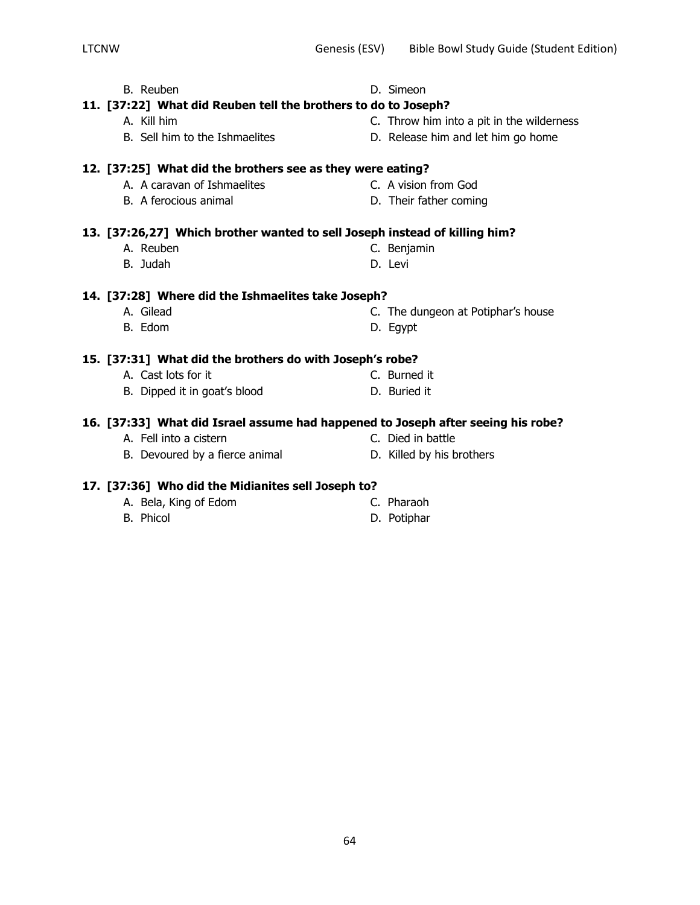B. Reuben
D. Simeon

**11. [37:22] What did Reuben tell the brothers to do to Joseph?**

A. Kill him
B. Sell him to the Ishmaelites
C. Throw him into a pit in the wilderness
D. Release him and let him go home

**12. [37:25] What did the brothers see as they were eating?**

A. A caravan of Ishmaelites
B. A ferocious animal
C. A vision from God
D. Their father coming

**13. [37:26,27] Which brother wanted to sell Joseph instead of killing him?**

A. Reuben
B. Judah
C. Benjamin
D. Levi

**14. [37:28] Where did the Ishmaelites take Joseph?**

A. Gilead
B. Edom
C. The dungeon at Potiphar's house
D. Egypt

**15. [37:31] What did the brothers do with Joseph's robe?**

A. Cast lots for it
B. Dipped it in goat's blood
C. Burned it
D. Buried it

**16. [37:33] What did Israel assume had happened to Joseph after seeing his robe?**

A. Fell into a cistern
B. Devoured by a fierce animal
C. Died in battle
D. Killed by his brothers

**17. [37:36] Who did the Midianites sell Joseph to?**

A. Bela, King of Edom
B. Phicol
C. Pharaoh
D. Potiphar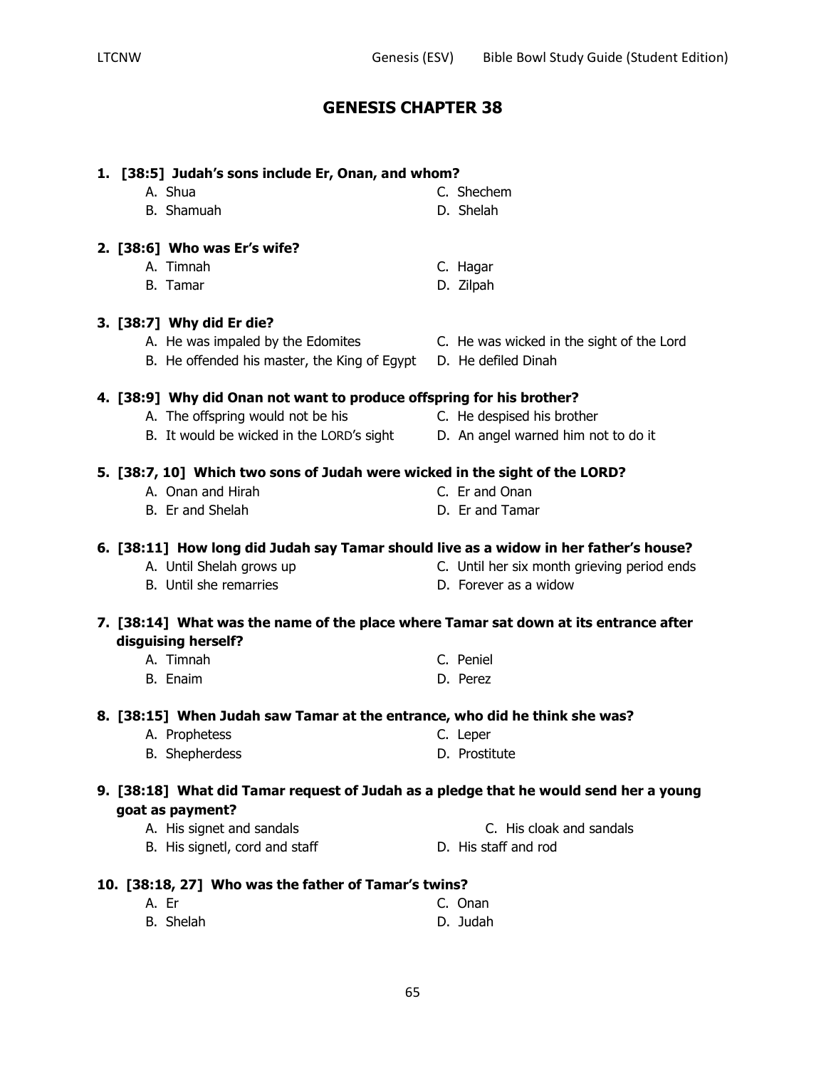# GENESIS CHAPTER 38

**1. [38:5] Judah's sons include Er, Onan, and whom?**

A. Shua
B. Shamuah
C. Shechem
D. Shelah

**2. [38:6] Who was Er's wife?**

A. Timnah
B. Tamar
C. Hagar
D. Zilpah

**3. [38:7] Why did Er die?**

A. He was impaled by the Edomites
B. He offended his master, the King of Egypt
C. He was wicked in the sight of the Lord
D. He defiled Dinah

**4. [38:9] Why did Onan not want to produce offspring for his brother?**

A. The offspring would not be his
B. It would be wicked in the LORD's sight
C. He despised his brother
D. An angel warned him not to do it

**5. [38:7, 10] Which two sons of Judah were wicked in the sight of the LORD?**

A. Onan and Hirah
B. Er and Shelah
C. Er and Onan
D. Er and Tamar

**6. [38:11] How long did Judah say Tamar should live as a widow in her father's house?**

A. Until Shelah grows up
B. Until she remarries
C. Until her six month grieving period ends
D. Forever as a widow

**7. [38:14] What was the name of the place where Tamar sat down at its entrance after disguising herself?**

A. Timnah
B. Enaim
C. Peniel
D. Perez

**8. [38:15] When Judah saw Tamar at the entrance, who did he think she was?**

A. Prophetess
B. Shepherdess
C. Leper
D. Prostitute

**9. [38:18] What did Tamar request of Judah as a pledge that he would send her a young goat as payment?**

A. His signet and sandals
B. His signetl, cord and staff
C. His cloak and sandals
D. His staff and rod

**10. [38:18, 27] Who was the father of Tamar's twins?**

A. Er
B. Shelah
C. Onan
D. Judah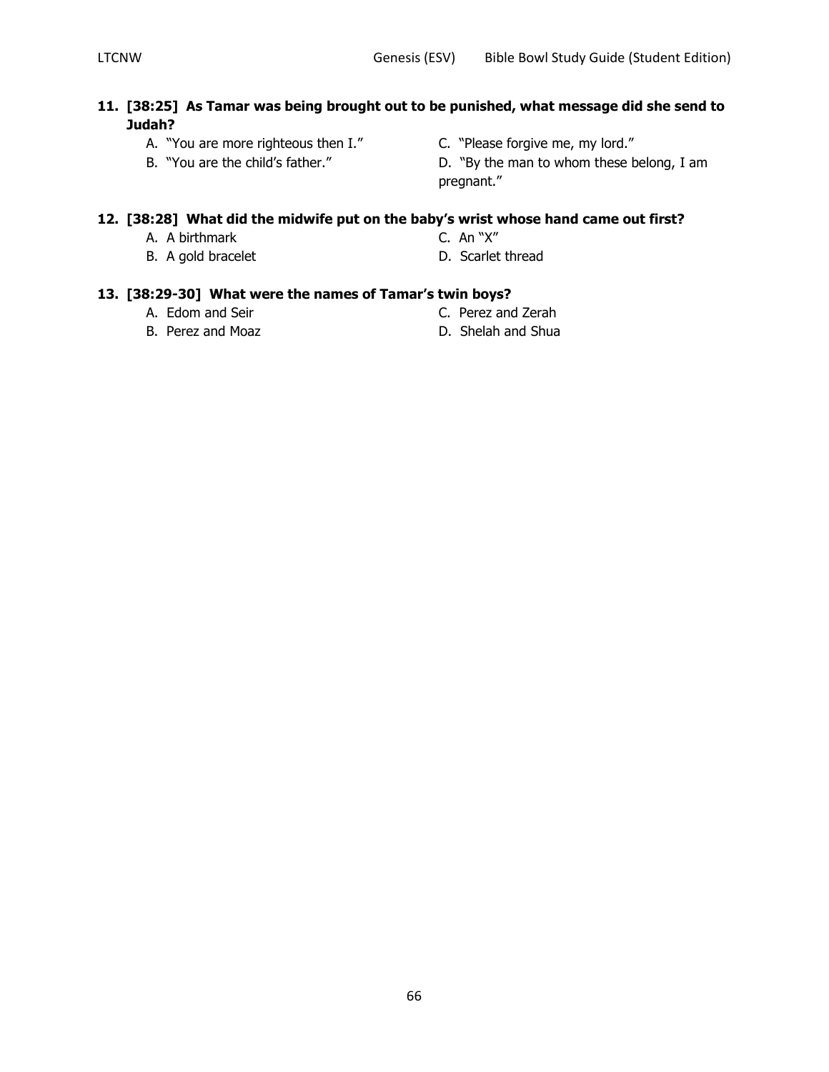**11. [38:25] As Tamar was being brought out to be punished, what message did she send to Judah?**

A. "You are more righteous then I."
B. "You are the child's father."
C. "Please forgive me, my lord."
D. "By the man to whom these belong, I am pregnant."

**12. [38:28] What did the midwife put on the baby's wrist whose hand came out first?**

A. A birthmark
B. A gold bracelet
C. An "X"
D. Scarlet thread

**13. [38:29-30] What were the names of Tamar's twin boys?**

A. Edom and Seir
B. Perez and Moaz
C. Perez and Zerah
D. Shelah and Shua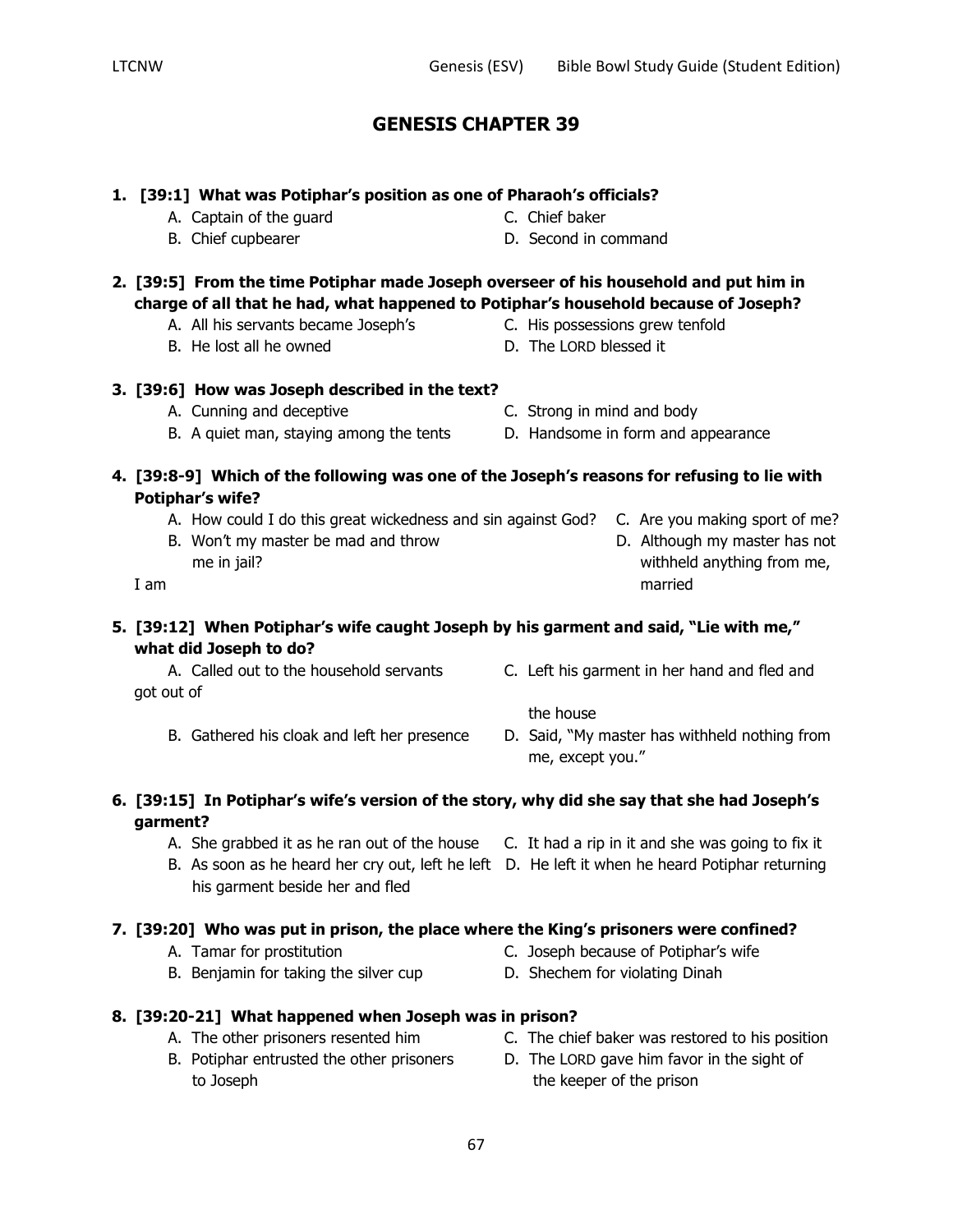# GENESIS CHAPTER 39

**1. [39:1] What was Potiphar's position as one of Pharaoh's officials?**

- A. Captain of the guard
- B. Chief cupbearer
- C. Chief baker
- D. Second in command

**2. [39:5] From the time Potiphar made Joseph overseeer of his household and put him in charge of all that he had, what happened to Potiphar's household because of Joseph?**

- A. All his servants became Joseph's
- B. He lost all he owned
- C. His possessions grew tenfold
- D. The LORD blessed it

**3. [39:6] How was Joseph described in the text?**

- A. Cunning and deceptive
- B. A quiet man, staying among the tents
- C. Strong in mind and body
- D. Handsome in form and appearance

**4. [39:8-9] Which of the following was one of the Joseph's reasons for refusing to lie with Potiphar's wife?**

- A. How could I do this great wickedness and sin against God?
- B. Won't my master be mad and throw me in jail?
- C. Are you making sport of me?
- D. Although my master has not withheld anything from me, I am married

**5. [39:12] When Potiphar's wife caught Joseph by his garment and said, "Lie with me," what did Joseph to do?**

- A. Called out to the household servants
- B. Gathered his cloak and left her presence
- C. Left his garment in her hand and fled and got out of the house
- D. Said, "My master has withheld nothing from me, except you."

**6. [39:15] In Potiphar's wife's version of the story, why did she say that she had Joseph's garment?**

- A. She grabbed it as he ran out of the house
- B. As soon as he heard her cry out, left he left his garment beside her and fled
- C. It had a rip in it and she was going to fix it
- D. He left it when he heard Potiphar returning

**7. [39:20] Who was put in prison, the place where the King's prisoners were confined?**

- A. Tamar for prostitution
- B. Benjamin for taking the silver cup
- C. Joseph because of Potiphar's wife
- D. Shechem for violating Dinah

**8. [39:20-21] What happened when Joseph was in prison?**

- A. The other prisoners resented him
- B. Potiphar entrusted the other prisoners to Joseph
- C. The chief baker was restored to his position
- D. The LORD gave him favor in the sight of the keeper of the prison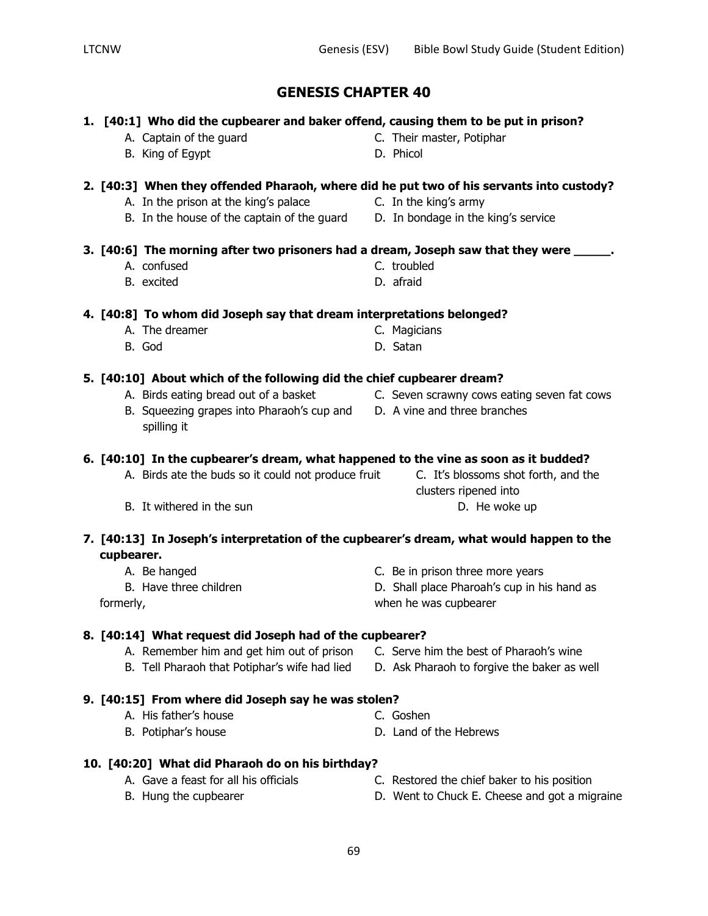# GENESIS CHAPTER 40

**1. [40:1] Who did the cupbearer and baker offend, causing them to be put in prison?**

- A. Captain of the guard
- B. King of Egypt
- C. Their master, Potiphar
- D. Phicol

**2. [40:3] When they offended Pharaoh, where did he put two of his servants into custody?**

- A. In the prison at the king's palace
- B. In the house of the captain of the guard
- C. In the king's army
- D. In bondage in the king's service

**3. [40:6] The morning after two prisoners had a dream, Joseph saw that they were _____.**

- A. confused
- B. excited
- C. troubled
- D. afraid

**4. [40:8] To whom did Joseph say that dream interpretations belonged?**

- A. The dreamer
- B. God
- C. Magicians
- D. Satan

**5. [40:10] About which of the following did the chief cupbearer dream?**

- A. Birds eating bread out of a basket
- B. Squeezing grapes into Pharaoh's cup and spilling it
- C. Seven scrawny cows eating seven fat cows
- D. A vine and three branches

**6. [40:10] In the cupbearer's dream, what happened to the vine as soon as it budded?**

- A. Birds ate the buds so it could not produce fruit
- B. It withered in the sun
- C. It's blossoms shot forth, and the clusters ripened into
- D. He woke up

**7. [40:13] In Joseph's interpretation of the cupbearer's dream, what would happen to the cupbearer.**

- A. Be hanged
- B. Have three children
- C. Be in prison three more years
- D. Shall place Pharoah's cup in his hand as formerly, when he was cupbearer

**8. [40:14] What request did Joseph had of the cupbearer?**

- A. Remember him and get him out of prison
- B. Tell Pharaoh that Potiphar's wife had lied
- C. Serve him the best of Pharaoh's wine
- D. Ask Pharaoh to forgive the baker as well

**9. [40:15] From where did Joseph say he was stolen?**

- A. His father's house
- B. Potiphar's house
- C. Goshen
- D. Land of the Hebrews

**10. [40:20] What did Pharaoh do on his birthday?**

- A. Gave a feast for all his officials
- B. Hung the cupbearer
- C. Restored the chief baker to his position
- D. Went to Chuck E. Cheese and got a migraine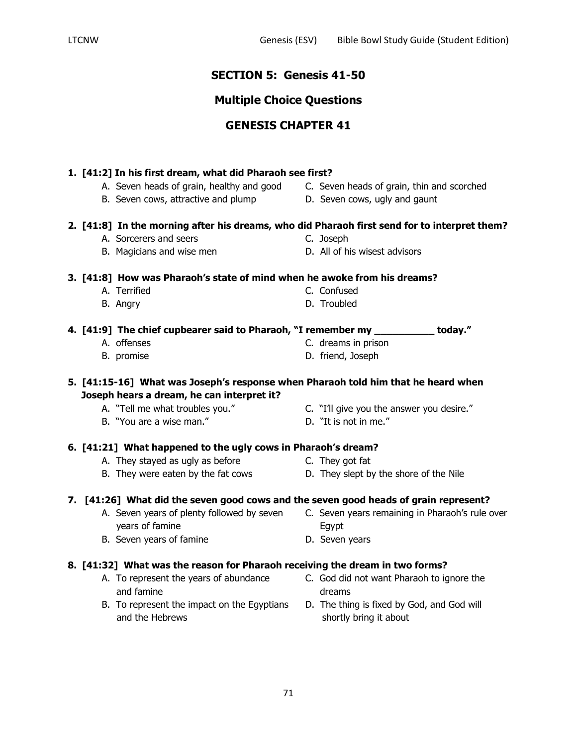## SECTION 5: Genesis 41-50

## Multiple Choice Questions

## GENESIS CHAPTER 41

**1. [41:2] In his first dream, what did Pharaoh see first?**

- A. Seven heads of grain, healthy and good
- B. Seven cows, attractive and plump
- C. Seven heads of grain, thin and scorched
- D. Seven cows, ugly and gaunt

**2. [41:8] In the morning after his dreams, who did Pharaoh first send for to interpret them?**

- A. Sorcerers and seers
- B. Magicians and wise men
- C. Joseph
- D. All of his wisest advisors

**3. [41:8] How was Pharaoh's state of mind when he awoke from his dreams?**

- A. Terrified
- B. Angry
- C. Confused
- D. Troubled

**4. [41:9] The chief cupbearer said to Pharaoh, "I remember my __________ today."**

- A. offenses
- B. promise
- C. dreams in prison
- D. friend, Joseph

**5. [41:15-16] What was Joseph's response when Pharaoh told him that he heard when Joseph hears a dream, he can interpret it?**

- A. "Tell me what troubles you."
- B. "You are a wise man."
- C. "I'll give you the answer you desire."
- D. "It is not in me."

**6. [41:21] What happened to the ugly cows in Pharaoh's dream?**

- A. They stayed as ugly as before
- B. They were eaten by the fat cows
- C. They got fat
- D. They slept by the shore of the Nile

**7. [41:26] What did the seven good cows and the seven good heads of grain represent?**

- A. Seven years of plenty followed by seven years of famine
- B. Seven years of famine
- C. Seven years remaining in Pharaoh's rule over Egypt
- D. Seven years

**8. [41:32] What was the reason for Pharaoh receiving the dream in two forms?**

- A. To represent the years of abundance and famine
- B. To represent the impact on the Egyptians and the Hebrews
- C. God did not want Pharaoh to ignore the dreams
- D. The thing is fixed by God, and God will shortly bring it about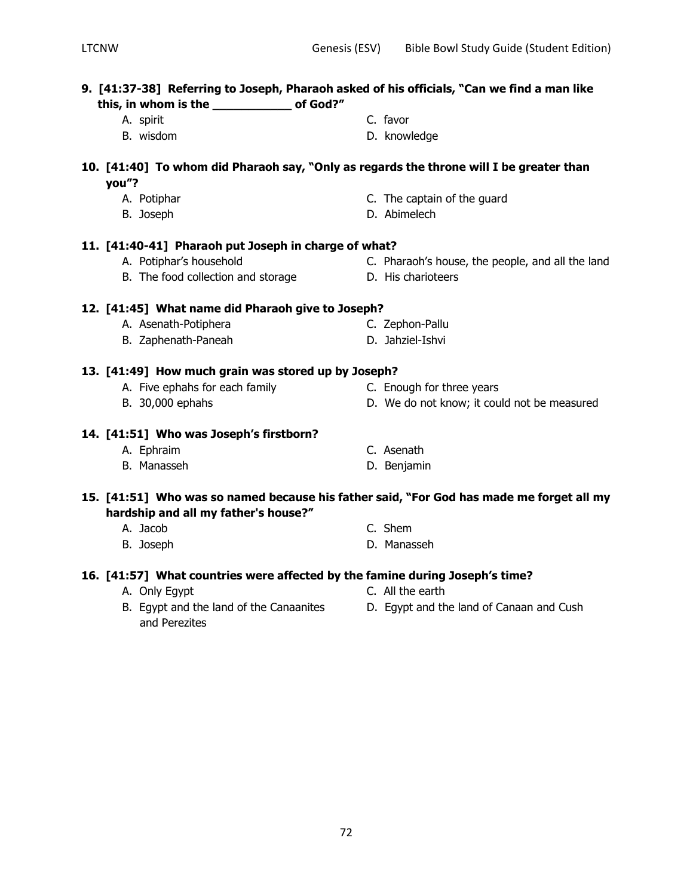**9. [41:37-38] Referring to Joseph, Pharaoh asked of his officials, "Can we find a man like this, in whom is the ___________ of God?"**

A. spirit
B. wisdom
C. favor
D. knowledge

**10. [41:40] To whom did Pharaoh say, "Only as regards the throne will I be greater than you"?**

A. Potiphar
B. Joseph
C. The captain of the guard
D. Abimelech

**11. [41:40-41] Pharaoh put Joseph in charge of what?**

A. Potiphar's household
B. The food collection and storage
C. Pharaoh's house, the people, and all the land
D. His charioteers

**12. [41:45] What name did Pharaoh give to Joseph?**

A. Asenath-Potiphera
B. Zaphenath-Paneah
C. Zephon-Pallu
D. Jahziel-Ishvi

**13. [41:49] How much grain was stored up by Joseph?**

A. Five ephahs for each family
B. 30,000 ephahs
C. Enough for three years
D. We do not know; it could not be measured

**14. [41:51] Who was Joseph's firstborn?**

A. Ephraim
B. Manasseh
C. Asenath
D. Benjamin

**15. [41:51] Who was so named because his father said, "For God has made me forget all my hardship and all my father's house?"**

A. Jacob
B. Joseph
C. Shem
D. Manasseh

**16. [41:57] What countries were affected by the famine during Joseph's time?**

A. Only Egypt
B. Egypt and the land of the Canaanites and Perezites
C. All the earth
D. Egypt and the land of Canaan and Cush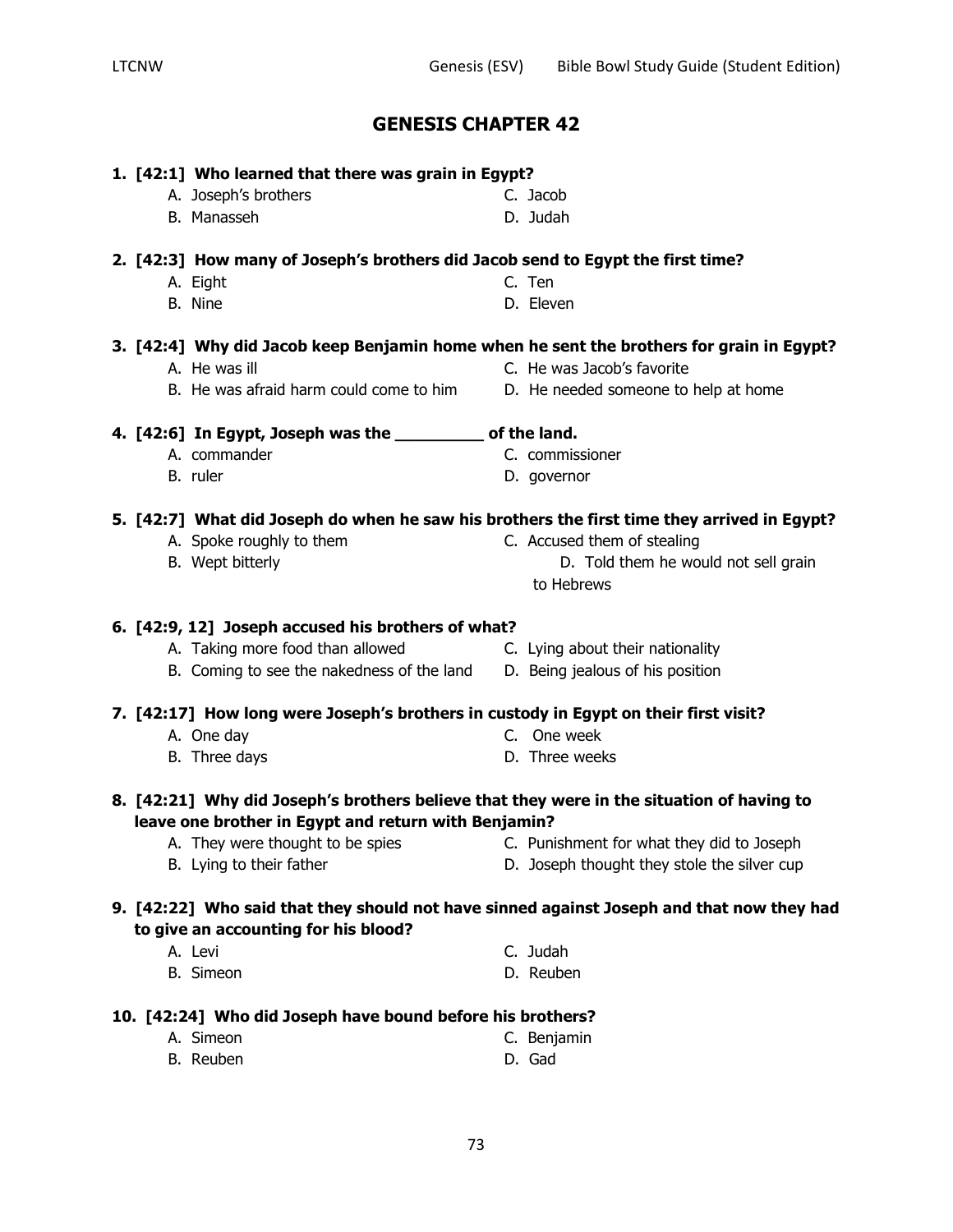# GENESIS CHAPTER 42

**1. [42:1] Who learned that there was grain in Egypt?**

A. Joseph's brothers
B. Manasseh
C. Jacob
D. Judah

**2. [42:3] How many of Joseph's brothers did Jacob send to Egypt the first time?**

A. Eight
B. Nine
C. Ten
D. Eleven

**3. [42:4] Why did Jacob keep Benjamin home when he sent the brothers for grain in Egypt?**

A. He was ill
B. He was afraid harm could come to him
C. He was Jacob's favorite
D. He needed someone to help at home

**4. [42:6] In Egypt, Joseph was the _________ of the land.**

A. commander
B. ruler
C. commissioner
D. governor

**5. [42:7] What did Joseph do when he saw his brothers the first time they arrived in Egypt?**

A. Spoke roughly to them
B. Wept bitterly
C. Accused them of stealing
D. Told them he would not sell grain to Hebrews

**6. [42:9, 12] Joseph accused his brothers of what?**

A. Taking more food than allowed
B. Coming to see the nakedness of the land
C. Lying about their nationality
D. Being jealous of his position

**7. [42:17] How long were Joseph's brothers in custody in Egypt on their first visit?**

A. One day
B. Three days
C. One week
D. Three weeks

**8. [42:21] Why did Joseph's brothers believe that they were in the situation of having to leave one brother in Egypt and return with Benjamin?**

A. They were thought to be spies
B. Lying to their father
C. Punishment for what they did to Joseph
D. Joseph thought they stole the silver cup

**9. [42:22] Who said that they should not have sinned against Joseph and that now they had to give an accounting for his blood?**

A. Levi
B. Simeon
C. Judah
D. Reuben

**10. [42:24] Who did Joseph have bound before his brothers?**

A. Simeon
B. Reuben
C. Benjamin
D. Gad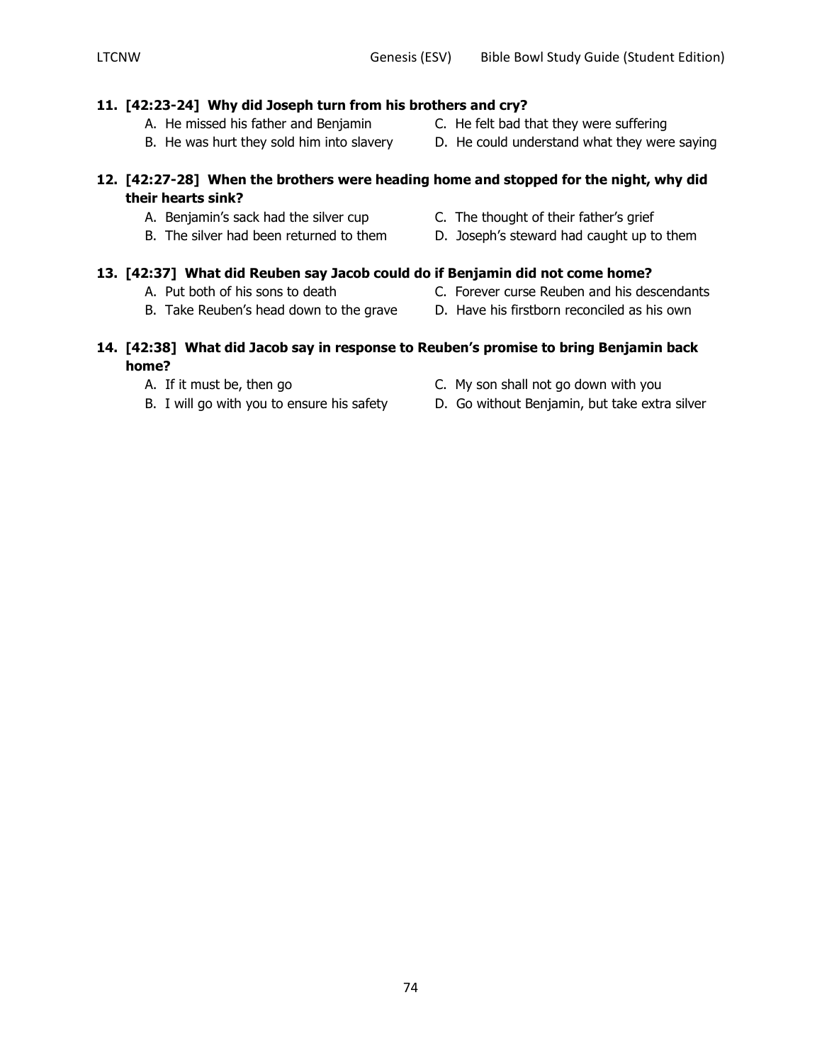**11. [42:23-24] Why did Joseph turn from his brothers and cry?**

A. He missed his father and Benjamin
B. He was hurt they sold him into slavery
C. He felt bad that they were suffering
D. He could understand what they were saying

**12. [42:27-28] When the brothers were heading home and stopped for the night, why did their hearts sink?**

A. Benjamin's sack had the silver cup
B. The silver had been returned to them
C. The thought of their father's grief
D. Joseph's steward had caught up to them

**13. [42:37] What did Reuben say Jacob could do if Benjamin did not come home?**

A. Put both of his sons to death
B. Take Reuben's head down to the grave
C. Forever curse Reuben and his descendants
D. Have his firstborn reconciled as his own

**14. [42:38] What did Jacob say in response to Reuben's promise to bring Benjamin back home?**

A. If it must be, then go
B. I will go with you to ensure his safety
C. My son shall not go down with you
D. Go without Benjamin, but take extra silver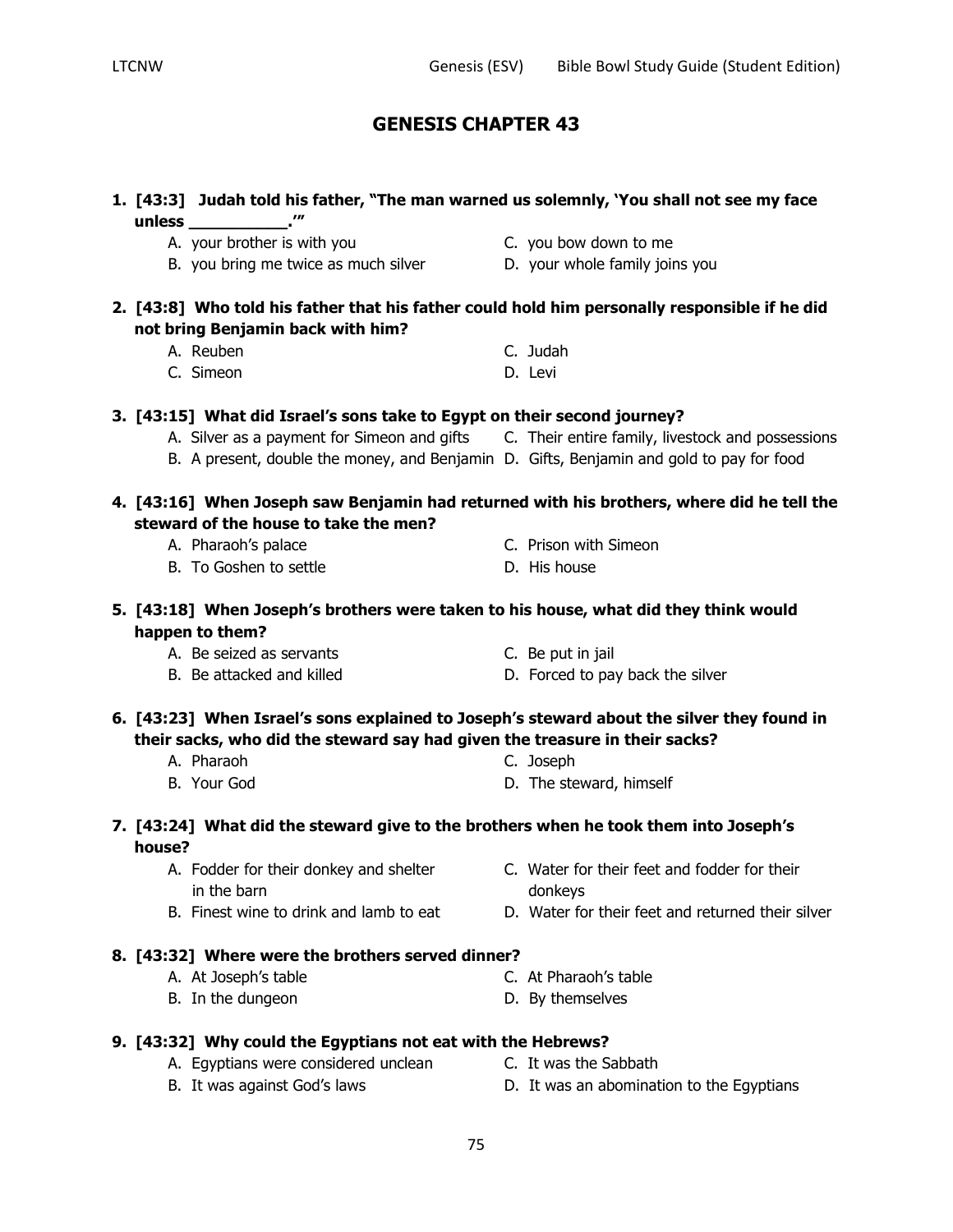# GENESIS CHAPTER 43

**1. [43:3] Judah told his father, "The man warned us solemnly, 'You shall not see my face unless __________.'"**

- A. your brother is with you
- B. you bring me twice as much silver
- C. you bow down to me
- D. your whole family joins you

**2. [43:8] Who told his father that his father could hold him personally responsible if he did not bring Benjamin back with him?**

- A. Reuben
- C. Simeon
- C. Judah
- D. Levi

**3. [43:15] What did Israel's sons take to Egypt on their second journey?**

- A. Silver as a payment for Simeon and gifts
- B. A present, double the money, and Benjamin
- C. Their entire family, livestock and possessions
- D. Gifts, Benjamin and gold to pay for food

**4. [43:16] When Joseph saw Benjamin had returned with his brothers, where did he tell the steward of the house to take the men?**

- A. Pharaoh's palace
- B. To Goshen to settle
- C. Prison with Simeon
- D. His house

**5. [43:18] When Joseph's brothers were taken to his house, what did they think would happen to them?**

- A. Be seized as servants
- B. Be attacked and killed
- C. Be put in jail
- D. Forced to pay back the silver

**6. [43:23] When Israel's sons explained to Joseph's steward about the silver they found in their sacks, who did the steward say had given the treasure in their sacks?**

- A. Pharaoh
- B. Your God
- C. Joseph
- D. The steward, himself

**7. [43:24] What did the steward give to the brothers when he took them into Joseph's house?**

- A. Fodder for their donkey and shelter in the barn
- B. Finest wine to drink and lamb to eat
- C. Water for their feet and fodder for their donkeys
- D. Water for their feet and returned their silver

**8. [43:32] Where were the brothers served dinner?**

- A. At Joseph's table
- B. In the dungeon
- C. At Pharaoh's table
- D. By themselves

**9. [43:32] Why could the Egyptians not eat with the Hebrews?**

- A. Egyptians were considered unclean
- B. It was against God's laws
- C. It was the Sabbath
- D. It was an abomination to the Egyptians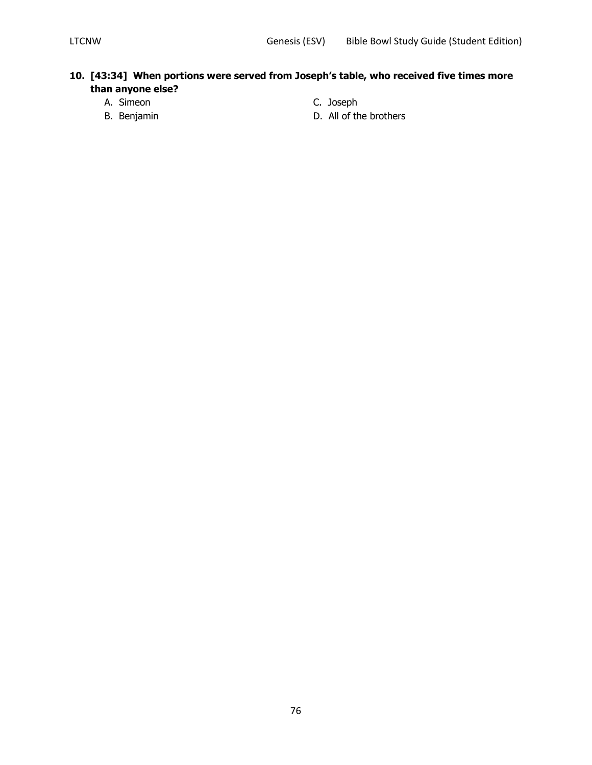**10. [43:34] When portions were served from Joseph's table, who received five times more than anyone else?**

A. Simeon

B. Benjamin

C. Joseph

D. All of the brothers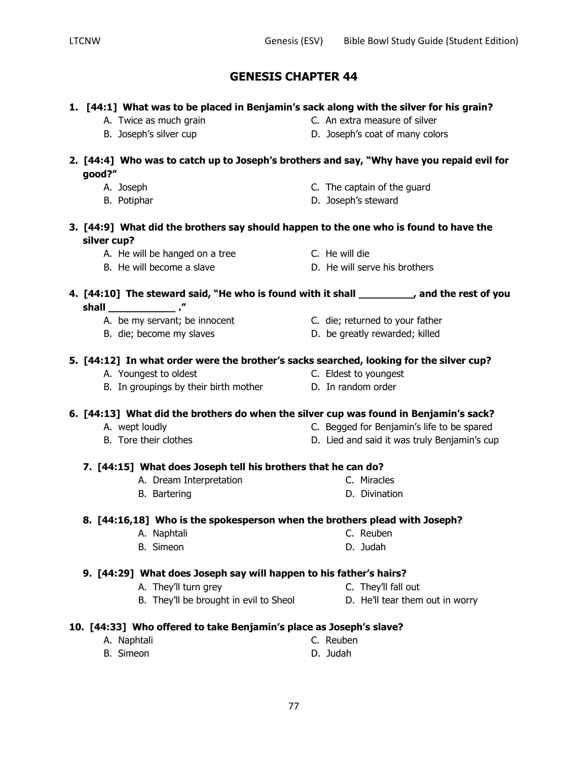# GENESIS CHAPTER 44

**1. [44:1] What was to be placed in Benjamin's sack along with the silver for his grain?**

- A. Twice as much grain
- B. Joseph's silver cup
- C. An extra measure of silver
- D. Joseph's coat of many colors

**2. [44:4] Who was to catch up to Joseph's brothers and say, "Why have you repaid evil for good?"**

- A. Joseph
- B. Potiphar
- C. The captain of the guard
- D. Joseph's steward

**3. [44:9] What did the brothers say should happen to the one who is found to have the silver cup?**

- A. He will be hanged on a tree
- B. He will become a slave
- C. He will die
- D. He will serve his brothers

**4. [44:10] The steward said, "He who is found with it shall __________, and the rest of you shall ____________ ."**

- A. be my servant; be innocent
- B. die; become my slaves
- C. die; returned to your father
- D. be greatly rewarded; killed

**5. [44:12] In what order were the brother's sacks searched, looking for the silver cup?**

- A. Youngest to oldest
- B. In groupings by their birth mother
- C. Eldest to youngest
- D. In random order

**6. [44:13] What did the brothers do when the silver cup was found in Benjamin's sack?**

- A. wept loudly
- B. Tore their clothes
- C. Begged for Benjamin's life to be spared
- D. Lied and said it was truly Benjamin's cup

**7. [44:15] What does Joseph tell his brothers that he can do?**

- A. Dream Interpretation
- B. Bartering
- C. Miracles
- D. Divination

**8. [44:16,18] Who is the spokesperson when the brothers plead with Joseph?**

- A. Naphtali
- B. Simeon
- C. Reuben
- D. Judah

**9. [44:29] What does Joseph say will happen to his father's hairs?**

- A. They'll turn grey
- B. They'll be brought in evil to Sheol
- C. They'll fall out
- D. He'll tear them out in worry

**10. [44:33] Who offered to take Benjamin's place as Joseph's slave?**

- A. Naphtali
- B. Simeon
- C. Reuben
- D. Judah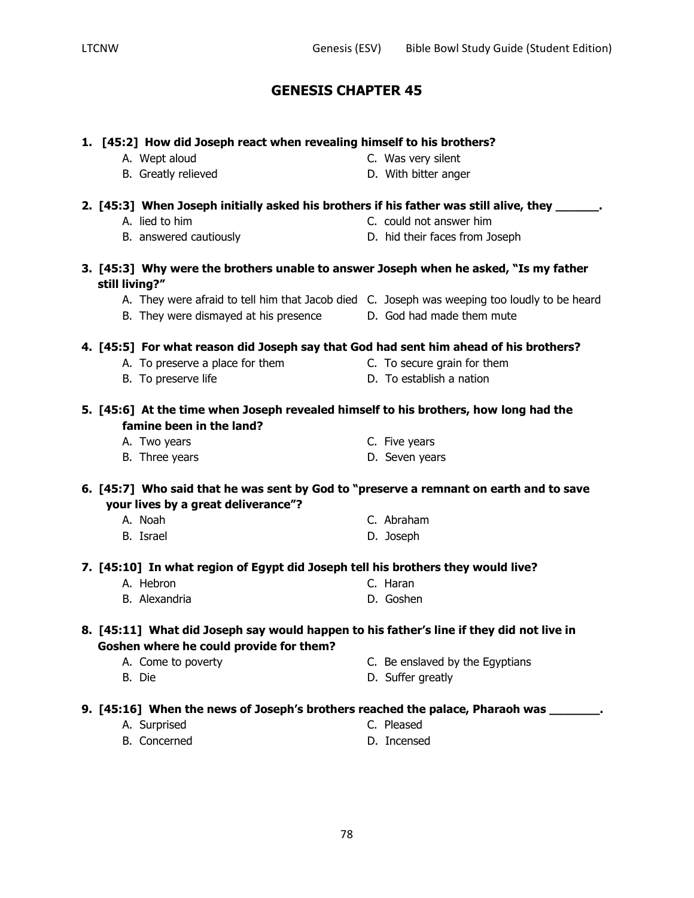# GENESIS CHAPTER 45

**1. [45:2] How did Joseph react when revealing himself to his brothers?**

- A. Wept aloud
- B. Greatly relieved
- C. Was very silent
- D. With bitter anger

**2. [45:3] When Joseph initially asked his brothers if his father was still alive, they ______.**

- A. lied to him
- B. answered cautiously
- C. could not answer him
- D. hid their faces from Joseph

**3. [45:3] Why were the brothers unable to answer Joseph when he asked, "Is my father still living?"**

- A. They were afraid to tell him that Jacob died
- B. They were dismayed at his presence
- C. Joseph was weeping too loudly to be heard
- D. God had made them mute

**4. [45:5] For what reason did Joseph say that God had sent him ahead of his brothers?**

- A. To preserve a place for them
- B. To preserve life
- C. To secure grain for them
- D. To establish a nation

**5. [45:6] At the time when Joseph revealed himself to his brothers, how long had the famine been in the land?**

- A. Two years
- B. Three years
- C. Five years
- D. Seven years

**6. [45:7] Who said that he was sent by God to "preserve a remnant on earth and to save your lives by a great deliverance"?**

- A. Noah
- B. Israel
- C. Abraham
- D. Joseph

**7. [45:10] In what region of Egypt did Joseph tell his brothers they would live?**

- A. Hebron
- B. Alexandria
- C. Haran
- D. Goshen

**8. [45:11] What did Joseph say would happen to his father's line if they did not live in Goshen where he could provide for them?**

- A. Come to poverty
- B. Die
- C. Be enslaved by the Egyptians
- D. Suffer greatly

**9. [45:16] When the news of Joseph's brothers reached the palace, Pharaoh was _______.**

- A. Surprised
- B. Concerned
- C. Pleased
- D. Incensed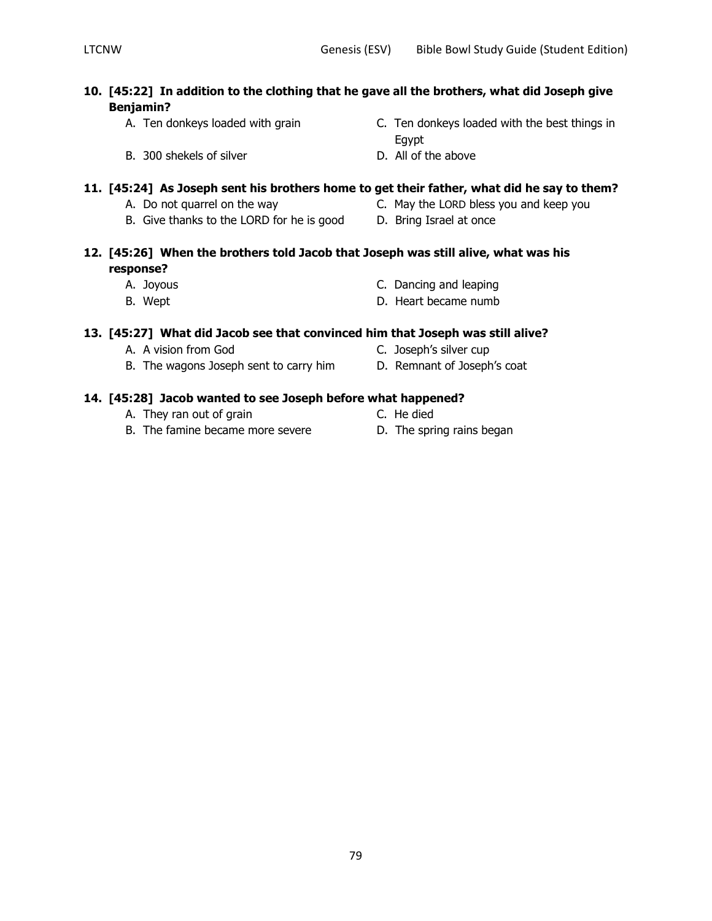**10. [45:22] In addition to the clothing that he gave all the brothers, what did Joseph give Benjamin?**

A. Ten donkeys loaded with grain
B. 300 shekels of silver
C. Ten donkeys loaded with the best things in Egypt
D. All of the above

**11. [45:24] As Joseph sent his brothers home to get their father, what did he say to them?**

A. Do not quarrel on the way
B. Give thanks to the LORD for he is good
C. May the LORD bless you and keep you
D. Bring Israel at once

**12. [45:26] When the brothers told Jacob that Joseph was still alive, what was his response?**

A. Joyous
B. Wept
C. Dancing and leaping
D. Heart became numb

**13. [45:27] What did Jacob see that convinced him that Joseph was still alive?**

A. A vision from God
B. The wagons Joseph sent to carry him
C. Joseph's silver cup
D. Remnant of Joseph's coat

**14. [45:28] Jacob wanted to see Joseph before what happened?**

A. They ran out of grain
B. The famine became more severe
C. He died
D. The spring rains began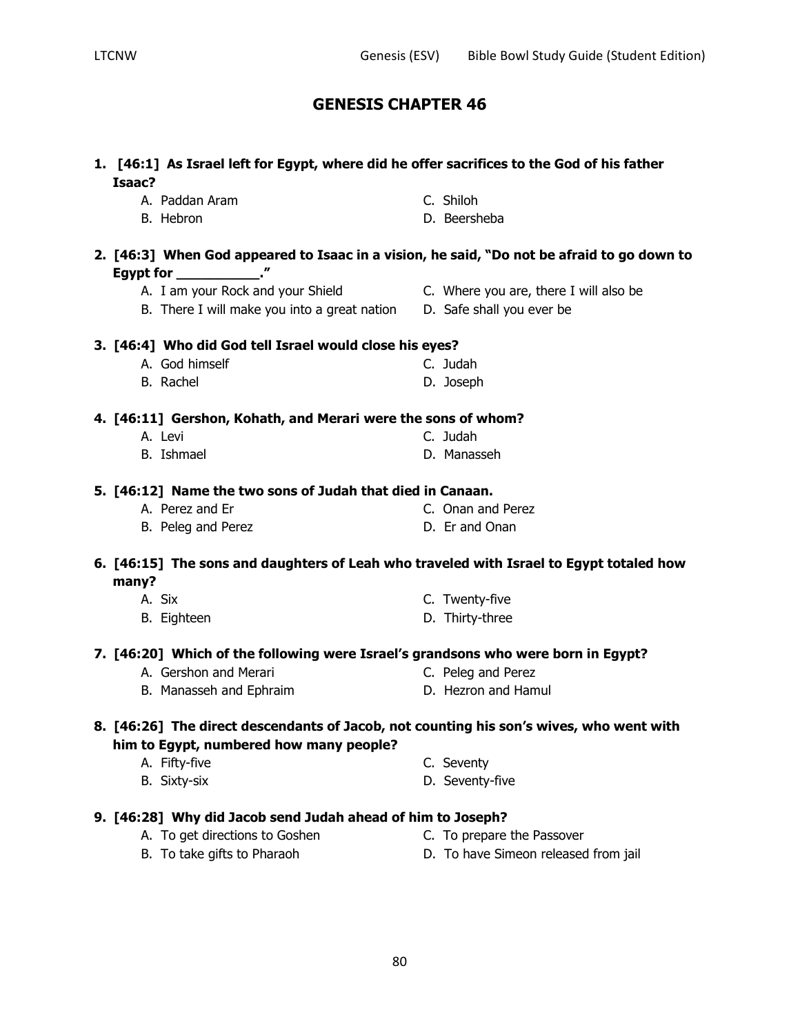# GENESIS CHAPTER 46

1. **[46:1] As Israel left for Egypt, where did he offer sacrifices to the God of his father Isaac?**
   - A. Paddan Aram
   - B. Hebron
   - C. Shiloh
   - D. Beersheba

2. **[46:3] When God appeared to Isaac in a vision, he said, "Do not be afraid to go down to Egypt for __________."**
   - A. I am your Rock and your Shield
   - B. There I will make you into a great nation
   - C. Where you are, there I will also be
   - D. Safe shall you ever be

3. **[46:4] Who did God tell Israel would close his eyes?**
   - A. God himself
   - B. Rachel
   - C. Judah
   - D. Joseph

4. **[46:11] Gershon, Kohath, and Merari were the sons of whom?**
   - A. Levi
   - B. Ishmael
   - C. Judah
   - D. Manasseh

5. **[46:12] Name the two sons of Judah that died in Canaan.**
   - A. Perez and Er
   - B. Peleg and Perez
   - C. Onan and Perez
   - D. Er and Onan

6. **[46:15] The sons and daughters of Leah who traveled with Israel to Egypt totaled how many?**
   - A. Six
   - B. Eighteen
   - C. Twenty-five
   - D. Thirty-three

7. **[46:20] Which of the following were Israel's grandsons who were born in Egypt?**
   - A. Gershon and Merari
   - B. Manasseh and Ephraim
   - C. Peleg and Perez
   - D. Hezron and Hamul

8. **[46:26] The direct descendants of Jacob, not counting his son's wives, who went with him to Egypt, numbered how many people?**
   - A. Fifty-five
   - B. Sixty-six
   - C. Seventy
   - D. Seventy-five

9. **[46:28] Why did Jacob send Judah ahead of him to Joseph?**
   - A. To get directions to Goshen
   - B. To take gifts to Pharaoh
   - C. To prepare the Passover
   - D. To have Simeon released from jail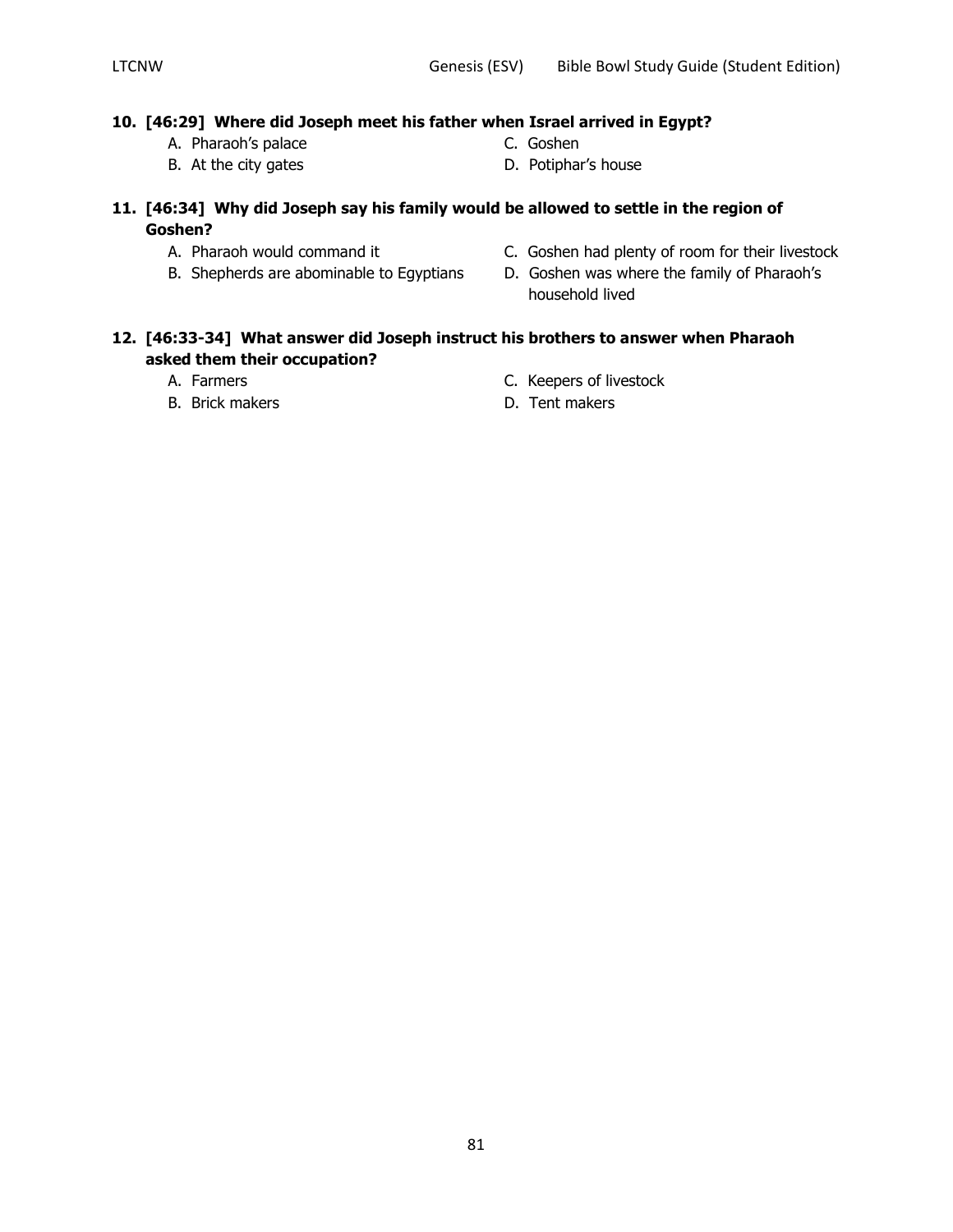**10. [46:29] Where did Joseph meet his father when Israel arrived in Egypt?**

A. Pharaoh's palace
B. At the city gates
C. Goshen
D. Potiphar's house

**11. [46:34] Why did Joseph say his family would be allowed to settle in the region of Goshen?**

A. Pharaoh would command it
B. Shepherds are abominable to Egyptians
C. Goshen had plenty of room for their livestock
D. Goshen was where the family of Pharaoh's household lived

**12. [46:33-34] What answer did Joseph instruct his brothers to answer when Pharaoh asked them their occupation?**

A. Farmers
B. Brick makers
C. Keepers of livestock
D. Tent makers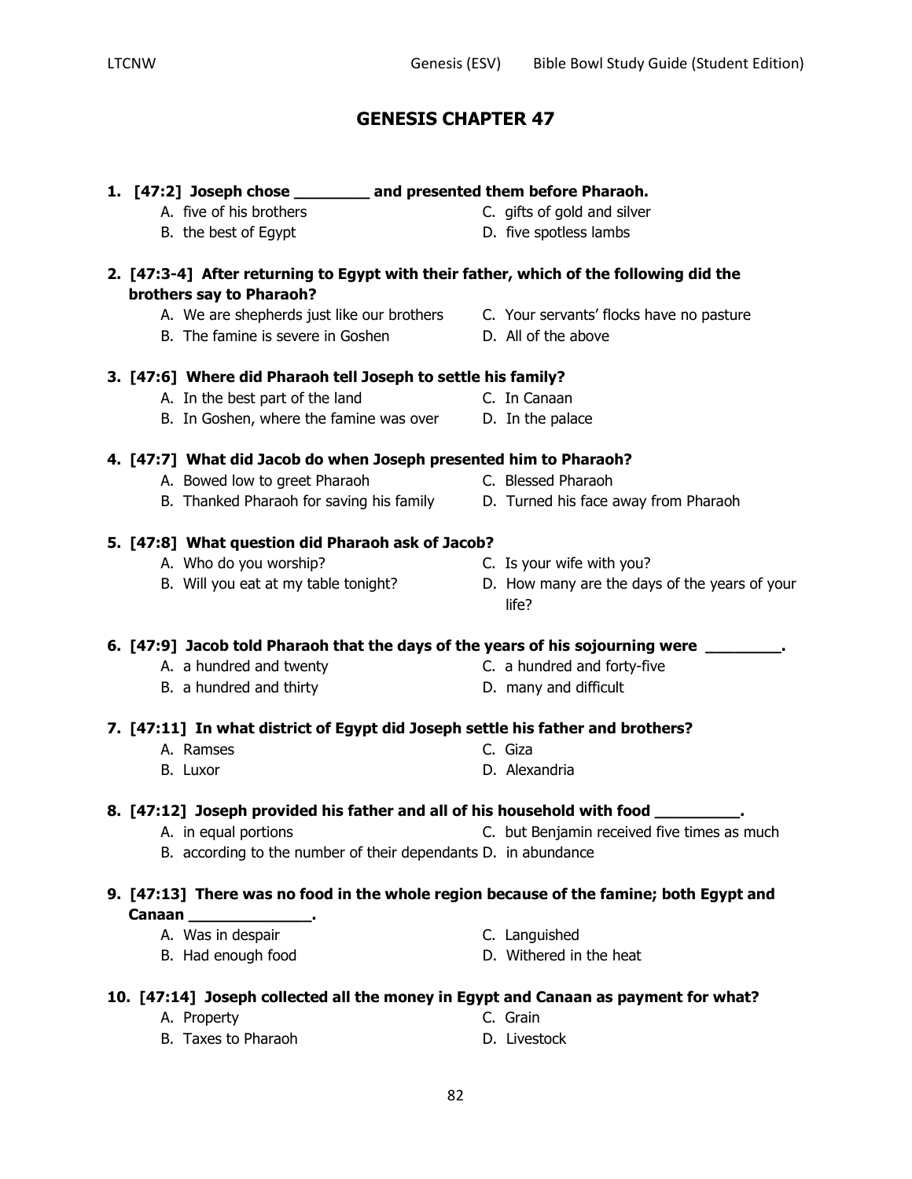# GENESIS CHAPTER 47

**1. [47:2] Joseph chose ________ and presented them before Pharaoh.**

A. five of his brothers
B. the best of Egypt
C. gifts of gold and silver
D. five spotless lambs

**2. [47:3-4] After returning to Egypt with their father, which of the following did the brothers say to Pharaoh?**

A. We are shepherds just like our brothers
B. The famine is severe in Goshen
C. Your servants' flocks have no pasture
D. All of the above

**3. [47:6] Where did Pharaoh tell Joseph to settle his family?**

A. In the best part of the land
B. In Goshen, where the famine was over
C. In Canaan
D. In the palace

**4. [47:7] What did Jacob do when Joseph presented him to Pharaoh?**

A. Bowed low to greet Pharaoh
B. Thanked Pharaoh for saving his family
C. Blessed Pharaoh
D. Turned his face away from Pharaoh

**5. [47:8] What question did Pharaoh ask of Jacob?**

A. Who do you worship?
B. Will you eat at my table tonight?
C. Is your wife with you?
D. How many are the days of the years of your life?

**6. [47:9] Jacob told Pharaoh that the days of the years of his sojourning were ________.**

A. a hundred and twenty
B. a hundred and thirty
C. a hundred and forty-five
D. many and difficult

**7. [47:11] In what district of Egypt did Joseph settle his father and brothers?**

A. Ramses
B. Luxor
C. Giza
D. Alexandria

**8. [47:12] Joseph provided his father and all of his household with food _________.**

A. in equal portions
B. according to the number of their dependants
C. but Benjamin received five times as much
D. in abundance

**9. [47:13] There was no food in the whole region because of the famine; both Egypt and Canaan ______________.**

A. Was in despair
B. Had enough food
C. Languished
D. Withered in the heat

**10. [47:14] Joseph collected all the money in Egypt and Canaan as payment for what?**

A. Property
B. Taxes to Pharaoh
C. Grain
D. Livestock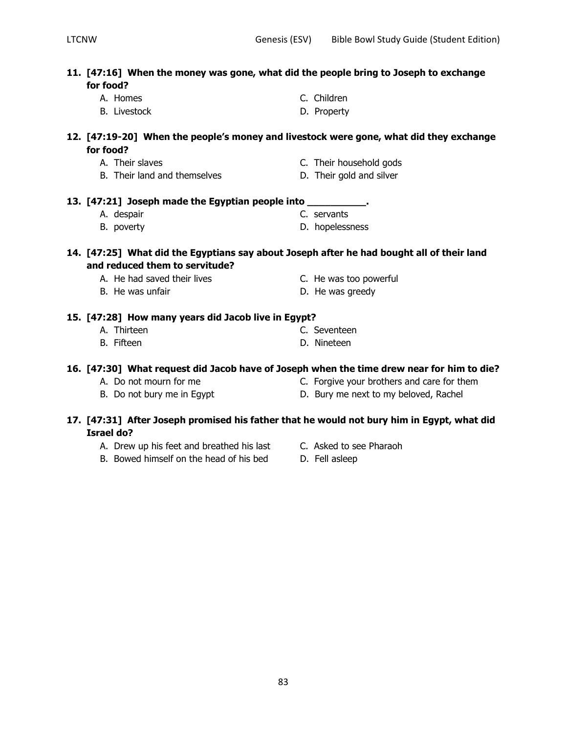**11. [47:16] When the money was gone, what did the people bring to Joseph to exchange for food?**

A. Homes
B. Livestock
C. Children
D. Property

**12. [47:19-20] When the people's money and livestock were gone, what did they exchange for food?**

A. Their slaves
B. Their land and themselves
C. Their household gods
D. Their gold and silver

**13. [47:21] Joseph made the Egyptian people into __________.**

A. despair
B. poverty
C. servants
D. hopelessness

**14. [47:25] What did the Egyptians say about Joseph after he had bought all of their land and reduced them to servitude?**

A. He had saved their lives
B. He was unfair
C. He was too powerful
D. He was greedy

**15. [47:28] How many years did Jacob live in Egypt?**

A. Thirteen
B. Fifteen
C. Seventeen
D. Nineteen

**16. [47:30] What request did Jacob have of Joseph when the time drew near for him to die?**

A. Do not mourn for me
B. Do not bury me in Egypt
C. Forgive your brothers and care for them
D. Bury me next to my beloved, Rachel

**17. [47:31] After Joseph promised his father that he would not bury him in Egypt, what did Israel do?**

A. Drew up his feet and breathed his last
B. Bowed himself on the head of his bed
C. Asked to see Pharaoh
D. Fell asleep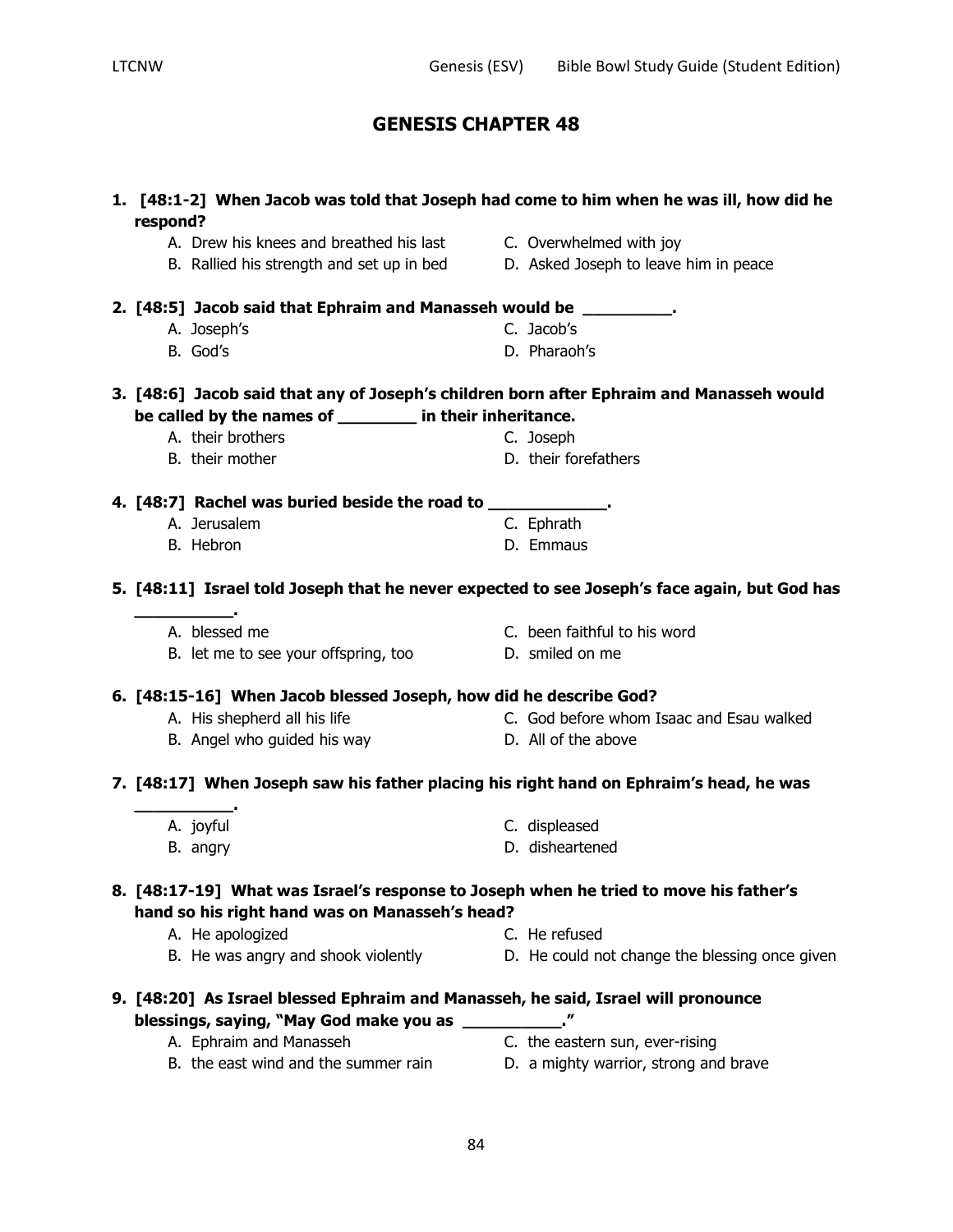# GENESIS CHAPTER 48

**1. [48:1-2] When Jacob was told that Joseph had come to him when he was ill, how did he respond?**

A. Drew his knees and breathed his last
B. Rallied his strength and set up in bed
C. Overwhelmed with joy
D. Asked Joseph to leave him in peace

**2. [48:5] Jacob said that Ephraim and Manasseh would be _________.**

A. Joseph's
B. God's
C. Jacob's
D. Pharaoh's

**3. [48:6] Jacob said that any of Joseph's children born after Ephraim and Manasseh would be called by the names of ________ in their inheritance.**

A. their brothers
B. their mother
C. Joseph
D. their forefathers

**4. [48:7] Rachel was buried beside the road to ____________.**

A. Jerusalem
B. Hebron
C. Ephrath
D. Emmaus

**5. [48:11] Israel told Joseph that he never expected to see Joseph's face again, but God has __________.**

A. blessed me
B. let me to see your offspring, too
C. been faithful to his word
D. smiled on me

**6. [48:15-16] When Jacob blessed Joseph, how did he describe God?**

A. His shepherd all his life
B. Angel who guided his way
C. God before whom Isaac and Esau walked
D. All of the above

**7. [48:17] When Joseph saw his father placing his right hand on Ephraim's head, he was __________.**

A. joyful
B. angry
C. displeased
D. disheartened

**8. [48:17-19] What was Israel's response to Joseph when he tried to move his father's hand so his right hand was on Manasseh's head?**

A. He apologized
B. He was angry and shook violently
C. He refused
D. He could not change the blessing once given

**9. [48:20] As Israel blessed Ephraim and Manasseh, he said, Israel will pronounce blessings, saying, "May God make you as __________."**

A. Ephraim and Manasseh
B. the east wind and the summer rain
C. the eastern sun, ever-rising
D. a mighty warrior, strong and brave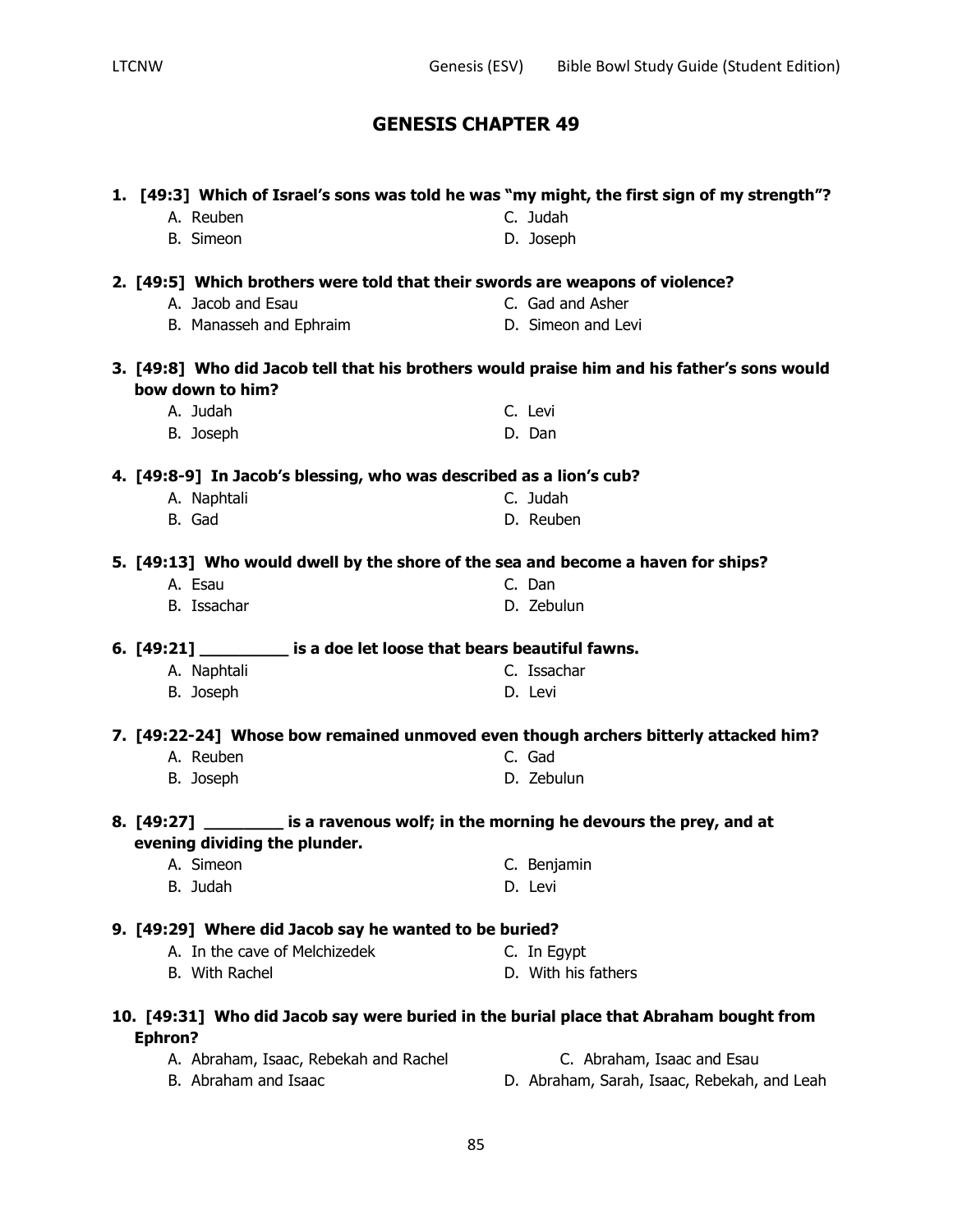# GENESIS CHAPTER 49

**1. [49:3] Which of Israel's sons was told he was "my might, the first sign of my strength"?**

- A. Reuben
- B. Simeon
- C. Judah
- D. Joseph

**2. [49:5] Which brothers were told that their swords are weapons of violence?**

- A. Jacob and Esau
- B. Manasseh and Ephraim
- C. Gad and Asher
- D. Simeon and Levi

**3. [49:8] Who did Jacob tell that his brothers would praise him and his father's sons would bow down to him?**

- A. Judah
- B. Joseph
- C. Levi
- D. Dan

**4. [49:8-9] In Jacob's blessing, who was described as a lion's cub?**

- A. Naphtali
- B. Gad
- C. Judah
- D. Reuben

**5. [49:13] Who would dwell by the shore of the sea and become a haven for ships?**

- A. Esau
- B. Issachar
- C. Dan
- D. Zebulun

**6. [49:21] _________ is a doe let loose that bears beautiful fawns.**

- A. Naphtali
- B. Joseph
- C. Issachar
- D. Levi

**7. [49:22-24] Whose bow remained unmoved even though archers bitterly attacked him?**

- A. Reuben
- B. Joseph
- C. Gad
- D. Zebulun

**8. [49:27] ________ is a ravenous wolf; in the morning he devours the prey, and at evening dividing the plunder.**

- A. Simeon
- B. Judah
- C. Benjamin
- D. Levi

**9. [49:29] Where did Jacob say he wanted to be buried?**

- A. In the cave of Melchizedek
- B. With Rachel
- C. In Egypt
- D. With his fathers

**10. [49:31] Who did Jacob say were buried in the burial place that Abraham bought from Ephron?**

- A. Abraham, Isaac, Rebekah and Rachel
- B. Abraham and Isaac
- C. Abraham, Isaac and Esau
- D. Abraham, Sarah, Isaac, Rebekah, and Leah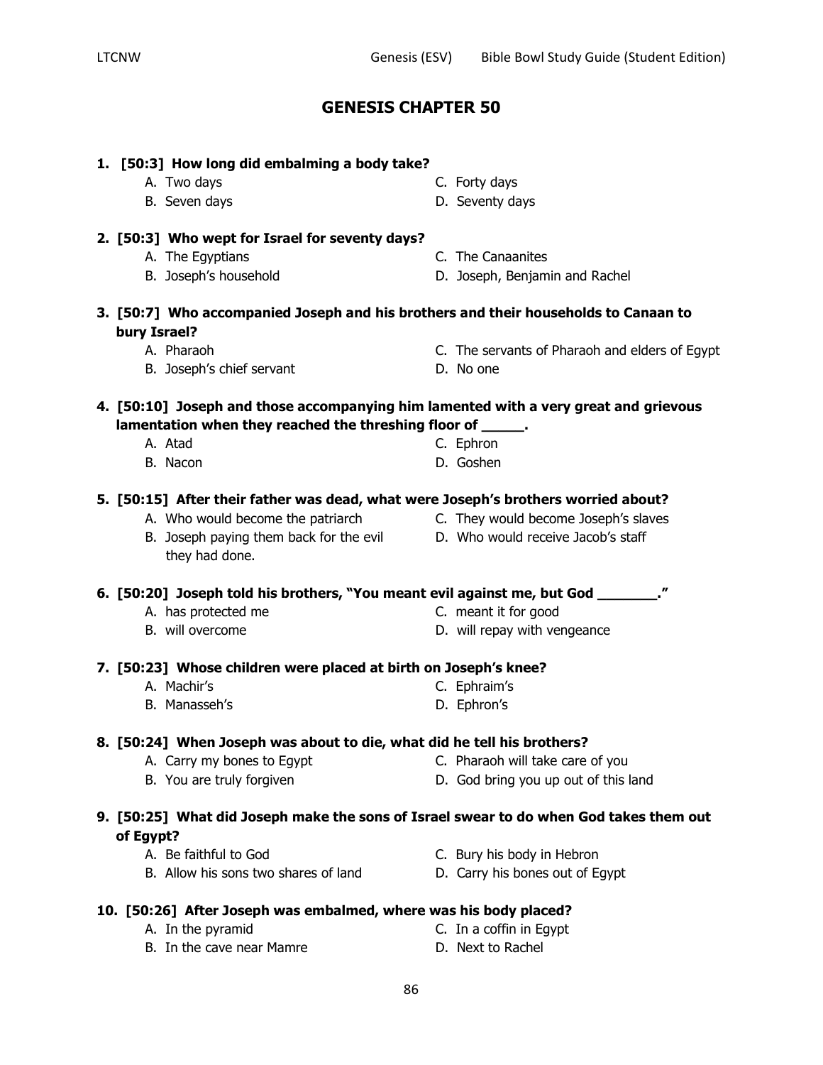# GENESIS CHAPTER 50

**1. [50:3] How long did embalming a body take?**

A. Two days
B. Seven days
C. Forty days
D. Seventy days

**2. [50:3] Who wept for Israel for seventy days?**

A. The Egyptians
B. Joseph's household
C. The Canaanites
D. Joseph, Benjamin and Rachel

**3. [50:7] Who accompanied Joseph and his brothers and their households to Canaan to bury Israel?**

A. Pharaoh
B. Joseph's chief servant
C. The servants of Pharaoh and elders of Egypt
D. No one

**4. [50:10] Joseph and those accompanying him lamented with a very great and grievous lamentation when they reached the threshing floor of _____.**

A. Atad
B. Nacon
C. Ephron
D. Goshen

**5. [50:15] After their father was dead, what were Joseph's brothers worried about?**

A. Who would become the patriarch
B. Joseph paying them back for the evil they had done.
C. They would become Joseph's slaves
D. Who would receive Jacob's staff

**6. [50:20] Joseph told his brothers, "You meant evil against me, but God _______."**

A. has protected me
B. will overcome
C. meant it for good
D. will repay with vengeance

**7. [50:23] Whose children were placed at birth on Joseph's knee?**

A. Machir's
B. Manasseh's
C. Ephraim's
D. Ephron's

**8. [50:24] When Joseph was about to die, what did he tell his brothers?**

A. Carry my bones to Egypt
B. You are truly forgiven
C. Pharaoh will take care of you
D. God bring you up out of this land

**9. [50:25] What did Joseph make the sons of Israel swear to do when God takes them out of Egypt?**

A. Be faithful to God
B. Allow his sons two shares of land
C. Bury his body in Hebron
D. Carry his bones out of Egypt

**10. [50:26] After Joseph was embalmed, where was his body placed?**

A. In the pyramid
B. In the cave near Mamre
C. In a coffin in Egypt
D. Next to Rachel